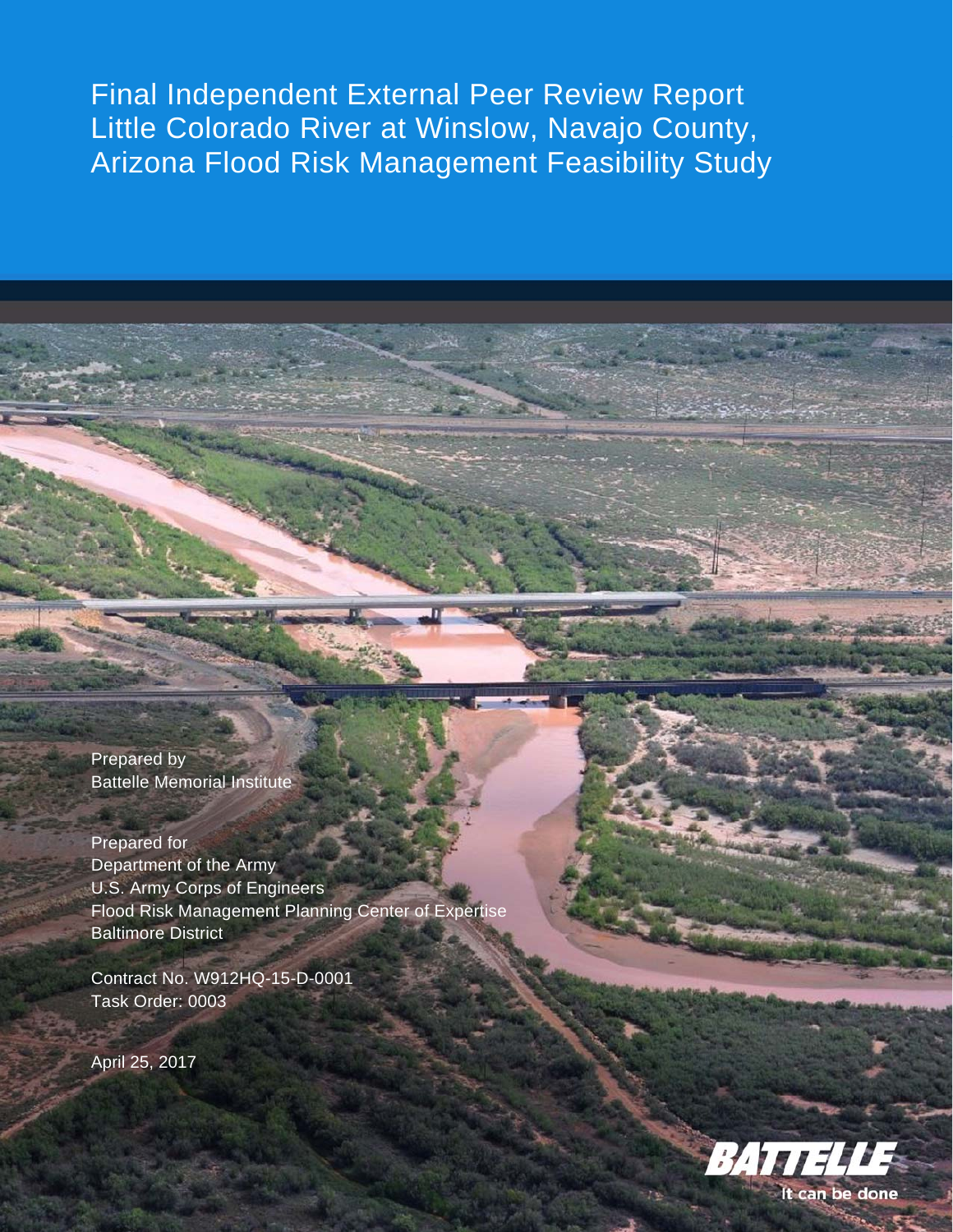# Final Independent External Peer Review Report Little Colorado River at Winslow, Navajo County, Arizona Flood Risk Management Feasibility Study

Prepared by
Battelle Memorial Institute

Prepared for
Department of the Army
U.S. Army Corps of Engineers
Flood Risk Management Planning Center of Expertise
Baltimore District

Contract No. W912HQ-15-D-0001
Task Order: 0003

April 25, 2017

BATTELLE
It can be done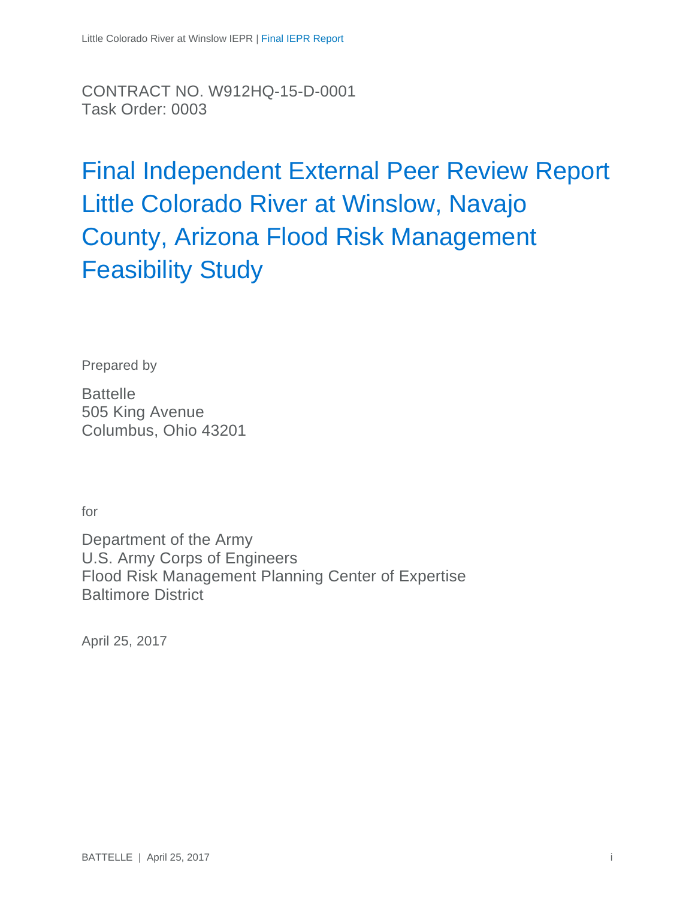CONTRACT NO. W912HQ-15-D-0001
Task Order: 0003

# Final Independent External Peer Review Report Little Colorado River at Winslow, Navajo County, Arizona Flood Risk Management Feasibility Study

Prepared by

Battelle
505 King Avenue
Columbus, Ohio 43201

for

Department of the Army
U.S. Army Corps of Engineers
Flood Risk Management Planning Center of Expertise
Baltimore District

April 25, 2017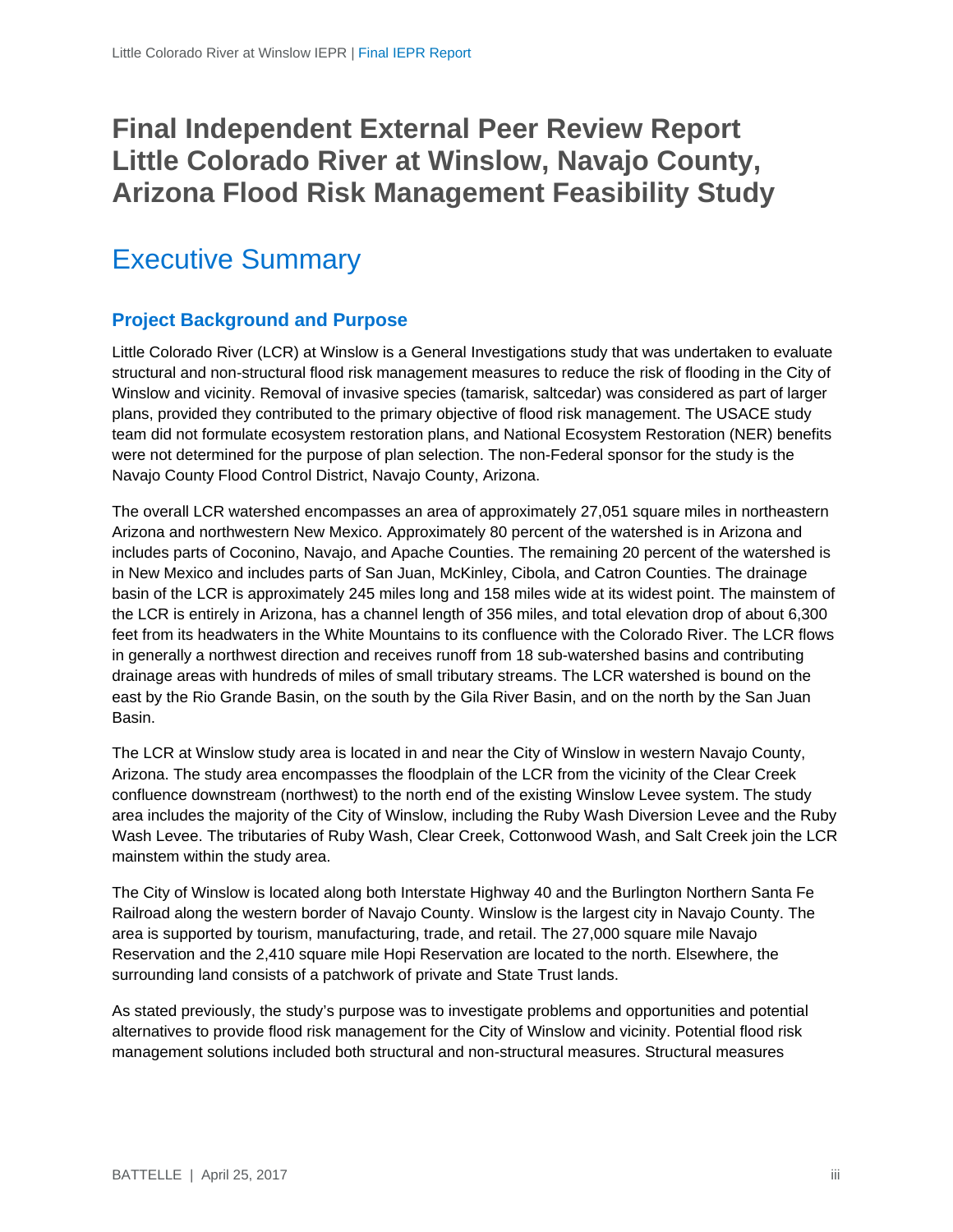# Final Independent External Peer Review Report Little Colorado River at Winslow, Navajo County, Arizona Flood Risk Management Feasibility Study

## Executive Summary

### Project Background and Purpose

Little Colorado River (LCR) at Winslow is a General Investigations study that was undertaken to evaluate structural and non-structural flood risk management measures to reduce the risk of flooding in the City of Winslow and vicinity. Removal of invasive species (tamarisk, saltcedar) was considered as part of larger plans, provided they contributed to the primary objective of flood risk management. The USACE study team did not formulate ecosystem restoration plans, and National Ecosystem Restoration (NER) benefits were not determined for the purpose of plan selection. The non-Federal sponsor for the study is the Navajo County Flood Control District, Navajo County, Arizona.

The overall LCR watershed encompasses an area of approximately 27,051 square miles in northeastern Arizona and northwestern New Mexico. Approximately 80 percent of the watershed is in Arizona and includes parts of Coconino, Navajo, and Apache Counties. The remaining 20 percent of the watershed is in New Mexico and includes parts of San Juan, McKinley, Cibola, and Catron Counties. The drainage basin of the LCR is approximately 245 miles long and 158 miles wide at its widest point. The mainstem of the LCR is entirely in Arizona, has a channel length of 356 miles, and total elevation drop of about 6,300 feet from its headwaters in the White Mountains to its confluence with the Colorado River. The LCR flows in generally a northwest direction and receives runoff from 18 sub-watershed basins and contributing drainage areas with hundreds of miles of small tributary streams. The LCR watershed is bound on the east by the Rio Grande Basin, on the south by the Gila River Basin, and on the north by the San Juan Basin.

The LCR at Winslow study area is located in and near the City of Winslow in western Navajo County, Arizona. The study area encompasses the floodplain of the LCR from the vicinity of the Clear Creek confluence downstream (northwest) to the north end of the existing Winslow Levee system. The study area includes the majority of the City of Winslow, including the Ruby Wash Diversion Levee and the Ruby Wash Levee. The tributaries of Ruby Wash, Clear Creek, Cottonwood Wash, and Salt Creek join the LCR mainstem within the study area.

The City of Winslow is located along both Interstate Highway 40 and the Burlington Northern Santa Fe Railroad along the western border of Navajo County. Winslow is the largest city in Navajo County. The area is supported by tourism, manufacturing, trade, and retail. The 27,000 square mile Navajo Reservation and the 2,410 square mile Hopi Reservation are located to the north. Elsewhere, the surrounding land consists of a patchwork of private and State Trust lands.

As stated previously, the study's purpose was to investigate problems and opportunities and potential alternatives to provide flood risk management for the City of Winslow and vicinity. Potential flood risk management solutions included both structural and non-structural measures. Structural measures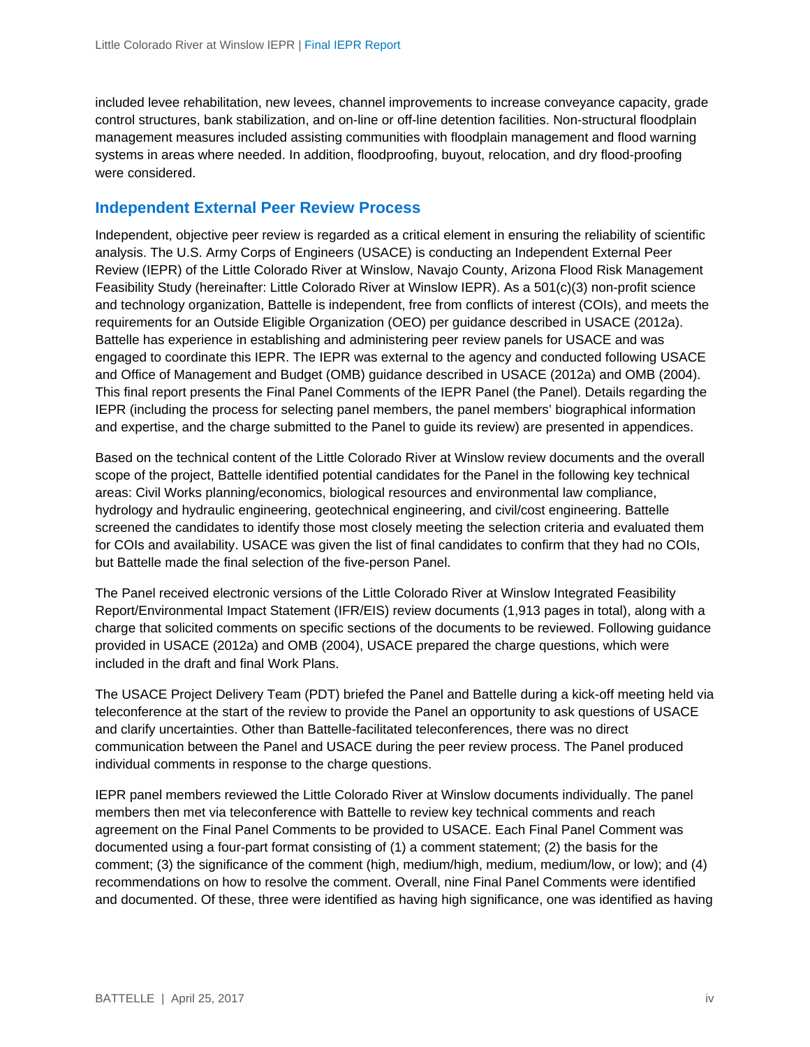included levee rehabilitation, new levees, channel improvements to increase conveyance capacity, grade control structures, bank stabilization, and on-line or off-line detention facilities. Non-structural floodplain management measures included assisting communities with floodplain management and flood warning systems in areas where needed. In addition, floodproofing, buyout, relocation, and dry flood-proofing were considered.

## Independent External Peer Review Process

Independent, objective peer review is regarded as a critical element in ensuring the reliability of scientific analysis. The U.S. Army Corps of Engineers (USACE) is conducting an Independent External Peer Review (IEPR) of the Little Colorado River at Winslow, Navajo County, Arizona Flood Risk Management Feasibility Study (hereinafter: Little Colorado River at Winslow IEPR). As a 501(c)(3) non-profit science and technology organization, Battelle is independent, free from conflicts of interest (COIs), and meets the requirements for an Outside Eligible Organization (OEO) per guidance described in USACE (2012a). Battelle has experience in establishing and administering peer review panels for USACE and was engaged to coordinate this IEPR. The IEPR was external to the agency and conducted following USACE and Office of Management and Budget (OMB) guidance described in USACE (2012a) and OMB (2004). This final report presents the Final Panel Comments of the IEPR Panel (the Panel). Details regarding the IEPR (including the process for selecting panel members, the panel members' biographical information and expertise, and the charge submitted to the Panel to guide its review) are presented in appendices.

Based on the technical content of the Little Colorado River at Winslow review documents and the overall scope of the project, Battelle identified potential candidates for the Panel in the following key technical areas: Civil Works planning/economics, biological resources and environmental law compliance, hydrology and hydraulic engineering, geotechnical engineering, and civil/cost engineering. Battelle screened the candidates to identify those most closely meeting the selection criteria and evaluated them for COIs and availability. USACE was given the list of final candidates to confirm that they had no COIs, but Battelle made the final selection of the five-person Panel.

The Panel received electronic versions of the Little Colorado River at Winslow Integrated Feasibility Report/Environmental Impact Statement (IFR/EIS) review documents (1,913 pages in total), along with a charge that solicited comments on specific sections of the documents to be reviewed. Following guidance provided in USACE (2012a) and OMB (2004), USACE prepared the charge questions, which were included in the draft and final Work Plans.

The USACE Project Delivery Team (PDT) briefed the Panel and Battelle during a kick-off meeting held via teleconference at the start of the review to provide the Panel an opportunity to ask questions of USACE and clarify uncertainties. Other than Battelle-facilitated teleconferences, there was no direct communication between the Panel and USACE during the peer review process. The Panel produced individual comments in response to the charge questions.

IEPR panel members reviewed the Little Colorado River at Winslow documents individually. The panel members then met via teleconference with Battelle to review key technical comments and reach agreement on the Final Panel Comments to be provided to USACE. Each Final Panel Comment was documented using a four-part format consisting of (1) a comment statement; (2) the basis for the comment; (3) the significance of the comment (high, medium/high, medium, medium/low, or low); and (4) recommendations on how to resolve the comment. Overall, nine Final Panel Comments were identified and documented. Of these, three were identified as having high significance, one was identified as having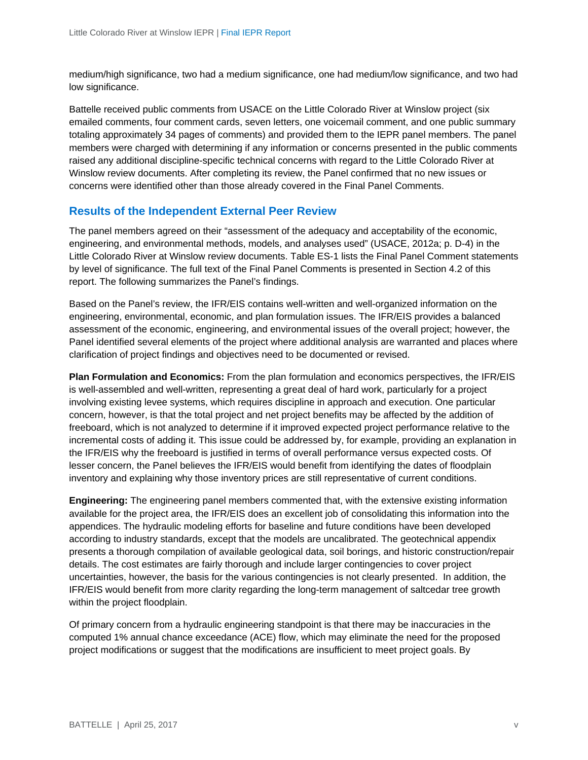medium/high significance, two had a medium significance, one had medium/low significance, and two had low significance.

Battelle received public comments from USACE on the Little Colorado River at Winslow project (six emailed comments, four comment cards, seven letters, one voicemail comment, and one public summary totaling approximately 34 pages of comments) and provided them to the IEPR panel members. The panel members were charged with determining if any information or concerns presented in the public comments raised any additional discipline-specific technical concerns with regard to the Little Colorado River at Winslow review documents. After completing its review, the Panel confirmed that no new issues or concerns were identified other than those already covered in the Final Panel Comments.

## Results of the Independent External Peer Review

The panel members agreed on their "assessment of the adequacy and acceptability of the economic, engineering, and environmental methods, models, and analyses used" (USACE, 2012a; p. D-4) in the Little Colorado River at Winslow review documents. Table ES-1 lists the Final Panel Comment statements by level of significance. The full text of the Final Panel Comments is presented in Section 4.2 of this report. The following summarizes the Panel's findings.

Based on the Panel's review, the IFR/EIS contains well-written and well-organized information on the engineering, environmental, economic, and plan formulation issues. The IFR/EIS provides a balanced assessment of the economic, engineering, and environmental issues of the overall project; however, the Panel identified several elements of the project where additional analysis are warranted and places where clarification of project findings and objectives need to be documented or revised.

**Plan Formulation and Economics:** From the plan formulation and economics perspectives, the IFR/EIS is well-assembled and well-written, representing a great deal of hard work, particularly for a project involving existing levee systems, which requires discipline in approach and execution. One particular concern, however, is that the total project and net project benefits may be affected by the addition of freeboard, which is not analyzed to determine if it improved expected project performance relative to the incremental costs of adding it. This issue could be addressed by, for example, providing an explanation in the IFR/EIS why the freeboard is justified in terms of overall performance versus expected costs. Of lesser concern, the Panel believes the IFR/EIS would benefit from identifying the dates of floodplain inventory and explaining why those inventory prices are still representative of current conditions.

**Engineering:** The engineering panel members commented that, with the extensive existing information available for the project area, the IFR/EIS does an excellent job of consolidating this information into the appendices. The hydraulic modeling efforts for baseline and future conditions have been developed according to industry standards, except that the models are uncalibrated. The geotechnical appendix presents a thorough compilation of available geological data, soil borings, and historic construction/repair details. The cost estimates are fairly thorough and include larger contingencies to cover project uncertainties, however, the basis for the various contingencies is not clearly presented. In addition, the IFR/EIS would benefit from more clarity regarding the long-term management of saltcedar tree growth within the project floodplain.

Of primary concern from a hydraulic engineering standpoint is that there may be inaccuracies in the computed 1% annual chance exceedance (ACE) flow, which may eliminate the need for the proposed project modifications or suggest that the modifications are insufficient to meet project goals. By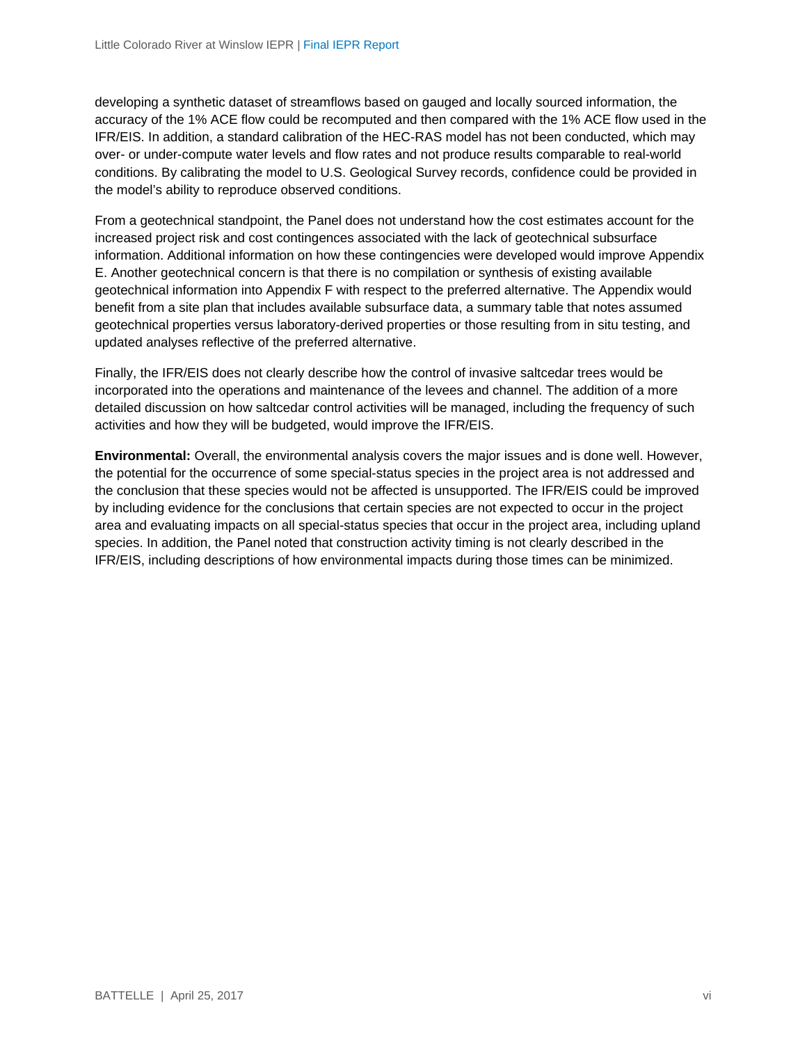developing a synthetic dataset of streamflows based on gauged and locally sourced information, the accuracy of the 1% ACE flow could be recomputed and then compared with the 1% ACE flow used in the IFR/EIS. In addition, a standard calibration of the HEC-RAS model has not been conducted, which may over- or under-compute water levels and flow rates and not produce results comparable to real-world conditions. By calibrating the model to U.S. Geological Survey records, confidence could be provided in the model's ability to reproduce observed conditions.

From a geotechnical standpoint, the Panel does not understand how the cost estimates account for the increased project risk and cost contingences associated with the lack of geotechnical subsurface information. Additional information on how these contingencies were developed would improve Appendix E. Another geotechnical concern is that there is no compilation or synthesis of existing available geotechnical information into Appendix F with respect to the preferred alternative. The Appendix would benefit from a site plan that includes available subsurface data, a summary table that notes assumed geotechnical properties versus laboratory-derived properties or those resulting from in situ testing, and updated analyses reflective of the preferred alternative.

Finally, the IFR/EIS does not clearly describe how the control of invasive saltcedar trees would be incorporated into the operations and maintenance of the levees and channel. The addition of a more detailed discussion on how saltcedar control activities will be managed, including the frequency of such activities and how they will be budgeted, would improve the IFR/EIS.

**Environmental:** Overall, the environmental analysis covers the major issues and is done well. However, the potential for the occurrence of some special-status species in the project area is not addressed and the conclusion that these species would not be affected is unsupported. The IFR/EIS could be improved by including evidence for the conclusions that certain species are not expected to occur in the project area and evaluating impacts on all special-status species that occur in the project area, including upland species. In addition, the Panel noted that construction activity timing is not clearly described in the IFR/EIS, including descriptions of how environmental impacts during those times can be minimized.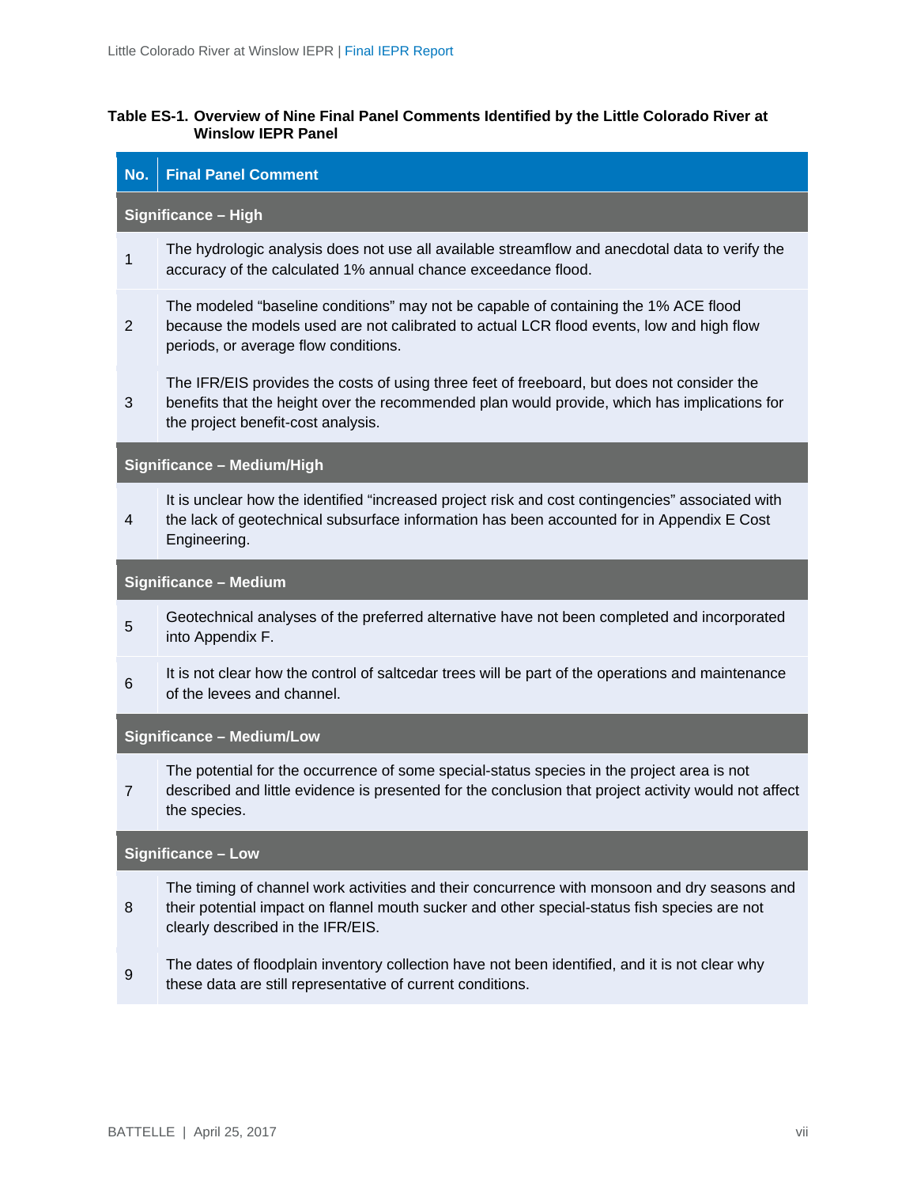**Table ES-1. Overview of Nine Final Panel Comments Identified by the Little Colorado River at Winslow IEPR Panel**

| No. | Final Panel Comment |
|---|---|
| **Significance – High** | |
| 1 | The hydrologic analysis does not use all available streamflow and anecdotal data to verify the accuracy of the calculated 1% annual chance exceedance flood. |
| 2 | The modeled "baseline conditions" may not be capable of containing the 1% ACE flood because the models used are not calibrated to actual LCR flood events, low and high flow periods, or average flow conditions. |
| 3 | The IFR/EIS provides the costs of using three feet of freeboard, but does not consider the benefits that the height over the recommended plan would provide, which has implications for the project benefit-cost analysis. |
| **Significance – Medium/High** | |
| 4 | It is unclear how the identified "increased project risk and cost contingencies" associated with the lack of geotechnical subsurface information has been accounted for in Appendix E Cost Engineering. |
| **Significance – Medium** | |
| 5 | Geotechnical analyses of the preferred alternative have not been completed and incorporated into Appendix F. |
| 6 | It is not clear how the control of saltcedar trees will be part of the operations and maintenance of the levees and channel. |
| **Significance – Medium/Low** | |
| 7 | The potential for the occurrence of some special-status species in the project area is not described and little evidence is presented for the conclusion that project activity would not affect the species. |
| **Significance – Low** | |
| 8 | The timing of channel work activities and their concurrence with monsoon and dry seasons and their potential impact on flannel mouth sucker and other special-status fish species are not clearly described in the IFR/EIS. |
| 9 | The dates of floodplain inventory collection have not been identified, and it is not clear why these data are still representative of current conditions. |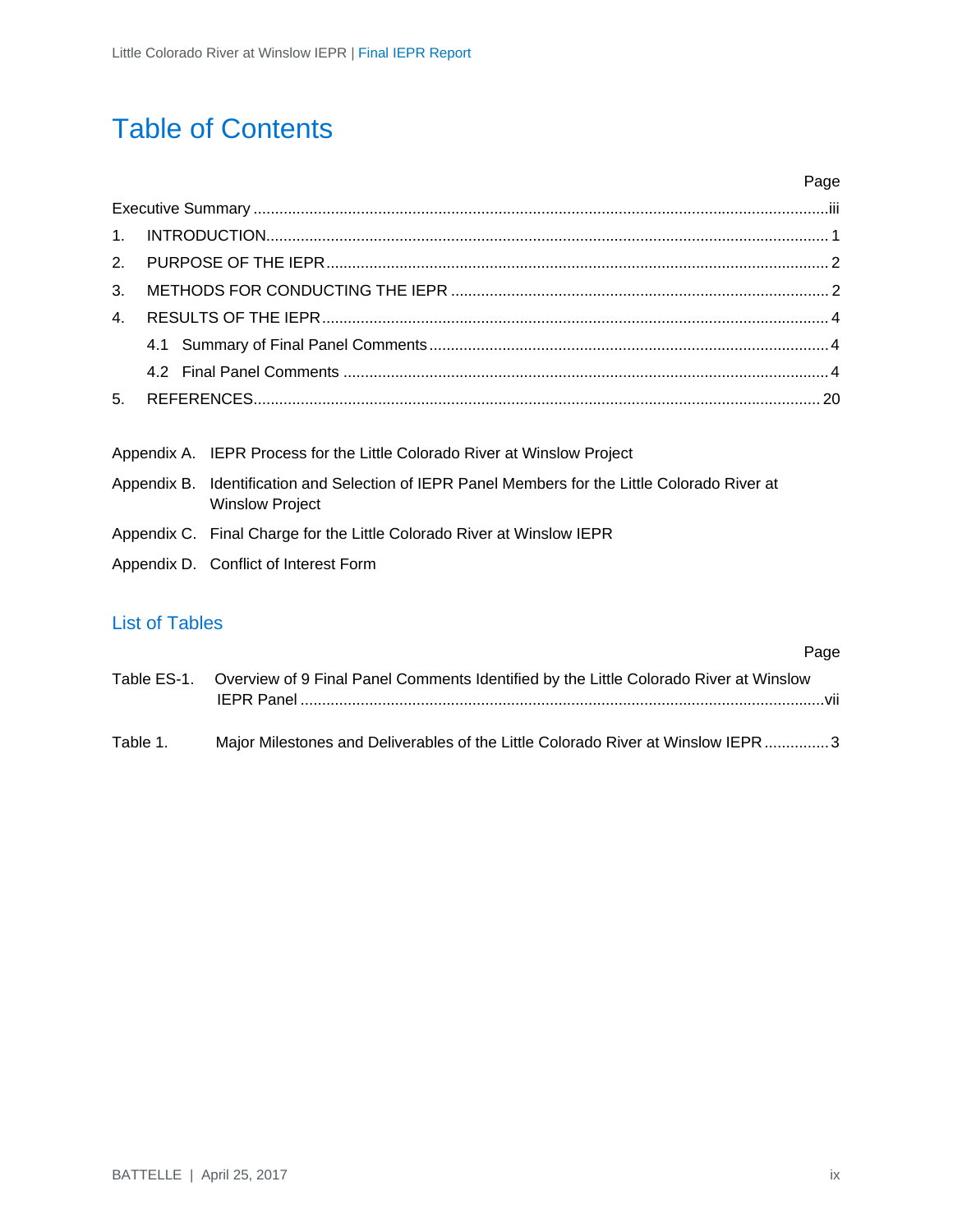# Table of Contents

| | Page |
|---|---|
| Executive Summary | iii |
| 1. INTRODUCTION | 1 |
| 2. PURPOSE OF THE IEPR | 2 |
| 3. METHODS FOR CONDUCTING THE IEPR | 2 |
| 4. RESULTS OF THE IEPR | 4 |
| 4.1 Summary of Final Panel Comments | 4 |
| 4.2 Final Panel Comments | 4 |
| 5. REFERENCES | 20 |

Appendix A. IEPR Process for the Little Colorado River at Winslow Project

Appendix B. Identification and Selection of IEPR Panel Members for the Little Colorado River at Winslow Project

Appendix C. Final Charge for the Little Colorado River at Winslow IEPR

Appendix D. Conflict of Interest Form

## List of Tables

| | | Page |
|---|---|---|
| Table ES-1. | Overview of 9 Final Panel Comments Identified by the Little Colorado River at Winslow IEPR Panel | vii |
| Table 1. | Major Milestones and Deliverables of the Little Colorado River at Winslow IEPR | 3 |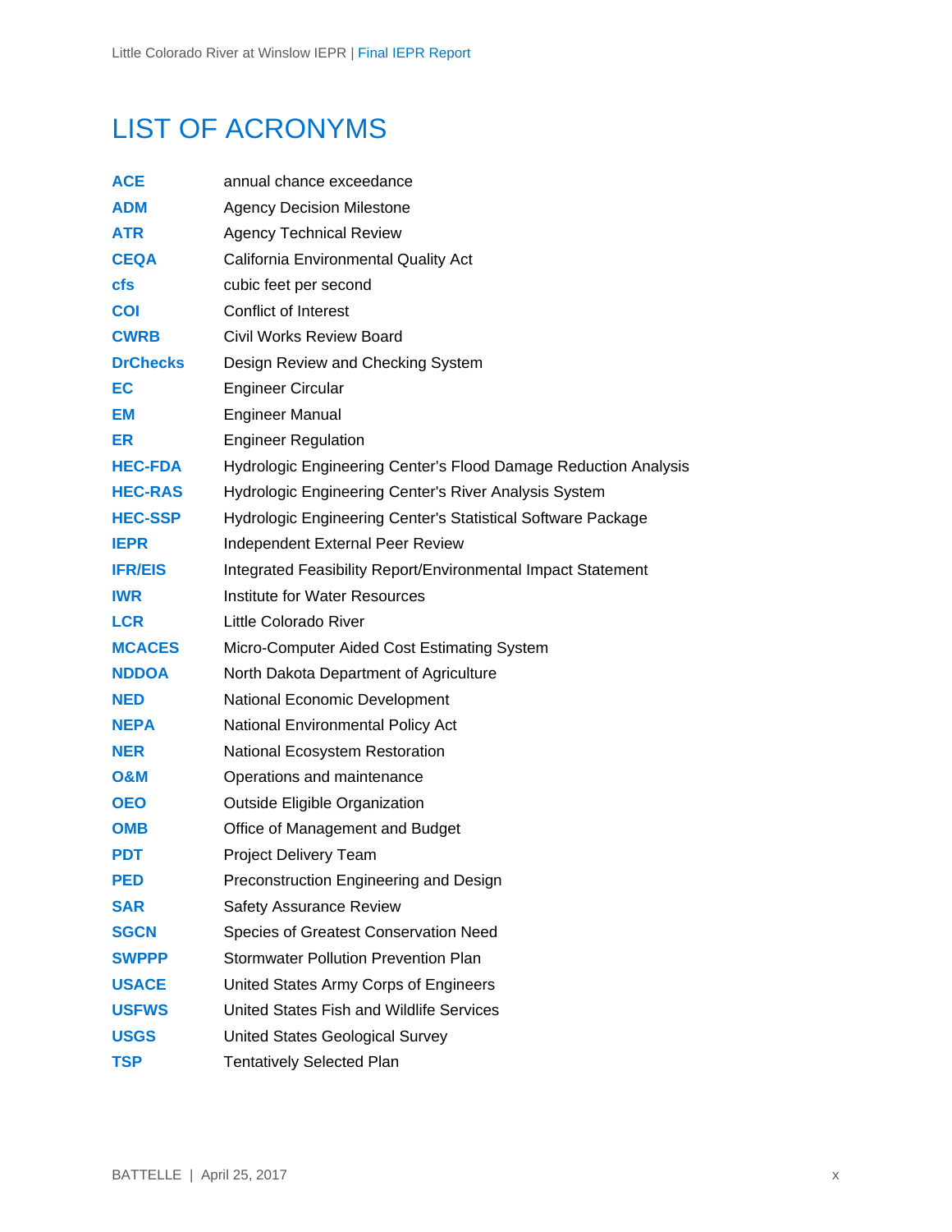# LIST OF ACRONYMS

| | |
|---|---|
| **ACE** | annual chance exceedance |
| **ADM** | Agency Decision Milestone |
| **ATR** | Agency Technical Review |
| **CEQA** | California Environmental Quality Act |
| **cfs** | cubic feet per second |
| **COI** | Conflict of Interest |
| **CWRB** | Civil Works Review Board |
| **DrChecks** | Design Review and Checking System |
| **EC** | Engineer Circular |
| **EM** | Engineer Manual |
| **ER** | Engineer Regulation |
| **HEC-FDA** | Hydrologic Engineering Center's Flood Damage Reduction Analysis |
| **HEC-RAS** | Hydrologic Engineering Center's River Analysis System |
| **HEC-SSP** | Hydrologic Engineering Center's Statistical Software Package |
| **IEPR** | Independent External Peer Review |
| **IFR/EIS** | Integrated Feasibility Report/Environmental Impact Statement |
| **IWR** | Institute for Water Resources |
| **LCR** | Little Colorado River |
| **MCACES** | Micro-Computer Aided Cost Estimating System |
| **NDDOA** | North Dakota Department of Agriculture |
| **NED** | National Economic Development |
| **NEPA** | National Environmental Policy Act |
| **NER** | National Ecosystem Restoration |
| **O&M** | Operations and maintenance |
| **OEO** | Outside Eligible Organization |
| **OMB** | Office of Management and Budget |
| **PDT** | Project Delivery Team |
| **PED** | Preconstruction Engineering and Design |
| **SAR** | Safety Assurance Review |
| **SGCN** | Species of Greatest Conservation Need |
| **SWPPP** | Stormwater Pollution Prevention Plan |
| **USACE** | United States Army Corps of Engineers |
| **USFWS** | United States Fish and Wildlife Services |
| **USGS** | United States Geological Survey |
| **TSP** | Tentatively Selected Plan |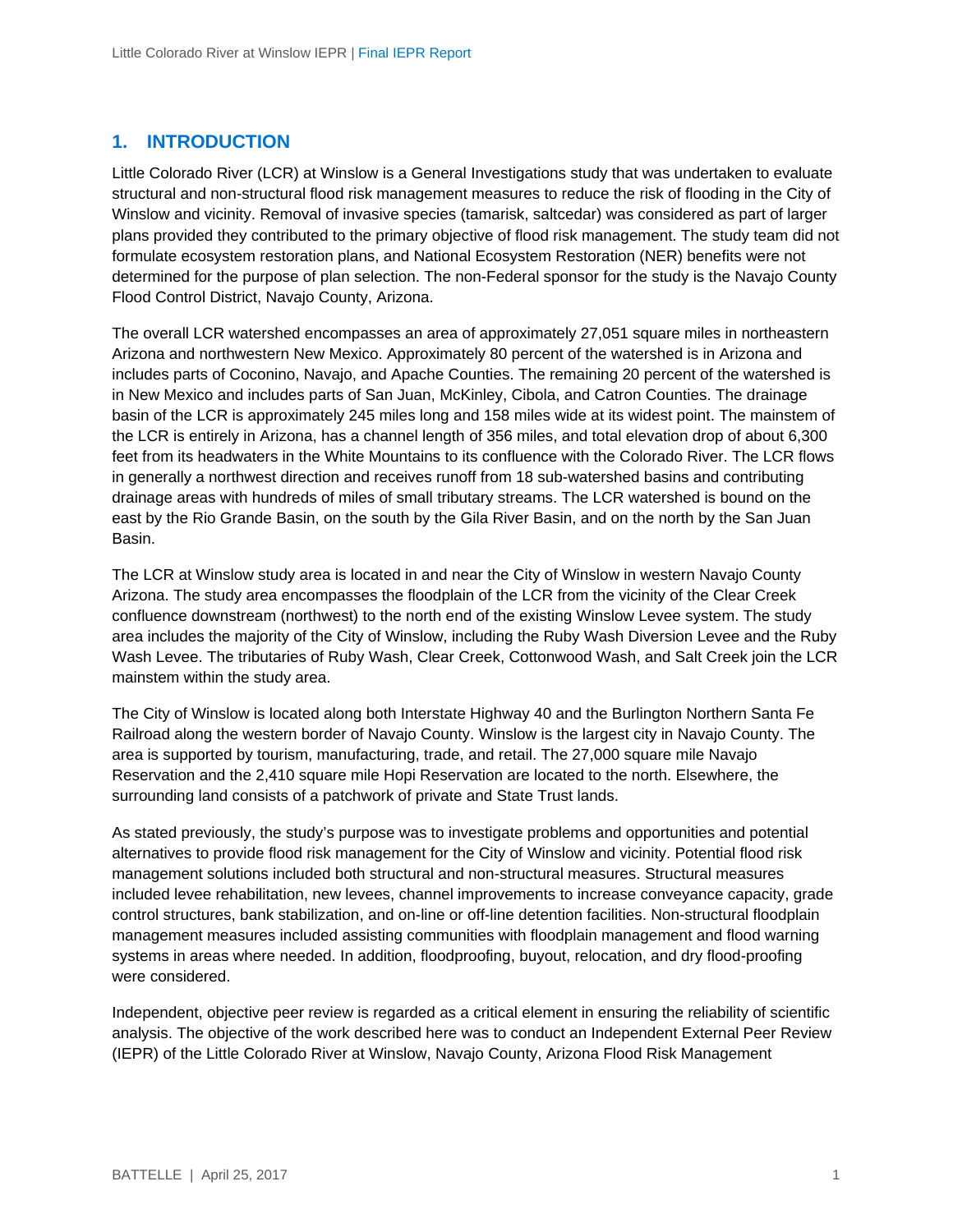# 1. INTRODUCTION

Little Colorado River (LCR) at Winslow is a General Investigations study that was undertaken to evaluate structural and non-structural flood risk management measures to reduce the risk of flooding in the City of Winslow and vicinity. Removal of invasive species (tamarisk, saltcedar) was considered as part of larger plans provided they contributed to the primary objective of flood risk management. The study team did not formulate ecosystem restoration plans, and National Ecosystem Restoration (NER) benefits were not determined for the purpose of plan selection. The non-Federal sponsor for the study is the Navajo County Flood Control District, Navajo County, Arizona.

The overall LCR watershed encompasses an area of approximately 27,051 square miles in northeastern Arizona and northwestern New Mexico. Approximately 80 percent of the watershed is in Arizona and includes parts of Coconino, Navajo, and Apache Counties. The remaining 20 percent of the watershed is in New Mexico and includes parts of San Juan, McKinley, Cibola, and Catron Counties. The drainage basin of the LCR is approximately 245 miles long and 158 miles wide at its widest point. The mainstem of the LCR is entirely in Arizona, has a channel length of 356 miles, and total elevation drop of about 6,300 feet from its headwaters in the White Mountains to its confluence with the Colorado River. The LCR flows in generally a northwest direction and receives runoff from 18 sub-watershed basins and contributing drainage areas with hundreds of miles of small tributary streams. The LCR watershed is bound on the east by the Rio Grande Basin, on the south by the Gila River Basin, and on the north by the San Juan Basin.

The LCR at Winslow study area is located in and near the City of Winslow in western Navajo County Arizona. The study area encompasses the floodplain of the LCR from the vicinity of the Clear Creek confluence downstream (northwest) to the north end of the existing Winslow Levee system. The study area includes the majority of the City of Winslow, including the Ruby Wash Diversion Levee and the Ruby Wash Levee. The tributaries of Ruby Wash, Clear Creek, Cottonwood Wash, and Salt Creek join the LCR mainstem within the study area.

The City of Winslow is located along both Interstate Highway 40 and the Burlington Northern Santa Fe Railroad along the western border of Navajo County. Winslow is the largest city in Navajo County. The area is supported by tourism, manufacturing, trade, and retail. The 27,000 square mile Navajo Reservation and the 2,410 square mile Hopi Reservation are located to the north. Elsewhere, the surrounding land consists of a patchwork of private and State Trust lands.

As stated previously, the study's purpose was to investigate problems and opportunities and potential alternatives to provide flood risk management for the City of Winslow and vicinity. Potential flood risk management solutions included both structural and non-structural measures. Structural measures included levee rehabilitation, new levees, channel improvements to increase conveyance capacity, grade control structures, bank stabilization, and on-line or off-line detention facilities. Non-structural floodplain management measures included assisting communities with floodplain management and flood warning systems in areas where needed. In addition, floodproofing, buyout, relocation, and dry flood-proofing were considered.

Independent, objective peer review is regarded as a critical element in ensuring the reliability of scientific analysis. The objective of the work described here was to conduct an Independent External Peer Review (IEPR) of the Little Colorado River at Winslow, Navajo County, Arizona Flood Risk Management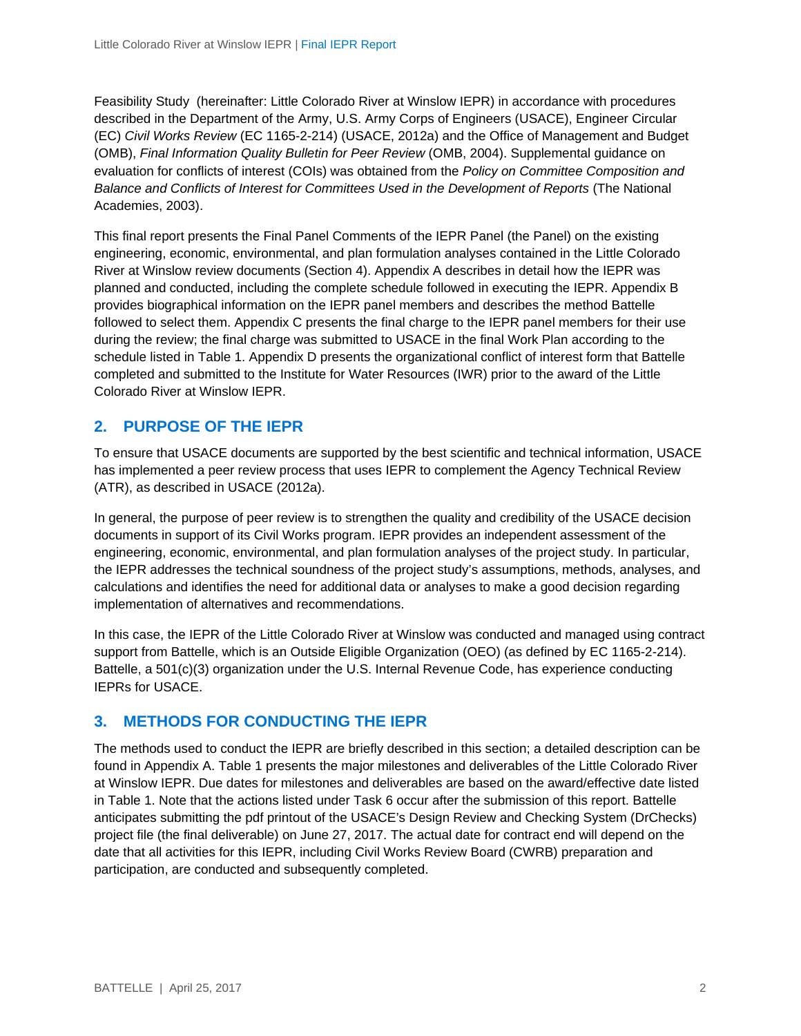Feasibility Study (hereinafter: Little Colorado River at Winslow IEPR) in accordance with procedures described in the Department of the Army, U.S. Army Corps of Engineers (USACE), Engineer Circular (EC) *Civil Works Review* (EC 1165-2-214) (USACE, 2012a) and the Office of Management and Budget (OMB), *Final Information Quality Bulletin for Peer Review* (OMB, 2004). Supplemental guidance on evaluation for conflicts of interest (COIs) was obtained from the *Policy on Committee Composition and Balance and Conflicts of Interest for Committees Used in the Development of Reports* (The National Academies, 2003).

This final report presents the Final Panel Comments of the IEPR Panel (the Panel) on the existing engineering, economic, environmental, and plan formulation analyses contained in the Little Colorado River at Winslow review documents (Section 4). Appendix A describes in detail how the IEPR was planned and conducted, including the complete schedule followed in executing the IEPR. Appendix B provides biographical information on the IEPR panel members and describes the method Battelle followed to select them. Appendix C presents the final charge to the IEPR panel members for their use during the review; the final charge was submitted to USACE in the final Work Plan according to the schedule listed in Table 1. Appendix D presents the organizational conflict of interest form that Battelle completed and submitted to the Institute for Water Resources (IWR) prior to the award of the Little Colorado River at Winslow IEPR.

## 2. PURPOSE OF THE IEPR

To ensure that USACE documents are supported by the best scientific and technical information, USACE has implemented a peer review process that uses IEPR to complement the Agency Technical Review (ATR), as described in USACE (2012a).

In general, the purpose of peer review is to strengthen the quality and credibility of the USACE decision documents in support of its Civil Works program. IEPR provides an independent assessment of the engineering, economic, environmental, and plan formulation analyses of the project study. In particular, the IEPR addresses the technical soundness of the project study's assumptions, methods, analyses, and calculations and identifies the need for additional data or analyses to make a good decision regarding implementation of alternatives and recommendations.

In this case, the IEPR of the Little Colorado River at Winslow was conducted and managed using contract support from Battelle, which is an Outside Eligible Organization (OEO) (as defined by EC 1165-2-214). Battelle, a 501(c)(3) organization under the U.S. Internal Revenue Code, has experience conducting IEPRs for USACE.

## 3. METHODS FOR CONDUCTING THE IEPR

The methods used to conduct the IEPR are briefly described in this section; a detailed description can be found in Appendix A. Table 1 presents the major milestones and deliverables of the Little Colorado River at Winslow IEPR. Due dates for milestones and deliverables are based on the award/effective date listed in Table 1. Note that the actions listed under Task 6 occur after the submission of this report. Battelle anticipates submitting the pdf printout of the USACE's Design Review and Checking System (DrChecks) project file (the final deliverable) on June 27, 2017. The actual date for contract end will depend on the date that all activities for this IEPR, including Civil Works Review Board (CWRB) preparation and participation, are conducted and subsequently completed.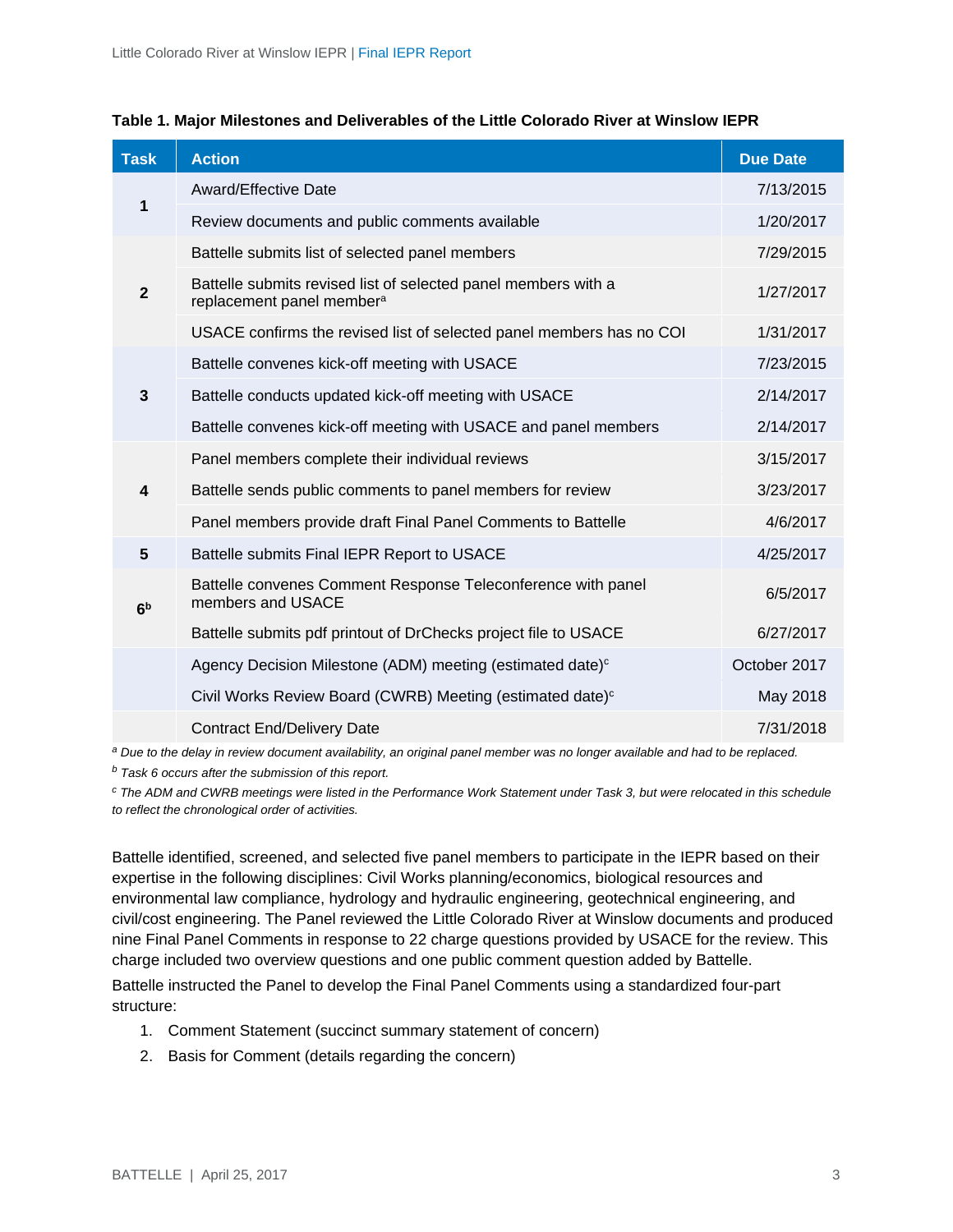**Table 1. Major Milestones and Deliverables of the Little Colorado River at Winslow IEPR**

| Task | Action | Due Date |
|---|---|---|
| 1 | Award/Effective Date | 7/13/2015 |
| | Review documents and public comments available | 1/20/2017 |
| 2 | Battelle submits list of selected panel members | 7/29/2015 |
| | Battelle submits revised list of selected panel members with a replacement panel member[a] | 1/27/2017 |
| | USACE confirms the revised list of selected panel members has no COI | 1/31/2017 |
| 3 | Battelle convenes kick-off meeting with USACE | 7/23/2015 |
| | Battelle conducts updated kick-off meeting with USACE | 2/14/2017 |
| | Battelle convenes kick-off meeting with USACE and panel members | 2/14/2017 |
| 4 | Panel members complete their individual reviews | 3/15/2017 |
| | Battelle sends public comments to panel members for review | 3/23/2017 |
| | Panel members provide draft Final Panel Comments to Battelle | 4/6/2017 |
| 5 | Battelle submits Final IEPR Report to USACE | 4/25/2017 |
| 6[b] | Battelle convenes Comment Response Teleconference with panel members and USACE | 6/5/2017 |
| | Battelle submits pdf printout of DrChecks project file to USACE | 6/27/2017 |
| | Agency Decision Milestone (ADM) meeting (estimated date)[c] | October 2017 |
| | Civil Works Review Board (CWRB) Meeting (estimated date)[c] | May 2018 |
| | Contract End/Delivery Date | 7/31/2018 |

[a] *Due to the delay in review document availability, an original panel member was no longer available and had to be replaced.*

[b] *Task 6 occurs after the submission of this report.*

[c] *The ADM and CWRB meetings were listed in the Performance Work Statement under Task 3, but were relocated in this schedule to reflect the chronological order of activities.*

Battelle identified, screened, and selected five panel members to participate in the IEPR based on their expertise in the following disciplines: Civil Works planning/economics, biological resources and environmental law compliance, hydrology and hydraulic engineering, geotechnical engineering, and civil/cost engineering. The Panel reviewed the Little Colorado River at Winslow documents and produced nine Final Panel Comments in response to 22 charge questions provided by USACE for the review. This charge included two overview questions and one public comment question added by Battelle.

Battelle instructed the Panel to develop the Final Panel Comments using a standardized four-part structure:

1. Comment Statement (succinct summary statement of concern)
2. Basis for Comment (details regarding the concern)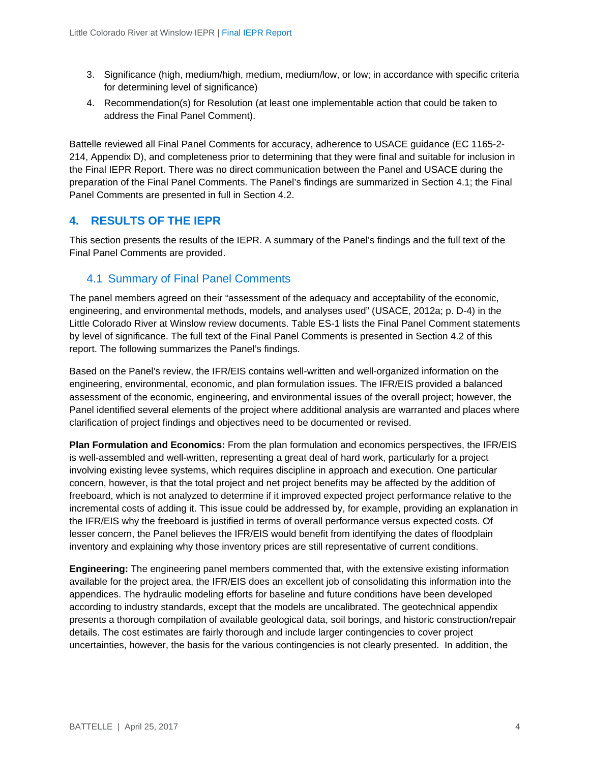3. Significance (high, medium/high, medium, medium/low, or low; in accordance with specific criteria for determining level of significance)
4. Recommendation(s) for Resolution (at least one implementable action that could be taken to address the Final Panel Comment).

Battelle reviewed all Final Panel Comments for accuracy, adherence to USACE guidance (EC 1165-2-214, Appendix D), and completeness prior to determining that they were final and suitable for inclusion in the Final IEPR Report. There was no direct communication between the Panel and USACE during the preparation of the Final Panel Comments. The Panel's findings are summarized in Section 4.1; the Final Panel Comments are presented in full in Section 4.2.

# 4. RESULTS OF THE IEPR

This section presents the results of the IEPR. A summary of the Panel's findings and the full text of the Final Panel Comments are provided.

## 4.1 Summary of Final Panel Comments

The panel members agreed on their "assessment of the adequacy and acceptability of the economic, engineering, and environmental methods, models, and analyses used" (USACE, 2012a; p. D-4) in the Little Colorado River at Winslow review documents. Table ES-1 lists the Final Panel Comment statements by level of significance. The full text of the Final Panel Comments is presented in Section 4.2 of this report. The following summarizes the Panel's findings.

Based on the Panel's review, the IFR/EIS contains well-written and well-organized information on the engineering, environmental, economic, and plan formulation issues. The IFR/EIS provided a balanced assessment of the economic, engineering, and environmental issues of the overall project; however, the Panel identified several elements of the project where additional analysis are warranted and places where clarification of project findings and objectives need to be documented or revised.

**Plan Formulation and Economics:** From the plan formulation and economics perspectives, the IFR/EIS is well-assembled and well-written, representing a great deal of hard work, particularly for a project involving existing levee systems, which requires discipline in approach and execution. One particular concern, however, is that the total project and net project benefits may be affected by the addition of freeboard, which is not analyzed to determine if it improved expected project performance relative to the incremental costs of adding it. This issue could be addressed by, for example, providing an explanation in the IFR/EIS why the freeboard is justified in terms of overall performance versus expected costs. Of lesser concern, the Panel believes the IFR/EIS would benefit from identifying the dates of floodplain inventory and explaining why those inventory prices are still representative of current conditions.

**Engineering:** The engineering panel members commented that, with the extensive existing information available for the project area, the IFR/EIS does an excellent job of consolidating this information into the appendices. The hydraulic modeling efforts for baseline and future conditions have been developed according to industry standards, except that the models are uncalibrated. The geotechnical appendix presents a thorough compilation of available geological data, soil borings, and historic construction/repair details. The cost estimates are fairly thorough and include larger contingencies to cover project uncertainties, however, the basis for the various contingencies is not clearly presented. In addition, the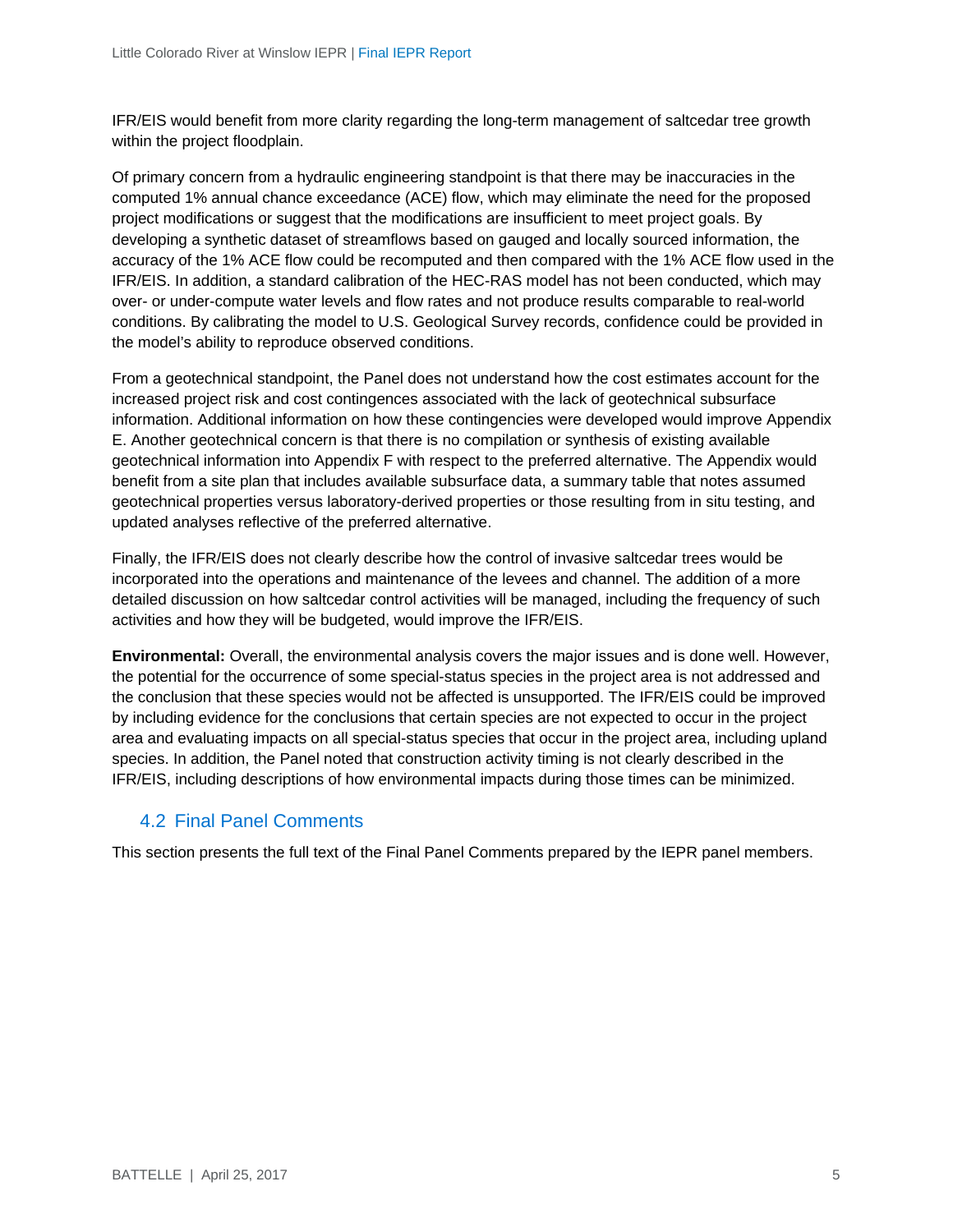IFR/EIS would benefit from more clarity regarding the long-term management of saltcedar tree growth within the project floodplain.

Of primary concern from a hydraulic engineering standpoint is that there may be inaccuracies in the computed 1% annual chance exceedance (ACE) flow, which may eliminate the need for the proposed project modifications or suggest that the modifications are insufficient to meet project goals. By developing a synthetic dataset of streamflows based on gauged and locally sourced information, the accuracy of the 1% ACE flow could be recomputed and then compared with the 1% ACE flow used in the IFR/EIS. In addition, a standard calibration of the HEC-RAS model has not been conducted, which may over- or under-compute water levels and flow rates and not produce results comparable to real-world conditions. By calibrating the model to U.S. Geological Survey records, confidence could be provided in the model's ability to reproduce observed conditions.

From a geotechnical standpoint, the Panel does not understand how the cost estimates account for the increased project risk and cost contingences associated with the lack of geotechnical subsurface information. Additional information on how these contingencies were developed would improve Appendix E. Another geotechnical concern is that there is no compilation or synthesis of existing available geotechnical information into Appendix F with respect to the preferred alternative. The Appendix would benefit from a site plan that includes available subsurface data, a summary table that notes assumed geotechnical properties versus laboratory-derived properties or those resulting from in situ testing, and updated analyses reflective of the preferred alternative.

Finally, the IFR/EIS does not clearly describe how the control of invasive saltcedar trees would be incorporated into the operations and maintenance of the levees and channel. The addition of a more detailed discussion on how saltcedar control activities will be managed, including the frequency of such activities and how they will be budgeted, would improve the IFR/EIS.

**Environmental:** Overall, the environmental analysis covers the major issues and is done well. However, the potential for the occurrence of some special-status species in the project area is not addressed and the conclusion that these species would not be affected is unsupported. The IFR/EIS could be improved by including evidence for the conclusions that certain species are not expected to occur in the project area and evaluating impacts on all special-status species that occur in the project area, including upland species. In addition, the Panel noted that construction activity timing is not clearly described in the IFR/EIS, including descriptions of how environmental impacts during those times can be minimized.

## 4.2 Final Panel Comments

This section presents the full text of the Final Panel Comments prepared by the IEPR panel members.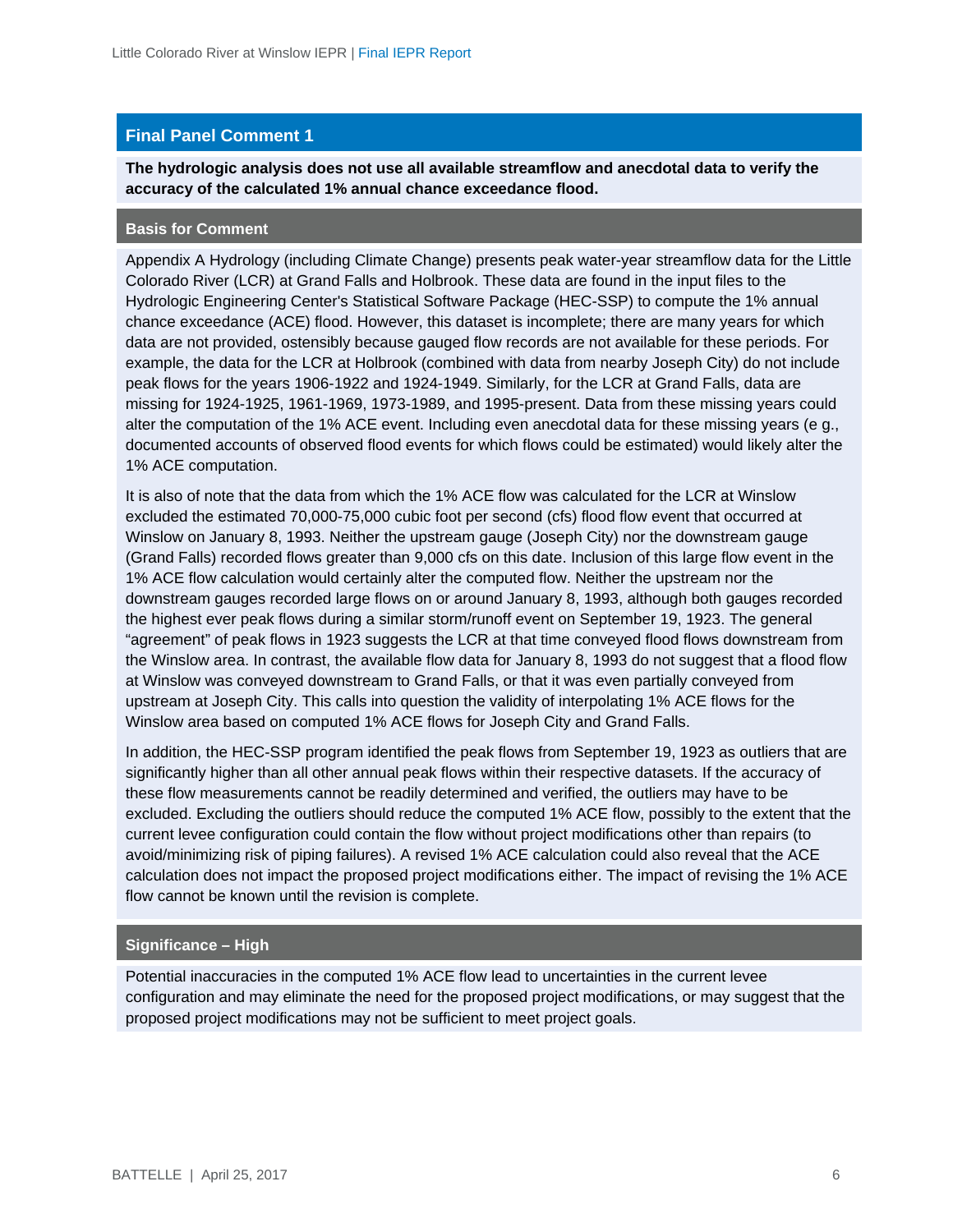## Final Panel Comment 1

**The hydrologic analysis does not use all available streamflow and anecdotal data to verify the accuracy of the calculated 1% annual chance exceedance flood.**

### Basis for Comment

Appendix A Hydrology (including Climate Change) presents peak water-year streamflow data for the Little Colorado River (LCR) at Grand Falls and Holbrook. These data are found in the input files to the Hydrologic Engineering Center's Statistical Software Package (HEC-SSP) to compute the 1% annual chance exceedance (ACE) flood. However, this dataset is incomplete; there are many years for which data are not provided, ostensibly because gauged flow records are not available for these periods. For example, the data for the LCR at Holbrook (combined with data from nearby Joseph City) do not include peak flows for the years 1906-1922 and 1924-1949. Similarly, for the LCR at Grand Falls, data are missing for 1924-1925, 1961-1969, 1973-1989, and 1995-present. Data from these missing years could alter the computation of the 1% ACE event. Including even anecdotal data for these missing years (e g., documented accounts of observed flood events for which flows could be estimated) would likely alter the 1% ACE computation.

It is also of note that the data from which the 1% ACE flow was calculated for the LCR at Winslow excluded the estimated 70,000-75,000 cubic foot per second (cfs) flood flow event that occurred at Winslow on January 8, 1993. Neither the upstream gauge (Joseph City) nor the downstream gauge (Grand Falls) recorded flows greater than 9,000 cfs on this date. Inclusion of this large flow event in the 1% ACE flow calculation would certainly alter the computed flow. Neither the upstream nor the downstream gauges recorded large flows on or around January 8, 1993, although both gauges recorded the highest ever peak flows during a similar storm/runoff event on September 19, 1923. The general "agreement" of peak flows in 1923 suggests the LCR at that time conveyed flood flows downstream from the Winslow area. In contrast, the available flow data for January 8, 1993 do not suggest that a flood flow at Winslow was conveyed downstream to Grand Falls, or that it was even partially conveyed from upstream at Joseph City. This calls into question the validity of interpolating 1% ACE flows for the Winslow area based on computed 1% ACE flows for Joseph City and Grand Falls.

In addition, the HEC-SSP program identified the peak flows from September 19, 1923 as outliers that are significantly higher than all other annual peak flows within their respective datasets. If the accuracy of these flow measurements cannot be readily determined and verified, the outliers may have to be excluded. Excluding the outliers should reduce the computed 1% ACE flow, possibly to the extent that the current levee configuration could contain the flow without project modifications other than repairs (to avoid/minimizing risk of piping failures). A revised 1% ACE calculation could also reveal that the ACE calculation does not impact the proposed project modifications either. The impact of revising the 1% ACE flow cannot be known until the revision is complete.

### Significance – High

Potential inaccuracies in the computed 1% ACE flow lead to uncertainties in the current levee configuration and may eliminate the need for the proposed project modifications, or may suggest that the proposed project modifications may not be sufficient to meet project goals.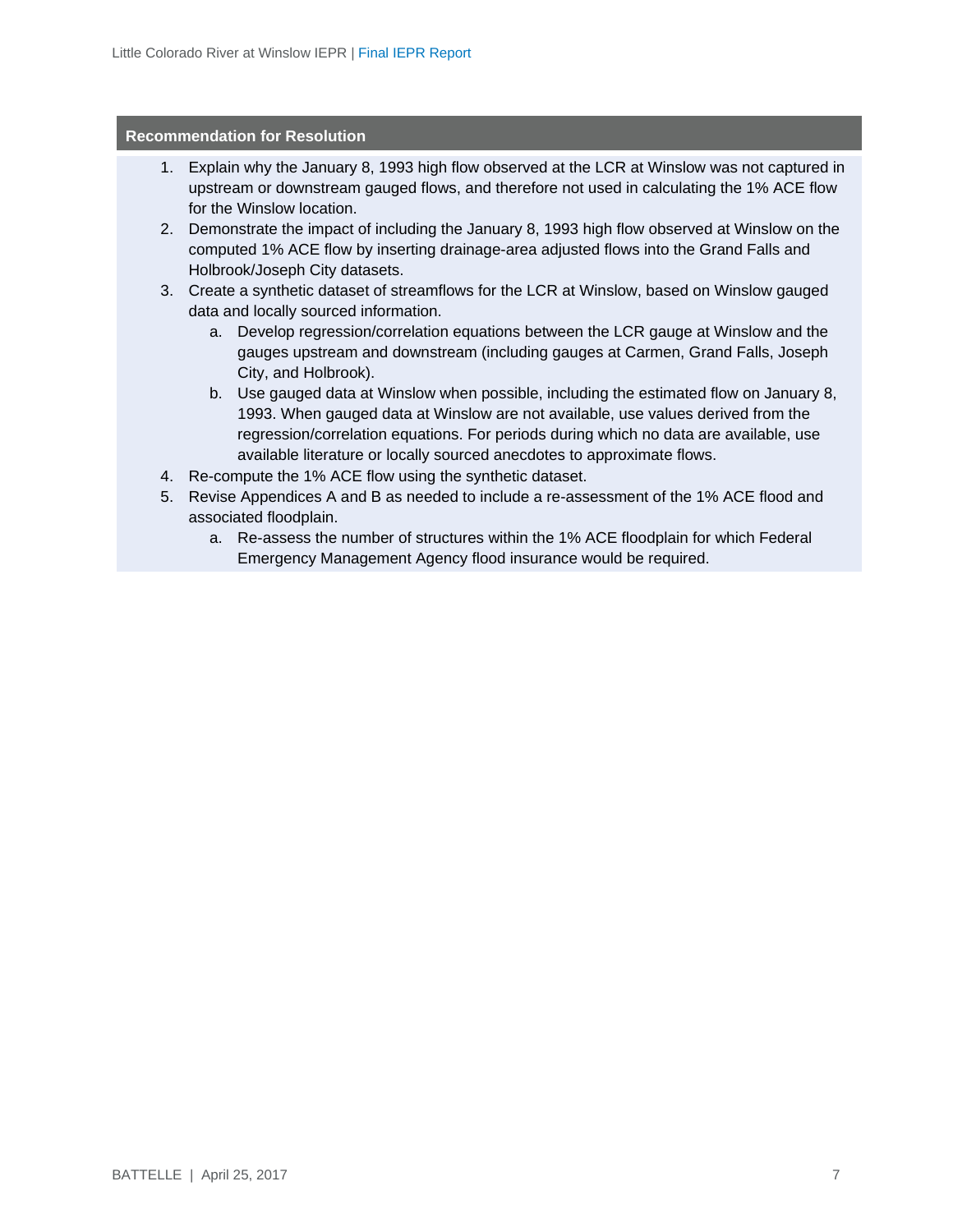**Recommendation for Resolution**

1. Explain why the January 8, 1993 high flow observed at the LCR at Winslow was not captured in upstream or downstream gauged flows, and therefore not used in calculating the 1% ACE flow for the Winslow location.
2. Demonstrate the impact of including the January 8, 1993 high flow observed at Winslow on the computed 1% ACE flow by inserting drainage-area adjusted flows into the Grand Falls and Holbrook/Joseph City datasets.
3. Create a synthetic dataset of streamflows for the LCR at Winslow, based on Winslow gauged data and locally sourced information.
   a. Develop regression/correlation equations between the LCR gauge at Winslow and the gauges upstream and downstream (including gauges at Carmen, Grand Falls, Joseph City, and Holbrook).
   b. Use gauged data at Winslow when possible, including the estimated flow on January 8, 1993. When gauged data at Winslow are not available, use values derived from the regression/correlation equations. For periods during which no data are available, use available literature or locally sourced anecdotes to approximate flows.
4. Re-compute the 1% ACE flow using the synthetic dataset.
5. Revise Appendices A and B as needed to include a re-assessment of the 1% ACE flood and associated floodplain.
   a. Re-assess the number of structures within the 1% ACE floodplain for which Federal Emergency Management Agency flood insurance would be required.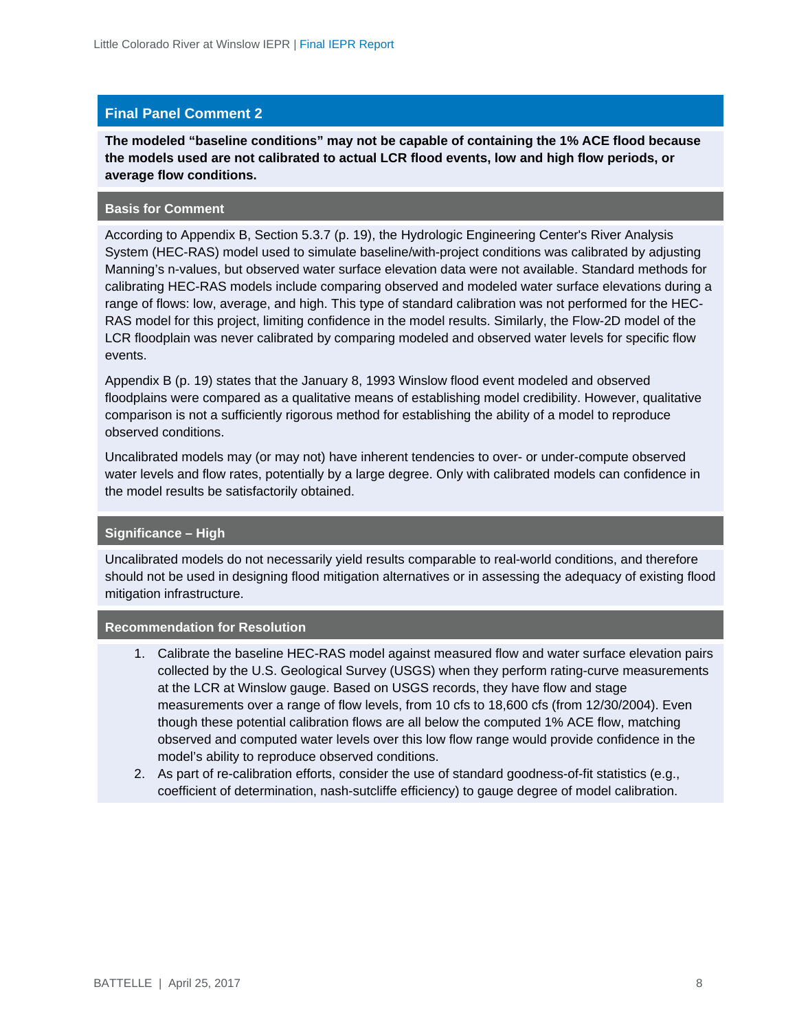## Final Panel Comment 2

**The modeled "baseline conditions" may not be capable of containing the 1% ACE flood because the models used are not calibrated to actual LCR flood events, low and high flow periods, or average flow conditions.**

### Basis for Comment

According to Appendix B, Section 5.3.7 (p. 19), the Hydrologic Engineering Center's River Analysis System (HEC-RAS) model used to simulate baseline/with-project conditions was calibrated by adjusting Manning's n-values, but observed water surface elevation data were not available. Standard methods for calibrating HEC-RAS models include comparing observed and modeled water surface elevations during a range of flows: low, average, and high. This type of standard calibration was not performed for the HEC-RAS model for this project, limiting confidence in the model results. Similarly, the Flow-2D model of the LCR floodplain was never calibrated by comparing modeled and observed water levels for specific flow events.

Appendix B (p. 19) states that the January 8, 1993 Winslow flood event modeled and observed floodplains were compared as a qualitative means of establishing model credibility. However, qualitative comparison is not a sufficiently rigorous method for establishing the ability of a model to reproduce observed conditions.

Uncalibrated models may (or may not) have inherent tendencies to over- or under-compute observed water levels and flow rates, potentially by a large degree. Only with calibrated models can confidence in the model results be satisfactorily obtained.

### Significance – High

Uncalibrated models do not necessarily yield results comparable to real-world conditions, and therefore should not be used in designing flood mitigation alternatives or in assessing the adequacy of existing flood mitigation infrastructure.

### Recommendation for Resolution

1. Calibrate the baseline HEC-RAS model against measured flow and water surface elevation pairs collected by the U.S. Geological Survey (USGS) when they perform rating-curve measurements at the LCR at Winslow gauge. Based on USGS records, they have flow and stage measurements over a range of flow levels, from 10 cfs to 18,600 cfs (from 12/30/2004). Even though these potential calibration flows are all below the computed 1% ACE flow, matching observed and computed water levels over this low flow range would provide confidence in the model's ability to reproduce observed conditions.
2. As part of re-calibration efforts, consider the use of standard goodness-of-fit statistics (e.g., coefficient of determination, nash-sutcliffe efficiency) to gauge degree of model calibration.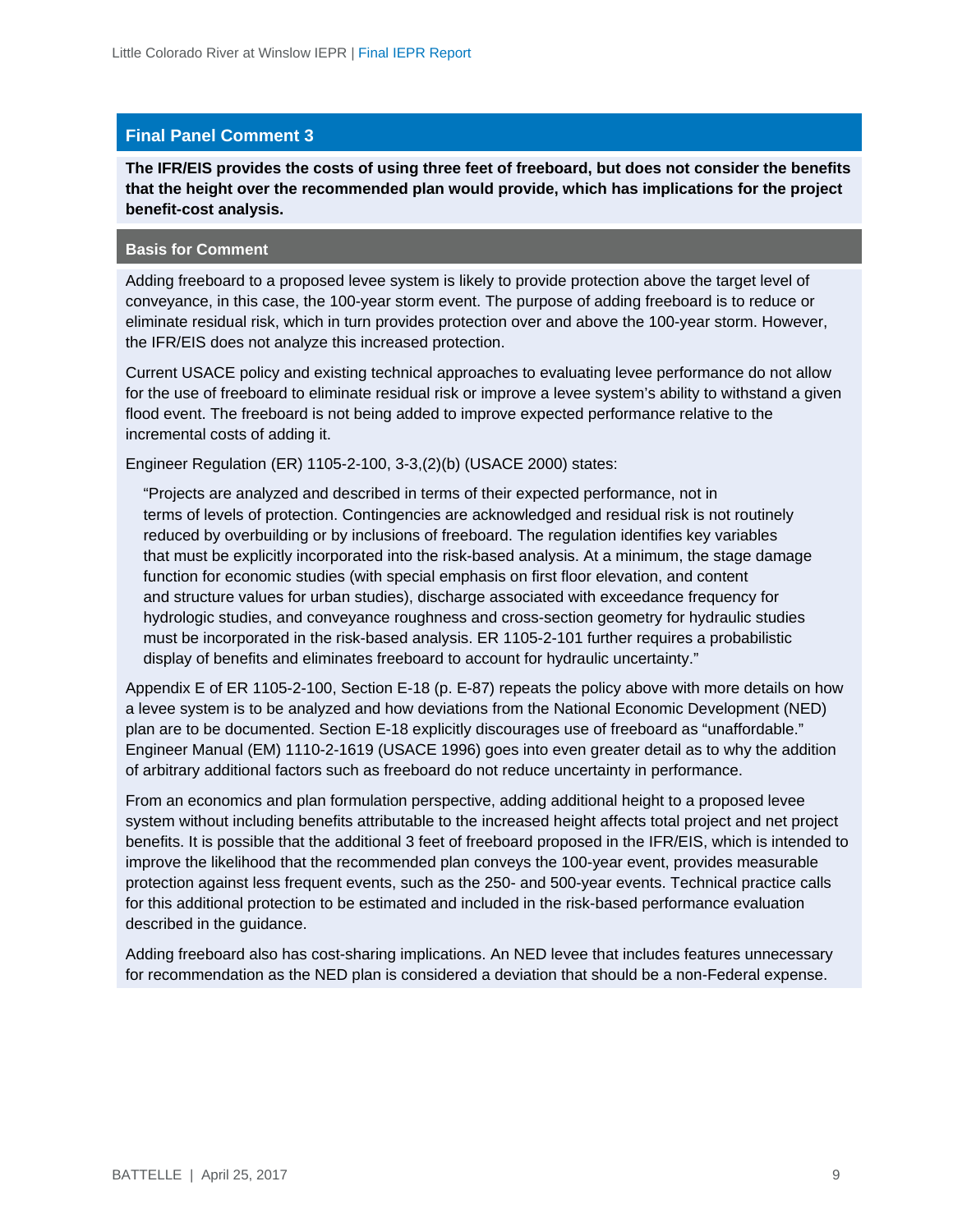## Final Panel Comment 3

**The IFR/EIS provides the costs of using three feet of freeboard, but does not consider the benefits that the height over the recommended plan would provide, which has implications for the project benefit-cost analysis.**

### Basis for Comment

Adding freeboard to a proposed levee system is likely to provide protection above the target level of conveyance, in this case, the 100-year storm event. The purpose of adding freeboard is to reduce or eliminate residual risk, which in turn provides protection over and above the 100-year storm. However, the IFR/EIS does not analyze this increased protection.

Current USACE policy and existing technical approaches to evaluating levee performance do not allow for the use of freeboard to eliminate residual risk or improve a levee system's ability to withstand a given flood event. The freeboard is not being added to improve expected performance relative to the incremental costs of adding it.

Engineer Regulation (ER) 1105-2-100, 3-3,(2)(b) (USACE 2000) states:

> "Projects are analyzed and described in terms of their expected performance, not in terms of levels of protection. Contingencies are acknowledged and residual risk is not routinely reduced by overbuilding or by inclusions of freeboard. The regulation identifies key variables that must be explicitly incorporated into the risk-based analysis. At a minimum, the stage damage function for economic studies (with special emphasis on first floor elevation, and content and structure values for urban studies), discharge associated with exceedance frequency for hydrologic studies, and conveyance roughness and cross-section geometry for hydraulic studies must be incorporated in the risk-based analysis. ER 1105-2-101 further requires a probabilistic display of benefits and eliminates freeboard to account for hydraulic uncertainty."

Appendix E of ER 1105-2-100, Section E-18 (p. E-87) repeats the policy above with more details on how a levee system is to be analyzed and how deviations from the National Economic Development (NED) plan are to be documented. Section E-18 explicitly discourages use of freeboard as "unaffordable." Engineer Manual (EM) 1110-2-1619 (USACE 1996) goes into even greater detail as to why the addition of arbitrary additional factors such as freeboard do not reduce uncertainty in performance.

From an economics and plan formulation perspective, adding additional height to a proposed levee system without including benefits attributable to the increased height affects total project and net project benefits. It is possible that the additional 3 feet of freeboard proposed in the IFR/EIS, which is intended to improve the likelihood that the recommended plan conveys the 100-year event, provides measurable protection against less frequent events, such as the 250- and 500-year events. Technical practice calls for this additional protection to be estimated and included in the risk-based performance evaluation described in the guidance.

Adding freeboard also has cost-sharing implications. An NED levee that includes features unnecessary for recommendation as the NED plan is considered a deviation that should be a non-Federal expense.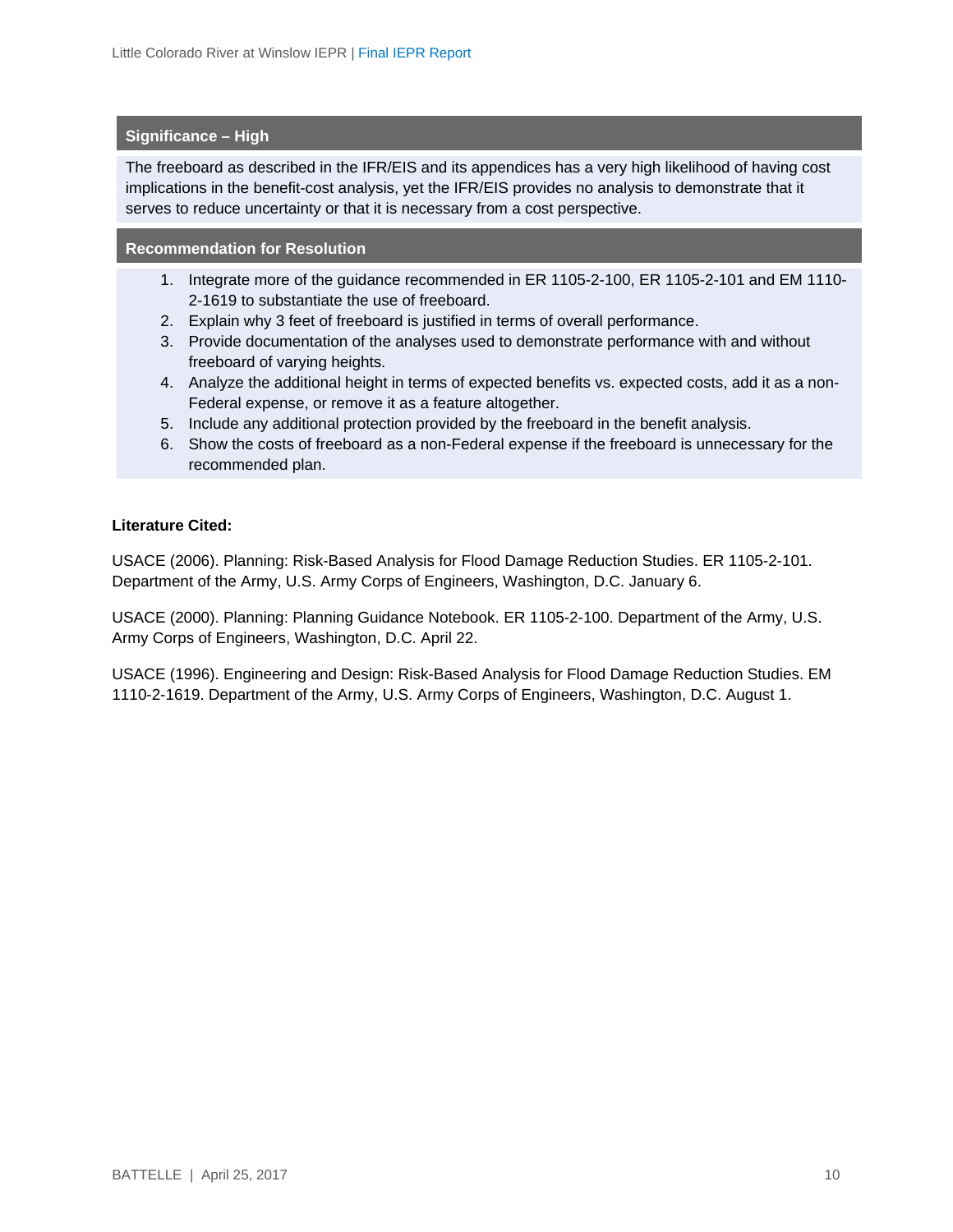**Significance – High**

The freeboard as described in the IFR/EIS and its appendices has a very high likelihood of having cost implications in the benefit-cost analysis, yet the IFR/EIS provides no analysis to demonstrate that it serves to reduce uncertainty or that it is necessary from a cost perspective.

**Recommendation for Resolution**

1. Integrate more of the guidance recommended in ER 1105-2-100, ER 1105-2-101 and EM 1110-2-1619 to substantiate the use of freeboard.
2. Explain why 3 feet of freeboard is justified in terms of overall performance.
3. Provide documentation of the analyses used to demonstrate performance with and without freeboard of varying heights.
4. Analyze the additional height in terms of expected benefits vs. expected costs, add it as a non-Federal expense, or remove it as a feature altogether.
5. Include any additional protection provided by the freeboard in the benefit analysis.
6. Show the costs of freeboard as a non-Federal expense if the freeboard is unnecessary for the recommended plan.

**Literature Cited:**

USACE (2006). Planning: Risk-Based Analysis for Flood Damage Reduction Studies. ER 1105-2-101. Department of the Army, U.S. Army Corps of Engineers, Washington, D.C. January 6.

USACE (2000). Planning: Planning Guidance Notebook. ER 1105-2-100. Department of the Army, U.S. Army Corps of Engineers, Washington, D.C. April 22.

USACE (1996). Engineering and Design: Risk-Based Analysis for Flood Damage Reduction Studies. EM 1110-2-1619. Department of the Army, U.S. Army Corps of Engineers, Washington, D.C. August 1.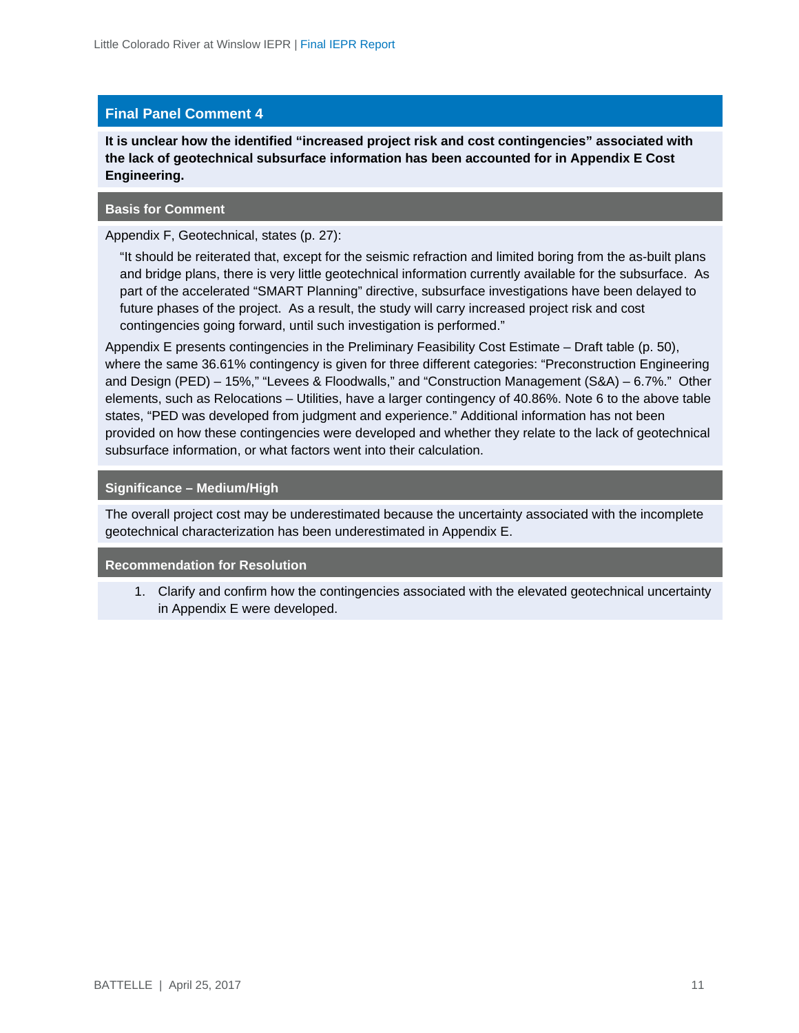## Final Panel Comment 4

**It is unclear how the identified "increased project risk and cost contingencies" associated with the lack of geotechnical subsurface information has been accounted for in Appendix E Cost Engineering.**

### Basis for Comment

Appendix F, Geotechnical, states (p. 27):

> "It should be reiterated that, except for the seismic refraction and limited boring from the as-built plans and bridge plans, there is very little geotechnical information currently available for the subsurface. As part of the accelerated "SMART Planning" directive, subsurface investigations have been delayed to future phases of the project. As a result, the study will carry increased project risk and cost contingencies going forward, until such investigation is performed."

Appendix E presents contingencies in the Preliminary Feasibility Cost Estimate – Draft table (p. 50), where the same 36.61% contingency is given for three different categories: "Preconstruction Engineering and Design (PED) – 15%," "Levees & Floodwalls," and "Construction Management (S&A) – 6.7%." Other elements, such as Relocations – Utilities, have a larger contingency of 40.86%. Note 6 to the above table states, "PED was developed from judgment and experience." Additional information has not been provided on how these contingencies were developed and whether they relate to the lack of geotechnical subsurface information, or what factors went into their calculation.

### Significance – Medium/High

The overall project cost may be underestimated because the uncertainty associated with the incomplete geotechnical characterization has been underestimated in Appendix E.

### Recommendation for Resolution

1. Clarify and confirm how the contingencies associated with the elevated geotechnical uncertainty in Appendix E were developed.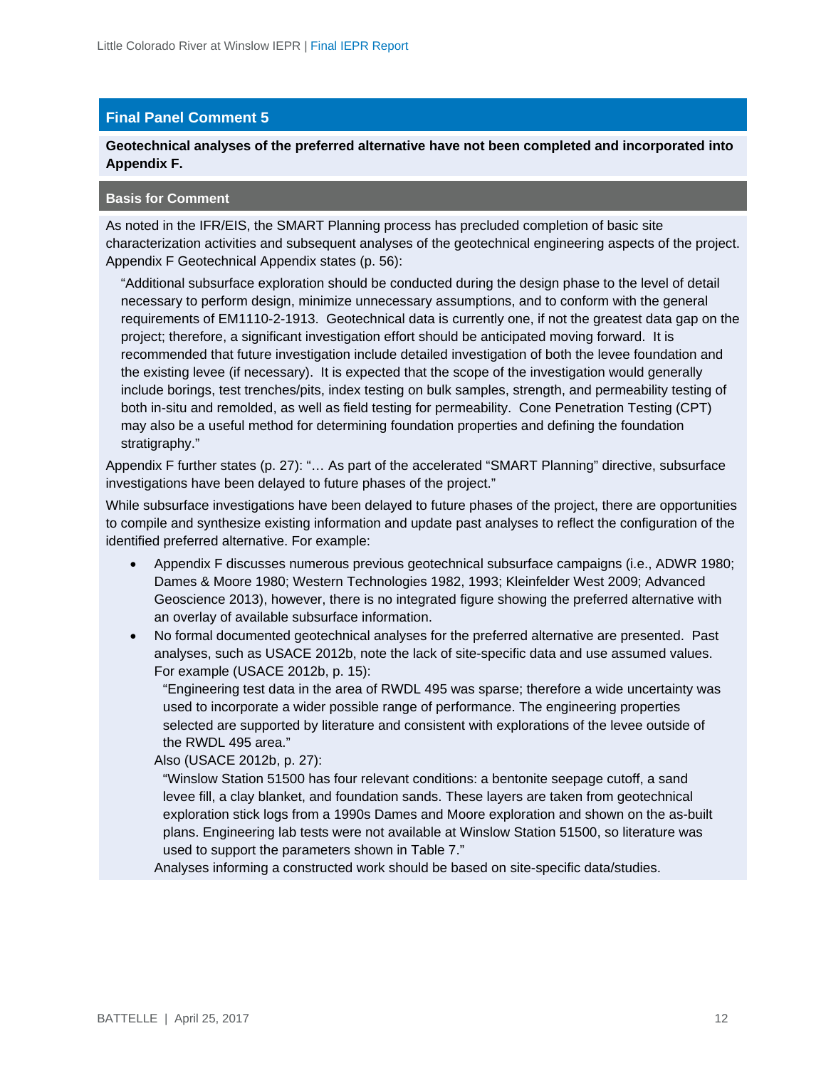## Final Panel Comment 5

**Geotechnical analyses of the preferred alternative have not been completed and incorporated into Appendix F.**

### Basis for Comment

As noted in the IFR/EIS, the SMART Planning process has precluded completion of basic site characterization activities and subsequent analyses of the geotechnical engineering aspects of the project. Appendix F Geotechnical Appendix states (p. 56):

> "Additional subsurface exploration should be conducted during the design phase to the level of detail necessary to perform design, minimize unnecessary assumptions, and to conform with the general requirements of EM1110-2-1913. Geotechnical data is currently one, if not the greatest data gap on the project; therefore, a significant investigation effort should be anticipated moving forward. It is recommended that future investigation include detailed investigation of both the levee foundation and the existing levee (if necessary). It is expected that the scope of the investigation would generally include borings, test trenches/pits, index testing on bulk samples, strength, and permeability testing of both in-situ and remolded, as well as field testing for permeability. Cone Penetration Testing (CPT) may also be a useful method for determining foundation properties and defining the foundation stratigraphy."

Appendix F further states (p. 27): "… As part of the accelerated "SMART Planning" directive, subsurface investigations have been delayed to future phases of the project."

While subsurface investigations have been delayed to future phases of the project, there are opportunities to compile and synthesize existing information and update past analyses to reflect the configuration of the identified preferred alternative. For example:

- Appendix F discusses numerous previous geotechnical subsurface campaigns (i.e., ADWR 1980; Dames & Moore 1980; Western Technologies 1982, 1993; Kleinfelder West 2009; Advanced Geoscience 2013), however, there is no integrated figure showing the preferred alternative with an overlay of available subsurface information.
- No formal documented geotechnical analyses for the preferred alternative are presented. Past analyses, such as USACE 2012b, note the lack of site-specific data and use assumed values. For example (USACE 2012b, p. 15):

  > "Engineering test data in the area of RWDL 495 was sparse; therefore a wide uncertainty was used to incorporate a wider possible range of performance. The engineering properties selected are supported by literature and consistent with explorations of the levee outside of the RWDL 495 area."

  Also (USACE 2012b, p. 27):

  > "Winslow Station 51500 has four relevant conditions: a bentonite seepage cutoff, a sand levee fill, a clay blanket, and foundation sands. These layers are taken from geotechnical exploration stick logs from a 1990s Dames and Moore exploration and shown on the as-built plans. Engineering lab tests were not available at Winslow Station 51500, so literature was used to support the parameters shown in Table 7."

  Analyses informing a constructed work should be based on site-specific data/studies.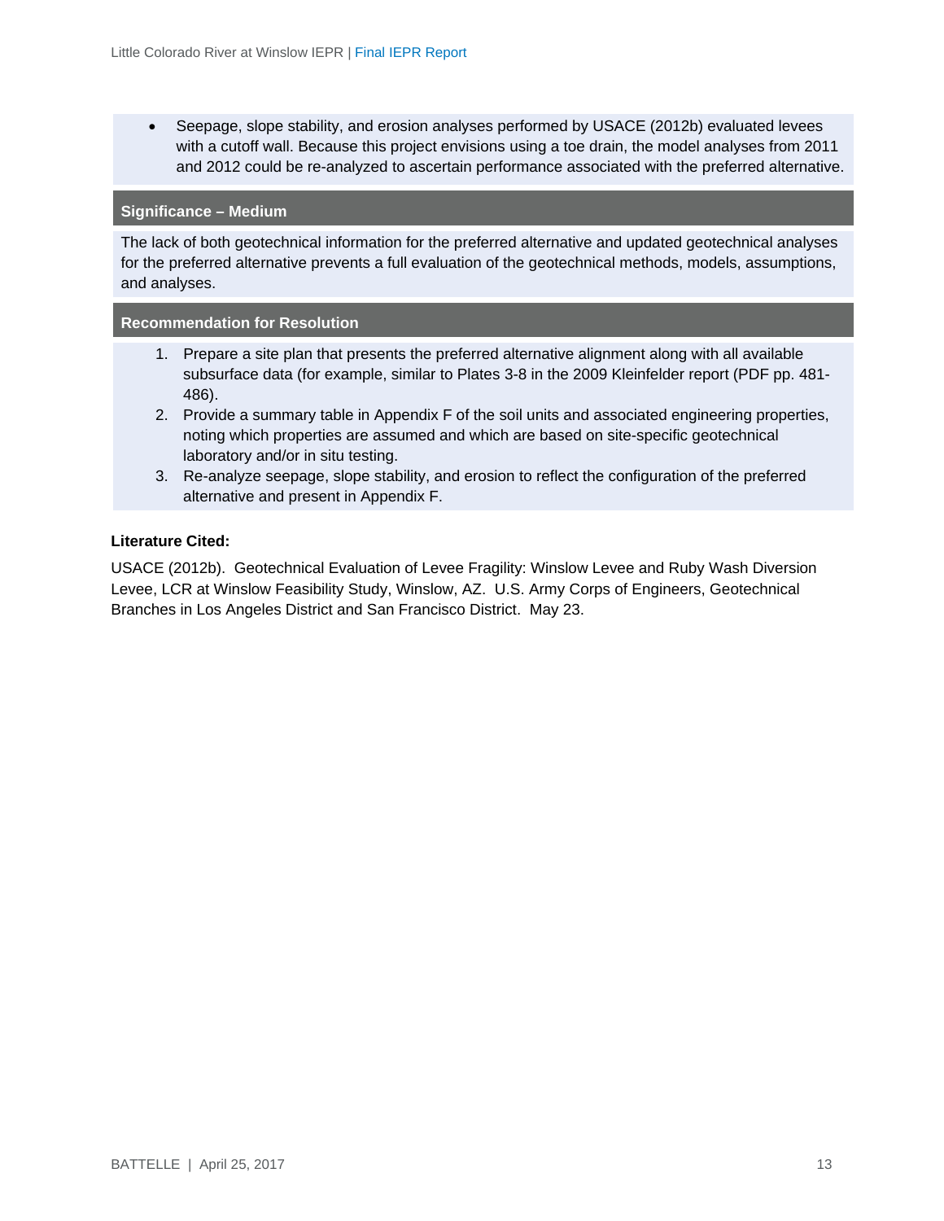- Seepage, slope stability, and erosion analyses performed by USACE (2012b) evaluated levees with a cutoff wall. Because this project envisions using a toe drain, the model analyses from 2011 and 2012 could be re-analyzed to ascertain performance associated with the preferred alternative.

**Significance – Medium**

The lack of both geotechnical information for the preferred alternative and updated geotechnical analyses for the preferred alternative prevents a full evaluation of the geotechnical methods, models, assumptions, and analyses.

**Recommendation for Resolution**

1. Prepare a site plan that presents the preferred alternative alignment along with all available subsurface data (for example, similar to Plates 3-8 in the 2009 Kleinfelder report (PDF pp. 481-486).
2. Provide a summary table in Appendix F of the soil units and associated engineering properties, noting which properties are assumed and which are based on site-specific geotechnical laboratory and/or in situ testing.
3. Re-analyze seepage, slope stability, and erosion to reflect the configuration of the preferred alternative and present in Appendix F.

**Literature Cited:**

USACE (2012b). Geotechnical Evaluation of Levee Fragility: Winslow Levee and Ruby Wash Diversion Levee, LCR at Winslow Feasibility Study, Winslow, AZ. U.S. Army Corps of Engineers, Geotechnical Branches in Los Angeles District and San Francisco District. May 23.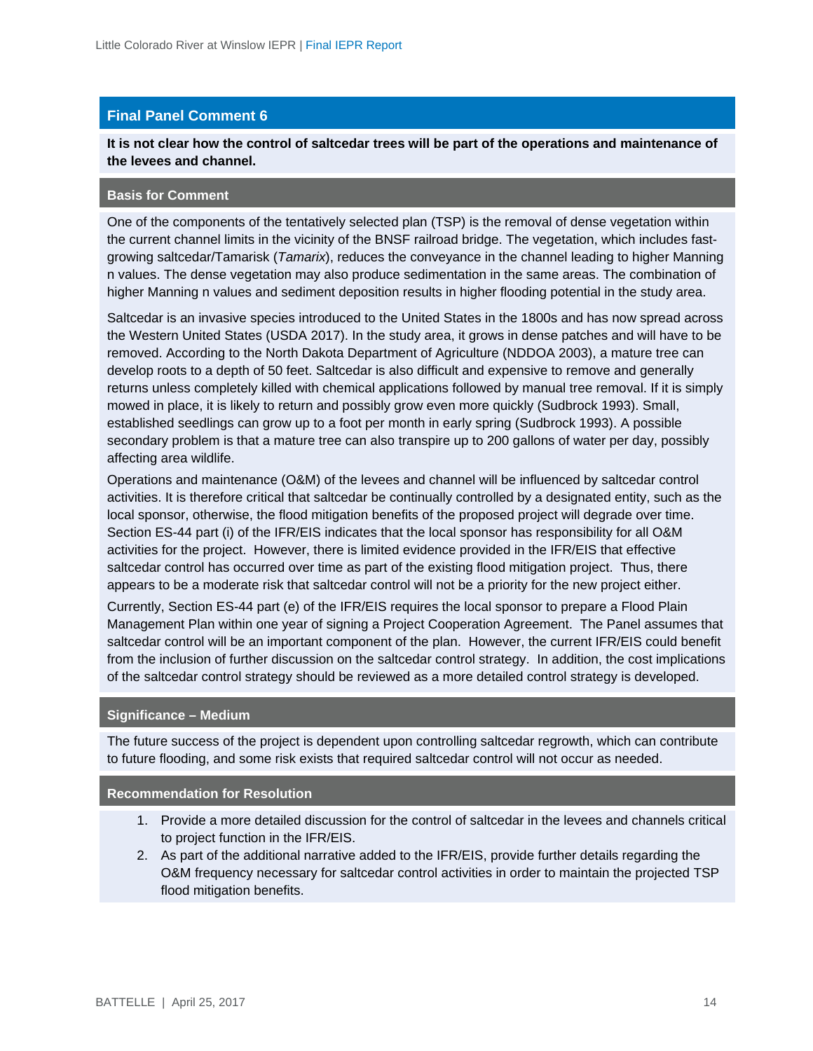## Final Panel Comment 6

**It is not clear how the control of saltcedar trees will be part of the operations and maintenance of the levees and channel.**

### Basis for Comment

One of the components of the tentatively selected plan (TSP) is the removal of dense vegetation within the current channel limits in the vicinity of the BNSF railroad bridge. The vegetation, which includes fast-growing saltcedar/Tamarisk (*Tamarix*), reduces the conveyance in the channel leading to higher Manning n values. The dense vegetation may also produce sedimentation in the same areas. The combination of higher Manning n values and sediment deposition results in higher flooding potential in the study area.

Saltcedar is an invasive species introduced to the United States in the 1800s and has now spread across the Western United States (USDA 2017). In the study area, it grows in dense patches and will have to be removed. According to the North Dakota Department of Agriculture (NDDOA 2003), a mature tree can develop roots to a depth of 50 feet. Saltcedar is also difficult and expensive to remove and generally returns unless completely killed with chemical applications followed by manual tree removal. If it is simply mowed in place, it is likely to return and possibly grow even more quickly (Sudbrock 1993). Small, established seedlings can grow up to a foot per month in early spring (Sudbrock 1993). A possible secondary problem is that a mature tree can also transpire up to 200 gallons of water per day, possibly affecting area wildlife.

Operations and maintenance (O&M) of the levees and channel will be influenced by saltcedar control activities. It is therefore critical that saltcedar be continually controlled by a designated entity, such as the local sponsor, otherwise, the flood mitigation benefits of the proposed project will degrade over time. Section ES-44 part (i) of the IFR/EIS indicates that the local sponsor has responsibility for all O&M activities for the project. However, there is limited evidence provided in the IFR/EIS that effective saltcedar control has occurred over time as part of the existing flood mitigation project. Thus, there appears to be a moderate risk that saltcedar control will not be a priority for the new project either.

Currently, Section ES-44 part (e) of the IFR/EIS requires the local sponsor to prepare a Flood Plain Management Plan within one year of signing a Project Cooperation Agreement. The Panel assumes that saltcedar control will be an important component of the plan. However, the current IFR/EIS could benefit from the inclusion of further discussion on the saltcedar control strategy. In addition, the cost implications of the saltcedar control strategy should be reviewed as a more detailed control strategy is developed.

### Significance – Medium

The future success of the project is dependent upon controlling saltcedar regrowth, which can contribute to future flooding, and some risk exists that required saltcedar control will not occur as needed.

### Recommendation for Resolution

1. Provide a more detailed discussion for the control of saltcedar in the levees and channels critical to project function in the IFR/EIS.
2. As part of the additional narrative added to the IFR/EIS, provide further details regarding the O&M frequency necessary for saltcedar control activities in order to maintain the projected TSP flood mitigation benefits.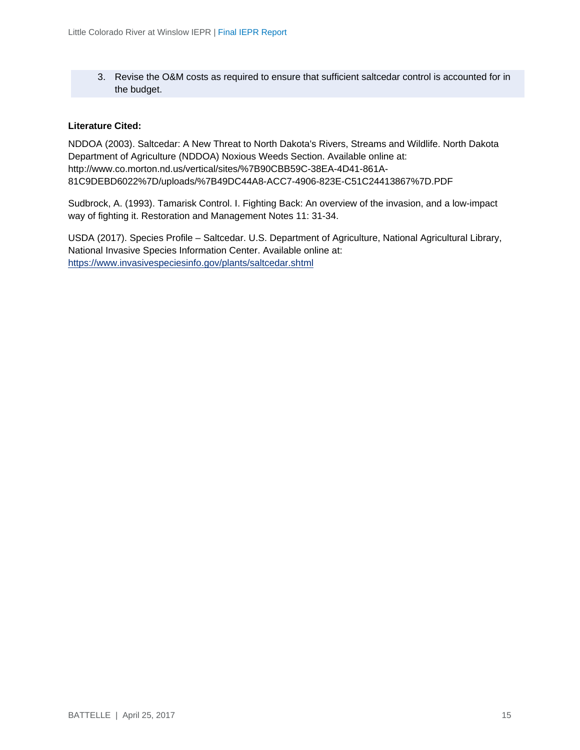3. Revise the O&M costs as required to ensure that sufficient saltcedar control is accounted for in the budget.

**Literature Cited:**

NDDOA (2003). Saltcedar: A New Threat to North Dakota's Rivers, Streams and Wildlife. North Dakota Department of Agriculture (NDDOA) Noxious Weeds Section. Available online at: http://www.co.morton.nd.us/vertical/sites/%7B90CBB59C-38EA-4D41-861A-81C9DEBD6022%7D/uploads/%7B49DC44A8-ACC7-4906-823E-C51C24413867%7D.PDF

Sudbrock, A. (1993). Tamarisk Control. I. Fighting Back: An overview of the invasion, and a low-impact way of fighting it. Restoration and Management Notes 11: 31-34.

USDA (2017). Species Profile – Saltcedar. U.S. Department of Agriculture, National Agricultural Library, National Invasive Species Information Center. Available online at: https://www.invasivespeciesinfo.gov/plants/saltcedar.shtml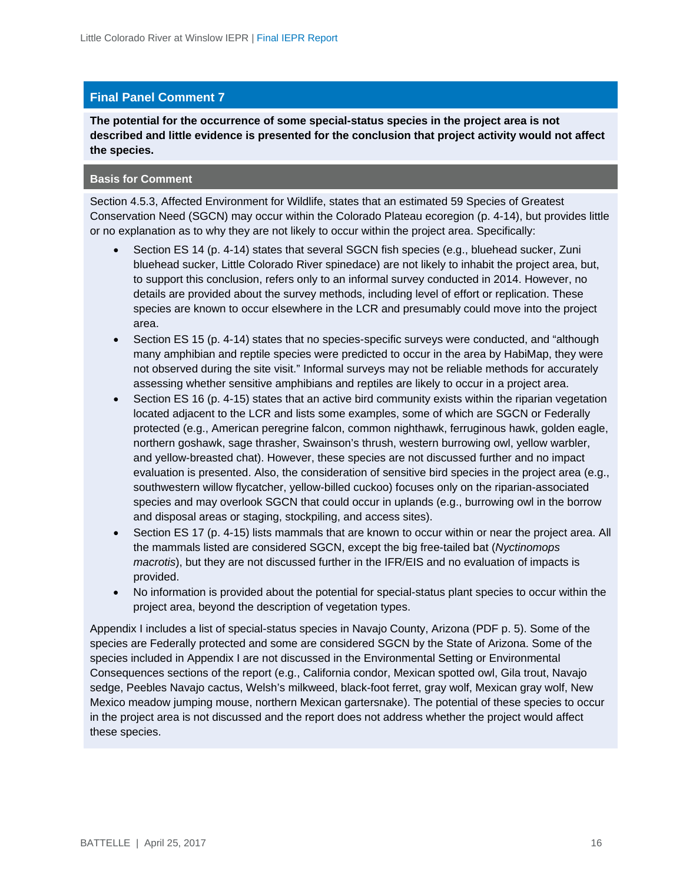## Final Panel Comment 7

**The potential for the occurrence of some special-status species in the project area is not described and little evidence is presented for the conclusion that project activity would not affect the species.**

### Basis for Comment

Section 4.5.3, Affected Environment for Wildlife, states that an estimated 59 Species of Greatest Conservation Need (SGCN) may occur within the Colorado Plateau ecoregion (p. 4-14), but provides little or no explanation as to why they are not likely to occur within the project area. Specifically:

- Section ES 14 (p. 4-14) states that several SGCN fish species (e.g., bluehead sucker, Zuni bluehead sucker, Little Colorado River spinedace) are not likely to inhabit the project area, but, to support this conclusion, refers only to an informal survey conducted in 2014. However, no details are provided about the survey methods, including level of effort or replication. These species are known to occur elsewhere in the LCR and presumably could move into the project area.
- Section ES 15 (p. 4-14) states that no species-specific surveys were conducted, and "although many amphibian and reptile species were predicted to occur in the area by HabiMap, they were not observed during the site visit." Informal surveys may not be reliable methods for accurately assessing whether sensitive amphibians and reptiles are likely to occur in a project area.
- Section ES 16 (p. 4-15) states that an active bird community exists within the riparian vegetation located adjacent to the LCR and lists some examples, some of which are SGCN or Federally protected (e.g., American peregrine falcon, common nighthawk, ferruginous hawk, golden eagle, northern goshawk, sage thrasher, Swainson's thrush, western burrowing owl, yellow warbler, and yellow-breasted chat). However, these species are not discussed further and no impact evaluation is presented. Also, the consideration of sensitive bird species in the project area (e.g., southwestern willow flycatcher, yellow-billed cuckoo) focuses only on the riparian-associated species and may overlook SGCN that could occur in uplands (e.g., burrowing owl in the borrow and disposal areas or staging, stockpiling, and access sites).
- Section ES 17 (p. 4-15) lists mammals that are known to occur within or near the project area. All the mammals listed are considered SGCN, except the big free-tailed bat (*Nyctinomops macrotis*), but they are not discussed further in the IFR/EIS and no evaluation of impacts is provided.
- No information is provided about the potential for special-status plant species to occur within the project area, beyond the description of vegetation types.

Appendix I includes a list of special-status species in Navajo County, Arizona (PDF p. 5). Some of the species are Federally protected and some are considered SGCN by the State of Arizona. Some of the species included in Appendix I are not discussed in the Environmental Setting or Environmental Consequences sections of the report (e.g., California condor, Mexican spotted owl, Gila trout, Navajo sedge, Peebles Navajo cactus, Welsh's milkweed, black-foot ferret, gray wolf, Mexican gray wolf, New Mexico meadow jumping mouse, northern Mexican gartersnake). The potential of these species to occur in the project area is not discussed and the report does not address whether the project would affect these species.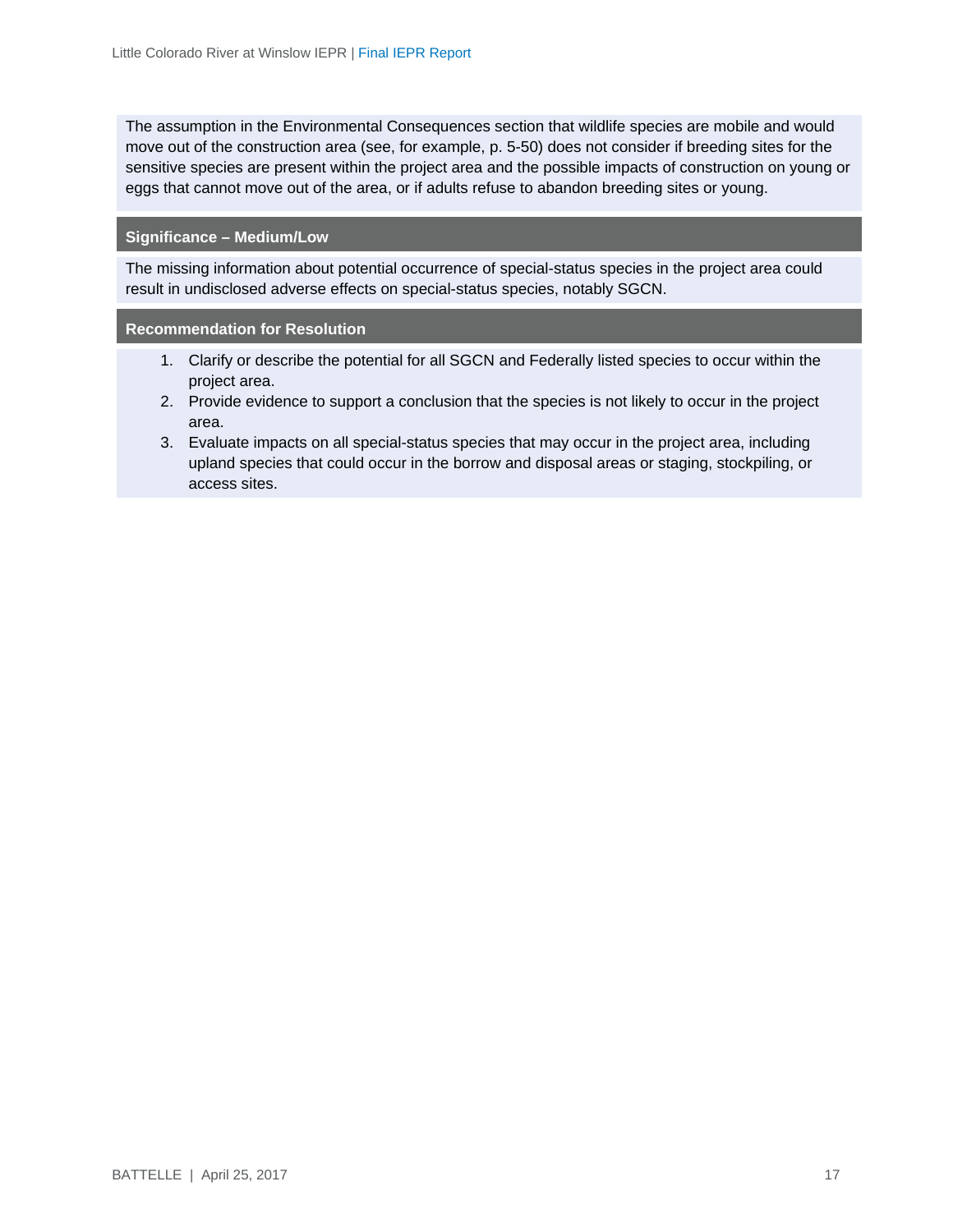The assumption in the Environmental Consequences section that wildlife species are mobile and would move out of the construction area (see, for example, p. 5-50) does not consider if breeding sites for the sensitive species are present within the project area and the possible impacts of construction on young or eggs that cannot move out of the area, or if adults refuse to abandon breeding sites or young.

**Significance – Medium/Low**

The missing information about potential occurrence of special-status species in the project area could result in undisclosed adverse effects on special-status species, notably SGCN.

**Recommendation for Resolution**

1. Clarify or describe the potential for all SGCN and Federally listed species to occur within the project area.
2. Provide evidence to support a conclusion that the species is not likely to occur in the project area.
3. Evaluate impacts on all special-status species that may occur in the project area, including upland species that could occur in the borrow and disposal areas or staging, stockpiling, or access sites.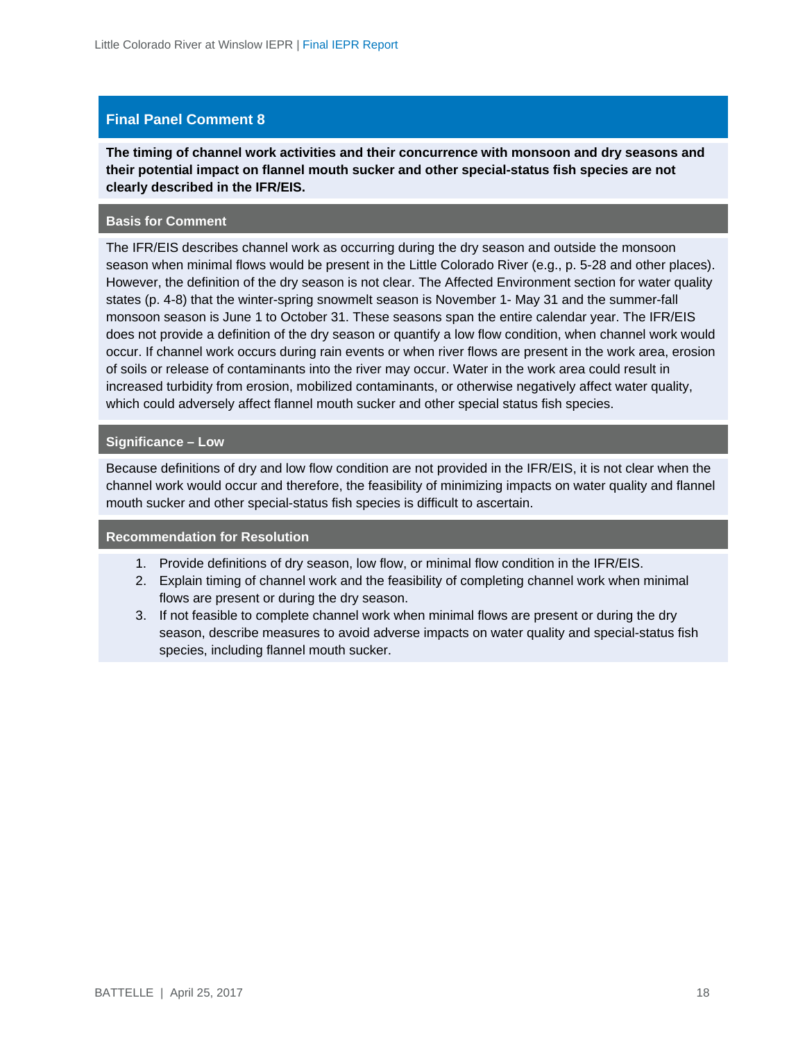## Final Panel Comment 8

**The timing of channel work activities and their concurrence with monsoon and dry seasons and their potential impact on flannel mouth sucker and other special-status fish species are not clearly described in the IFR/EIS.**

### Basis for Comment

The IFR/EIS describes channel work as occurring during the dry season and outside the monsoon season when minimal flows would be present in the Little Colorado River (e.g., p. 5-28 and other places). However, the definition of the dry season is not clear. The Affected Environment section for water quality states (p. 4-8) that the winter-spring snowmelt season is November 1- May 31 and the summer-fall monsoon season is June 1 to October 31. These seasons span the entire calendar year. The IFR/EIS does not provide a definition of the dry season or quantify a low flow condition, when channel work would occur. If channel work occurs during rain events or when river flows are present in the work area, erosion of soils or release of contaminants into the river may occur. Water in the work area could result in increased turbidity from erosion, mobilized contaminants, or otherwise negatively affect water quality, which could adversely affect flannel mouth sucker and other special status fish species.

### Significance – Low

Because definitions of dry and low flow condition are not provided in the IFR/EIS, it is not clear when the channel work would occur and therefore, the feasibility of minimizing impacts on water quality and flannel mouth sucker and other special-status fish species is difficult to ascertain.

### Recommendation for Resolution

1. Provide definitions of dry season, low flow, or minimal flow condition in the IFR/EIS.
2. Explain timing of channel work and the feasibility of completing channel work when minimal flows are present or during the dry season.
3. If not feasible to complete channel work when minimal flows are present or during the dry season, describe measures to avoid adverse impacts on water quality and special-status fish species, including flannel mouth sucker.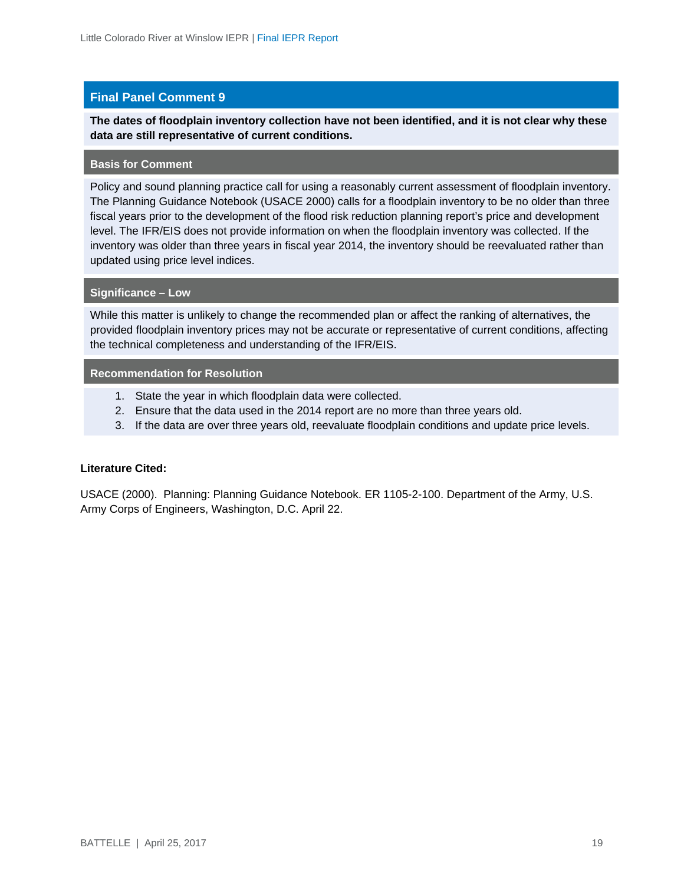## Final Panel Comment 9

**The dates of floodplain inventory collection have not been identified, and it is not clear why these data are still representative of current conditions.**

### Basis for Comment

Policy and sound planning practice call for using a reasonably current assessment of floodplain inventory. The Planning Guidance Notebook (USACE 2000) calls for a floodplain inventory to be no older than three fiscal years prior to the development of the flood risk reduction planning report's price and development level. The IFR/EIS does not provide information on when the floodplain inventory was collected. If the inventory was older than three years in fiscal year 2014, the inventory should be reevaluated rather than updated using price level indices.

### Significance – Low

While this matter is unlikely to change the recommended plan or affect the ranking of alternatives, the provided floodplain inventory prices may not be accurate or representative of current conditions, affecting the technical completeness and understanding of the IFR/EIS.

### Recommendation for Resolution

1. State the year in which floodplain data were collected.
2. Ensure that the data used in the 2014 report are no more than three years old.
3. If the data are over three years old, reevaluate floodplain conditions and update price levels.

**Literature Cited:**

USACE (2000). Planning: Planning Guidance Notebook. ER 1105-2-100. Department of the Army, U.S. Army Corps of Engineers, Washington, D.C. April 22.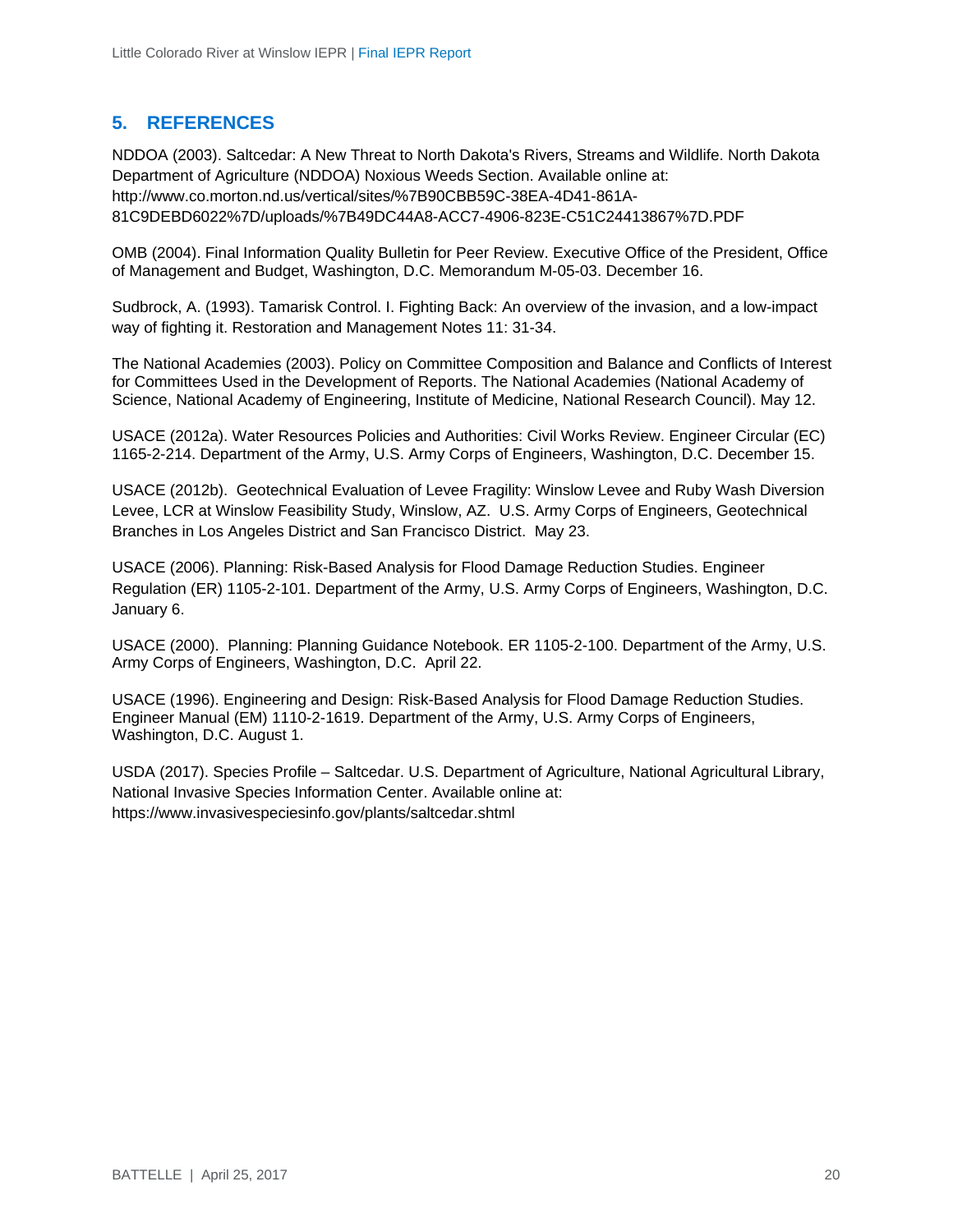## 5. REFERENCES

NDDOA (2003). Saltcedar: A New Threat to North Dakota's Rivers, Streams and Wildlife. North Dakota Department of Agriculture (NDDOA) Noxious Weeds Section. Available online at: http://www.co.morton.nd.us/vertical/sites/%7B90CBB59C-38EA-4D41-861A-81C9DEBD6022%7D/uploads/%7B49DC44A8-ACC7-4906-823E-C51C24413867%7D.PDF

OMB (2004). Final Information Quality Bulletin for Peer Review. Executive Office of the President, Office of Management and Budget, Washington, D.C. Memorandum M-05-03. December 16.

Sudbrock, A. (1993). Tamarisk Control. I. Fighting Back: An overview of the invasion, and a low-impact way of fighting it. Restoration and Management Notes 11: 31-34.

The National Academies (2003). Policy on Committee Composition and Balance and Conflicts of Interest for Committees Used in the Development of Reports. The National Academies (National Academy of Science, National Academy of Engineering, Institute of Medicine, National Research Council). May 12.

USACE (2012a). Water Resources Policies and Authorities: Civil Works Review. Engineer Circular (EC) 1165-2-214. Department of the Army, U.S. Army Corps of Engineers, Washington, D.C. December 15.

USACE (2012b). Geotechnical Evaluation of Levee Fragility: Winslow Levee and Ruby Wash Diversion Levee, LCR at Winslow Feasibility Study, Winslow, AZ. U.S. Army Corps of Engineers, Geotechnical Branches in Los Angeles District and San Francisco District. May 23.

USACE (2006). Planning: Risk-Based Analysis for Flood Damage Reduction Studies. Engineer Regulation (ER) 1105-2-101. Department of the Army, U.S. Army Corps of Engineers, Washington, D.C. January 6.

USACE (2000). Planning: Planning Guidance Notebook. ER 1105-2-100. Department of the Army, U.S. Army Corps of Engineers, Washington, D.C. April 22.

USACE (1996). Engineering and Design: Risk-Based Analysis for Flood Damage Reduction Studies. Engineer Manual (EM) 1110-2-1619. Department of the Army, U.S. Army Corps of Engineers, Washington, D.C. August 1.

USDA (2017). Species Profile – Saltcedar. U.S. Department of Agriculture, National Agricultural Library, National Invasive Species Information Center. Available online at: https://www.invasivespeciesinfo.gov/plants/saltcedar.shtml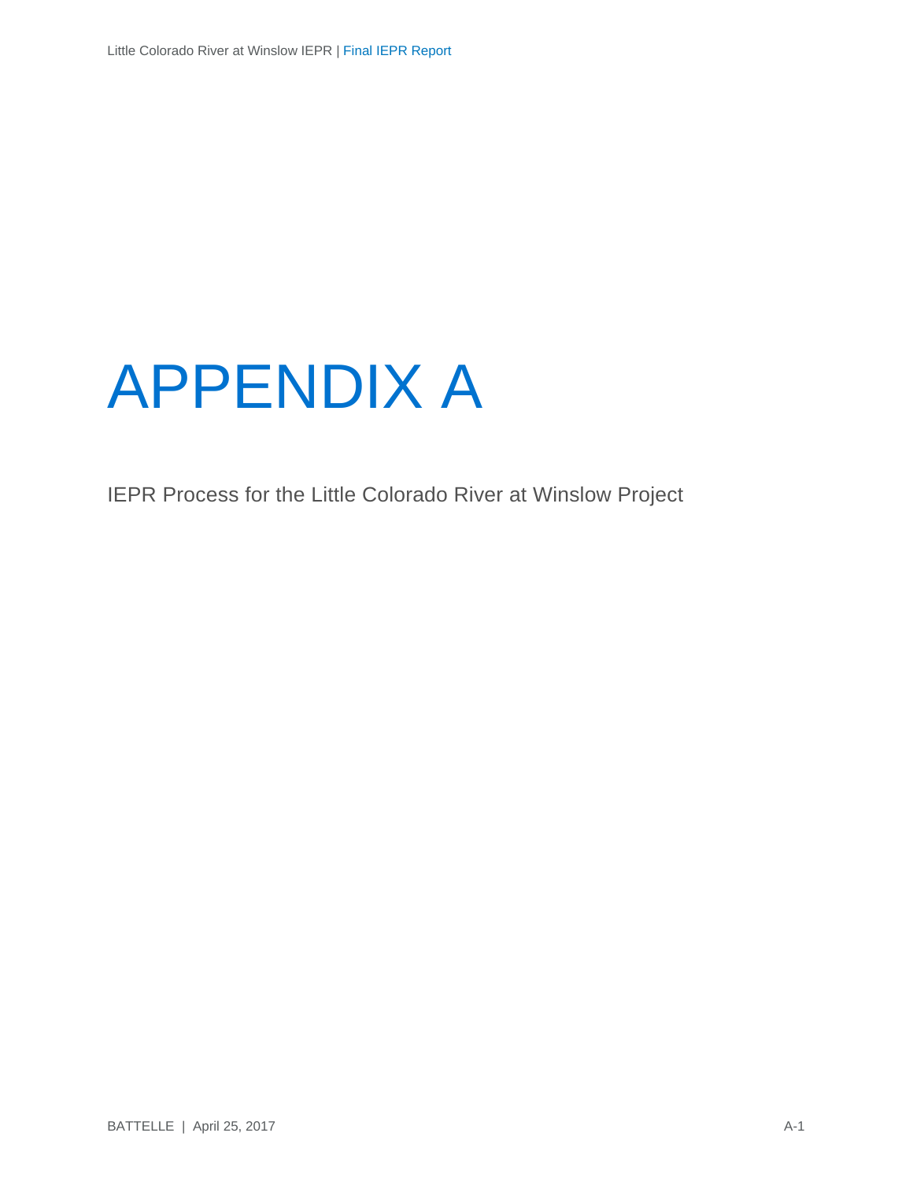# APPENDIX A

IEPR Process for the Little Colorado River at Winslow Project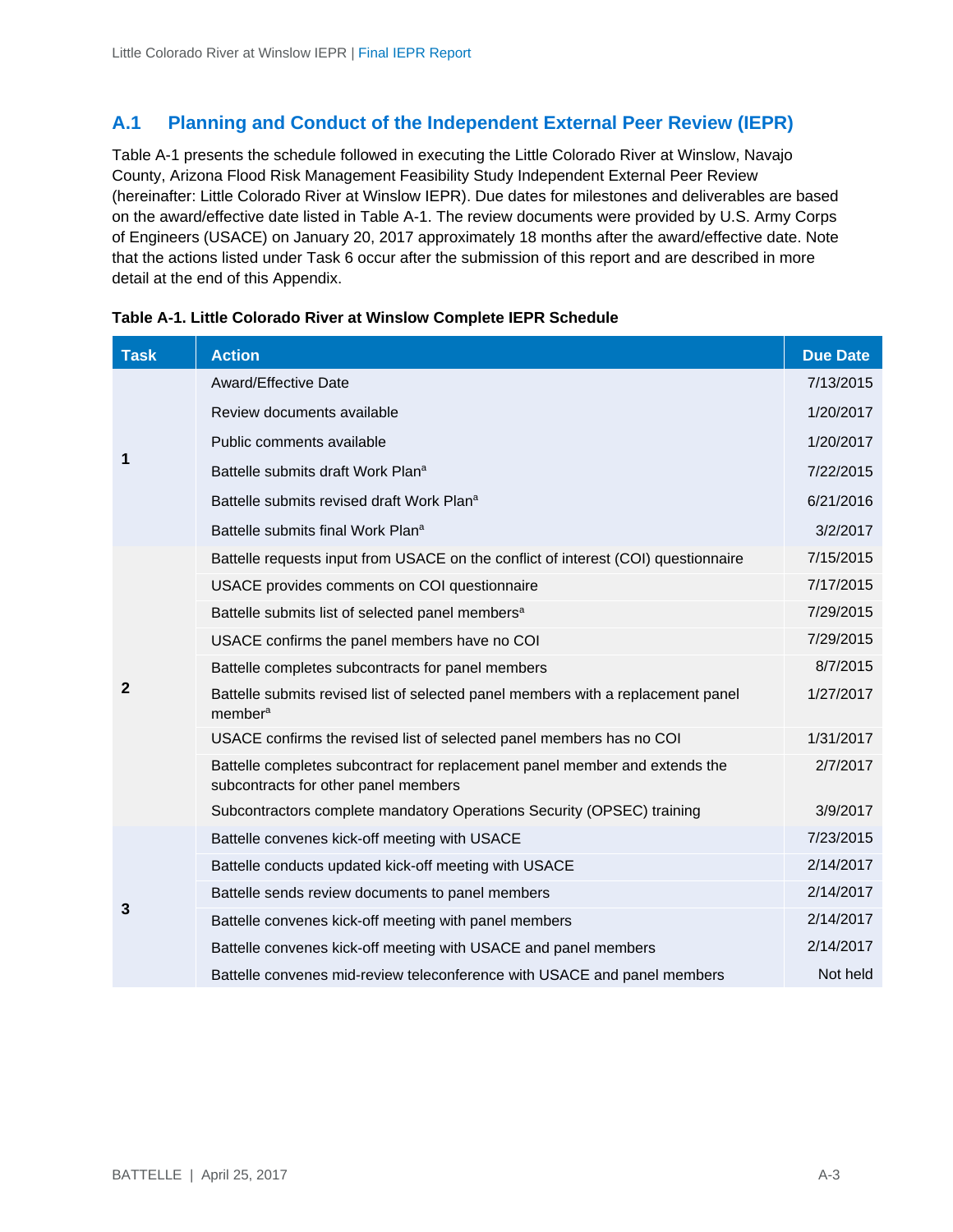## A.1 Planning and Conduct of the Independent External Peer Review (IEPR)

Table A-1 presents the schedule followed in executing the Little Colorado River at Winslow, Navajo County, Arizona Flood Risk Management Feasibility Study Independent External Peer Review (hereinafter: Little Colorado River at Winslow IEPR). Due dates for milestones and deliverables are based on the award/effective date listed in Table A-1. The review documents were provided by U.S. Army Corps of Engineers (USACE) on January 20, 2017 approximately 18 months after the award/effective date. Note that the actions listed under Task 6 occur after the submission of this report and are described in more detail at the end of this Appendix.

**Table A-1. Little Colorado River at Winslow Complete IEPR Schedule**

| Task | Action | Due Date |
|---|---|---|
| 1 | Award/Effective Date | 7/13/2015 |
| | Review documents available | 1/20/2017 |
| | Public comments available | 1/20/2017 |
| | Battelle submits draft Work Plan[a] | 7/22/2015 |
| | Battelle submits revised draft Work Plan[a] | 6/21/2016 |
| | Battelle submits final Work Plan[a] | 3/2/2017 |
| 2 | Battelle requests input from USACE on the conflict of interest (COI) questionnaire | 7/15/2015 |
| | USACE provides comments on COI questionnaire | 7/17/2015 |
| | Battelle submits list of selected panel members[a] | 7/29/2015 |
| | USACE confirms the panel members have no COI | 7/29/2015 |
| | Battelle completes subcontracts for panel members | 8/7/2015 |
| | Battelle submits revised list of selected panel members with a replacement panel member[a] | 1/27/2017 |
| | USACE confirms the revised list of selected panel members has no COI | 1/31/2017 |
| | Battelle completes subcontract for replacement panel member and extends the subcontracts for other panel members | 2/7/2017 |
| | Subcontractors complete mandatory Operations Security (OPSEC) training | 3/9/2017 |
| 3 | Battelle convenes kick-off meeting with USACE | 7/23/2015 |
| | Battelle conducts updated kick-off meeting with USACE | 2/14/2017 |
| | Battelle sends review documents to panel members | 2/14/2017 |
| | Battelle convenes kick-off meeting with panel members | 2/14/2017 |
| | Battelle convenes kick-off meeting with USACE and panel members | 2/14/2017 |
| | Battelle convenes mid-review teleconference with USACE and panel members | Not held |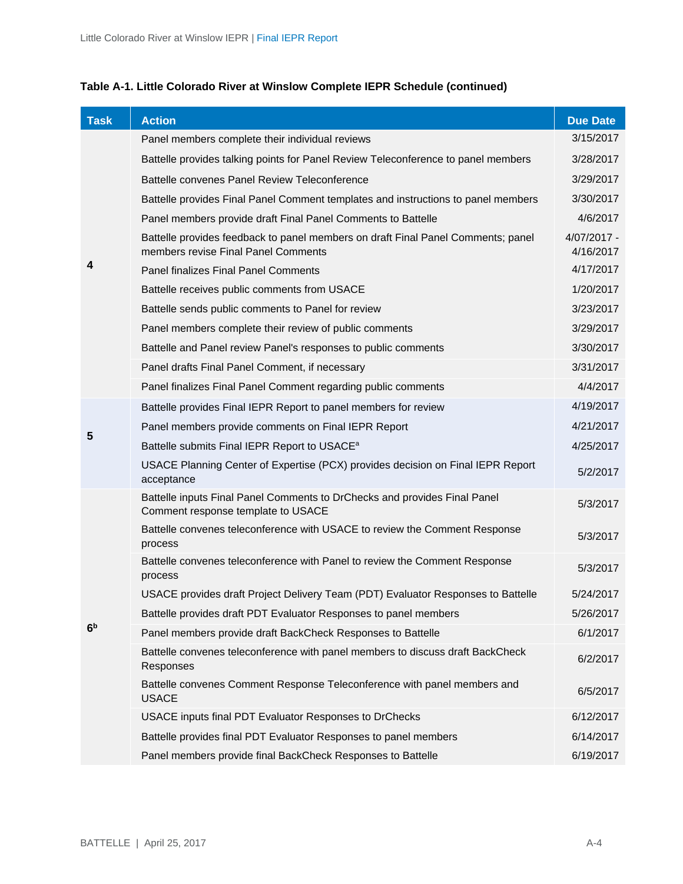**Table A-1. Little Colorado River at Winslow Complete IEPR Schedule (continued)**

| Task | Action | Due Date |
|---|---|---|
| 4 | Panel members complete their individual reviews | 3/15/2017 |
| | Battelle provides talking points for Panel Review Teleconference to panel members | 3/28/2017 |
| | Battelle convenes Panel Review Teleconference | 3/29/2017 |
| | Battelle provides Final Panel Comment templates and instructions to panel members | 3/30/2017 |
| | Panel members provide draft Final Panel Comments to Battelle | 4/6/2017 |
| | Battelle provides feedback to panel members on draft Final Panel Comments; panel members revise Final Panel Comments | 4/07/2017 - 4/16/2017 |
| | Panel finalizes Final Panel Comments | 4/17/2017 |
| | Battelle receives public comments from USACE | 1/20/2017 |
| | Battelle sends public comments to Panel for review | 3/23/2017 |
| | Panel members complete their review of public comments | 3/29/2017 |
| | Battelle and Panel review Panel's responses to public comments | 3/30/2017 |
| | Panel drafts Final Panel Comment, if necessary | 3/31/2017 |
| | Panel finalizes Final Panel Comment regarding public comments | 4/4/2017 |
| 5 | Battelle provides Final IEPR Report to panel members for review | 4/19/2017 |
| | Panel members provide comments on Final IEPR Report | 4/21/2017 |
| | Battelle submits Final IEPR Report to USACE[a] | 4/25/2017 |
| | USACE Planning Center of Expertise (PCX) provides decision on Final IEPR Report acceptance | 5/2/2017 |
| 6[b] | Battelle inputs Final Panel Comments to DrChecks and provides Final Panel Comment response template to USACE | 5/3/2017 |
| | Battelle convenes teleconference with USACE to review the Comment Response process | 5/3/2017 |
| | Battelle convenes teleconference with Panel to review the Comment Response process | 5/3/2017 |
| | USACE provides draft Project Delivery Team (PDT) Evaluator Responses to Battelle | 5/24/2017 |
| | Battelle provides draft PDT Evaluator Responses to panel members | 5/26/2017 |
| | Panel members provide draft BackCheck Responses to Battelle | 6/1/2017 |
| | Battelle convenes teleconference with panel members to discuss draft BackCheck Responses | 6/2/2017 |
| | Battelle convenes Comment Response Teleconference with panel members and USACE | 6/5/2017 |
| | USACE inputs final PDT Evaluator Responses to DrChecks | 6/12/2017 |
| | Battelle provides final PDT Evaluator Responses to panel members | 6/14/2017 |
| | Panel members provide final BackCheck Responses to Battelle | 6/19/2017 |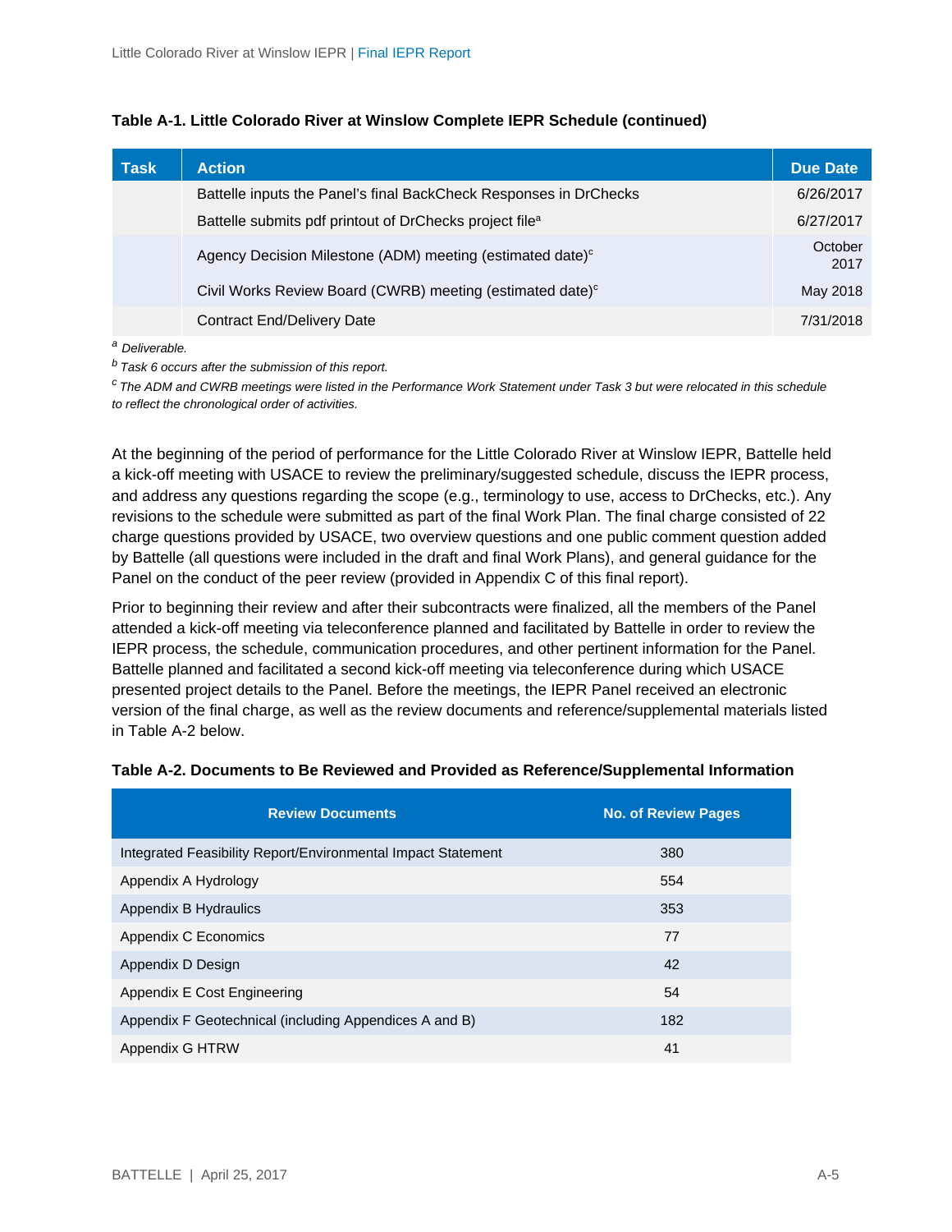**Table A-1. Little Colorado River at Winslow Complete IEPR Schedule (continued)**

| Task | Action | Due Date |
|---|---|---|
| | Battelle inputs the Panel's final BackCheck Responses in DrChecks | 6/26/2017 |
| | Battelle submits pdf printout of DrChecks project file[a] | 6/27/2017 |
| | Agency Decision Milestone (ADM) meeting (estimated date)[c] | October 2017 |
| | Civil Works Review Board (CWRB) meeting (estimated date)[c] | May 2018 |
| | Contract End/Delivery Date | 7/31/2018 |

[a] *Deliverable.*

[b] *Task 6 occurs after the submission of this report.*

[c] *The ADM and CWRB meetings were listed in the Performance Work Statement under Task 3 but were relocated in this schedule to reflect the chronological order of activities.*

At the beginning of the period of performance for the Little Colorado River at Winslow IEPR, Battelle held a kick-off meeting with USACE to review the preliminary/suggested schedule, discuss the IEPR process, and address any questions regarding the scope (e.g., terminology to use, access to DrChecks, etc.). Any revisions to the schedule were submitted as part of the final Work Plan. The final charge consisted of 22 charge questions provided by USACE, two overview questions and one public comment question added by Battelle (all questions were included in the draft and final Work Plans), and general guidance for the Panel on the conduct of the peer review (provided in Appendix C of this final report).

Prior to beginning their review and after their subcontracts were finalized, all the members of the Panel attended a kick-off meeting via teleconference planned and facilitated by Battelle in order to review the IEPR process, the schedule, communication procedures, and other pertinent information for the Panel. Battelle planned and facilitated a second kick-off meeting via teleconference during which USACE presented project details to the Panel. Before the meetings, the IEPR Panel received an electronic version of the final charge, as well as the review documents and reference/supplemental materials listed in Table A-2 below.

**Table A-2. Documents to Be Reviewed and Provided as Reference/Supplemental Information**

| Review Documents | No. of Review Pages |
|---|---|
| Integrated Feasibility Report/Environmental Impact Statement | 380 |
| Appendix A Hydrology | 554 |
| Appendix B Hydraulics | 353 |
| Appendix C Economics | 77 |
| Appendix D Design | 42 |
| Appendix E Cost Engineering | 54 |
| Appendix F Geotechnical (including Appendices A and B) | 182 |
| Appendix G HTRW | 41 |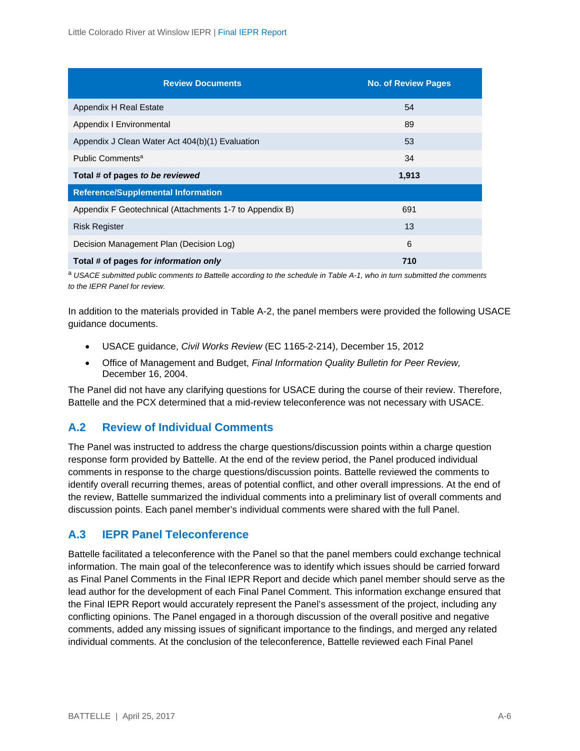| Review Documents | No. of Review Pages |
| --- | --- |
| Appendix H Real Estate | 54 |
| Appendix I Environmental | 89 |
| Appendix J Clean Water Act 404(b)(1) Evaluation | 53 |
| Public Comments[a] | 34 |
| **Total # of pages *to be reviewed*** | **1,913** |
| **Reference/Supplemental Information** | |
| Appendix F Geotechnical (Attachments 1-7 to Appendix B) | 691 |
| Risk Register | 13 |
| Decision Management Plan (Decision Log) | 6 |
| **Total # of pages *for information only*** | **710** |

[a] *USACE submitted public comments to Battelle according to the schedule in Table A-1, who in turn submitted the comments to the IEPR Panel for review.*

In addition to the materials provided in Table A-2, the panel members were provided the following USACE guidance documents.

- USACE guidance, *Civil Works Review* (EC 1165-2-214), December 15, 2012
- Office of Management and Budget, *Final Information Quality Bulletin for Peer Review,* December 16, 2004.

The Panel did not have any clarifying questions for USACE during the course of their review. Therefore, Battelle and the PCX determined that a mid-review teleconference was not necessary with USACE.

## A.2 Review of Individual Comments

The Panel was instructed to address the charge questions/discussion points within a charge question response form provided by Battelle. At the end of the review period, the Panel produced individual comments in response to the charge questions/discussion points. Battelle reviewed the comments to identify overall recurring themes, areas of potential conflict, and other overall impressions. At the end of the review, Battelle summarized the individual comments into a preliminary list of overall comments and discussion points. Each panel member's individual comments were shared with the full Panel.

## A.3 IEPR Panel Teleconference

Battelle facilitated a teleconference with the Panel so that the panel members could exchange technical information. The main goal of the teleconference was to identify which issues should be carried forward as Final Panel Comments in the Final IEPR Report and decide which panel member should serve as the lead author for the development of each Final Panel Comment. This information exchange ensured that the Final IEPR Report would accurately represent the Panel's assessment of the project, including any conflicting opinions. The Panel engaged in a thorough discussion of the overall positive and negative comments, added any missing issues of significant importance to the findings, and merged any related individual comments. At the conclusion of the teleconference, Battelle reviewed each Final Panel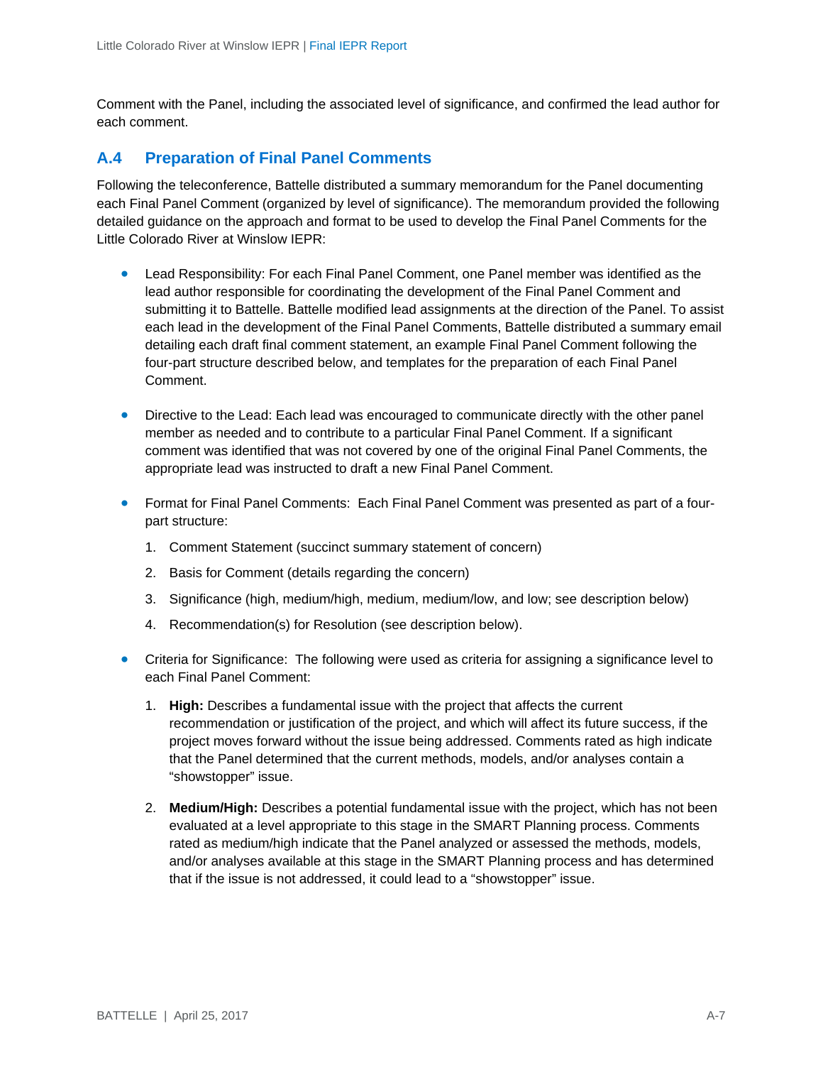Comment with the Panel, including the associated level of significance, and confirmed the lead author for each comment.

## A.4 Preparation of Final Panel Comments

Following the teleconference, Battelle distributed a summary memorandum for the Panel documenting each Final Panel Comment (organized by level of significance). The memorandum provided the following detailed guidance on the approach and format to be used to develop the Final Panel Comments for the Little Colorado River at Winslow IEPR:

- Lead Responsibility: For each Final Panel Comment, one Panel member was identified as the lead author responsible for coordinating the development of the Final Panel Comment and submitting it to Battelle. Battelle modified lead assignments at the direction of the Panel. To assist each lead in the development of the Final Panel Comments, Battelle distributed a summary email detailing each draft final comment statement, an example Final Panel Comment following the four-part structure described below, and templates for the preparation of each Final Panel Comment.

- Directive to the Lead: Each lead was encouraged to communicate directly with the other panel member as needed and to contribute to a particular Final Panel Comment. If a significant comment was identified that was not covered by one of the original Final Panel Comments, the appropriate lead was instructed to draft a new Final Panel Comment.

- Format for Final Panel Comments: Each Final Panel Comment was presented as part of a four-part structure:

  1. Comment Statement (succinct summary statement of concern)
  2. Basis for Comment (details regarding the concern)
  3. Significance (high, medium/high, medium, medium/low, and low; see description below)
  4. Recommendation(s) for Resolution (see description below).

- Criteria for Significance: The following were used as criteria for assigning a significance level to each Final Panel Comment:

  1. **High:** Describes a fundamental issue with the project that affects the current recommendation or justification of the project, and which will affect its future success, if the project moves forward without the issue being addressed. Comments rated as high indicate that the Panel determined that the current methods, models, and/or analyses contain a "showstopper" issue.
  2. **Medium/High:** Describes a potential fundamental issue with the project, which has not been evaluated at a level appropriate to this stage in the SMART Planning process. Comments rated as medium/high indicate that the Panel analyzed or assessed the methods, models, and/or analyses available at this stage in the SMART Planning process and has determined that if the issue is not addressed, it could lead to a "showstopper" issue.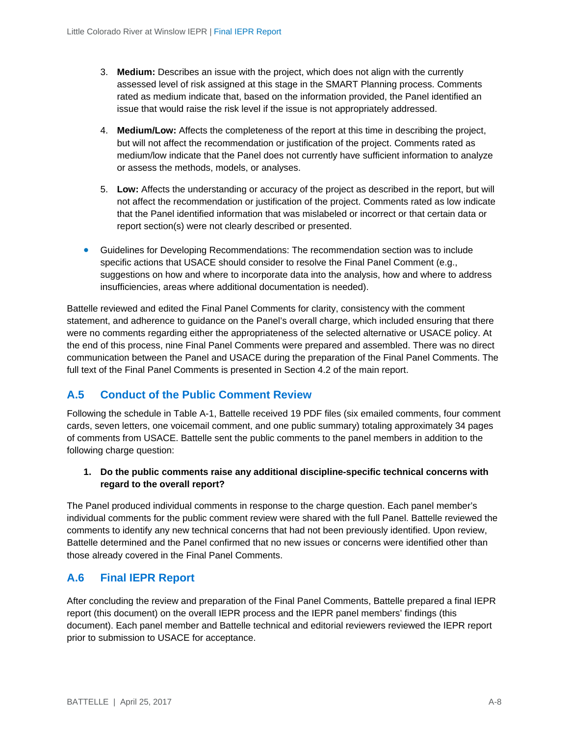3. **Medium:** Describes an issue with the project, which does not align with the currently assessed level of risk assigned at this stage in the SMART Planning process. Comments rated as medium indicate that, based on the information provided, the Panel identified an issue that would raise the risk level if the issue is not appropriately addressed.

4. **Medium/Low:** Affects the completeness of the report at this time in describing the project, but will not affect the recommendation or justification of the project. Comments rated as medium/low indicate that the Panel does not currently have sufficient information to analyze or assess the methods, models, or analyses.

5. **Low:** Affects the understanding or accuracy of the project as described in the report, but will not affect the recommendation or justification of the project. Comments rated as low indicate that the Panel identified information that was mislabeled or incorrect or that certain data or report section(s) were not clearly described or presented.

- Guidelines for Developing Recommendations: The recommendation section was to include specific actions that USACE should consider to resolve the Final Panel Comment (e.g., suggestions on how and where to incorporate data into the analysis, how and where to address insufficiencies, areas where additional documentation is needed).

Battelle reviewed and edited the Final Panel Comments for clarity, consistency with the comment statement, and adherence to guidance on the Panel's overall charge, which included ensuring that there were no comments regarding either the appropriateness of the selected alternative or USACE policy. At the end of this process, nine Final Panel Comments were prepared and assembled. There was no direct communication between the Panel and USACE during the preparation of the Final Panel Comments. The full text of the Final Panel Comments is presented in Section 4.2 of the main report.

## A.5 Conduct of the Public Comment Review

Following the schedule in Table A-1, Battelle received 19 PDF files (six emailed comments, four comment cards, seven letters, one voicemail comment, and one public summary) totaling approximately 34 pages of comments from USACE. Battelle sent the public comments to the panel members in addition to the following charge question:

1. **Do the public comments raise any additional discipline-specific technical concerns with regard to the overall report?**

The Panel produced individual comments in response to the charge question. Each panel member's individual comments for the public comment review were shared with the full Panel. Battelle reviewed the comments to identify any new technical concerns that had not been previously identified. Upon review, Battelle determined and the Panel confirmed that no new issues or concerns were identified other than those already covered in the Final Panel Comments.

## A.6 Final IEPR Report

After concluding the review and preparation of the Final Panel Comments, Battelle prepared a final IEPR report (this document) on the overall IEPR process and the IEPR panel members' findings (this document). Each panel member and Battelle technical and editorial reviewers reviewed the IEPR report prior to submission to USACE for acceptance.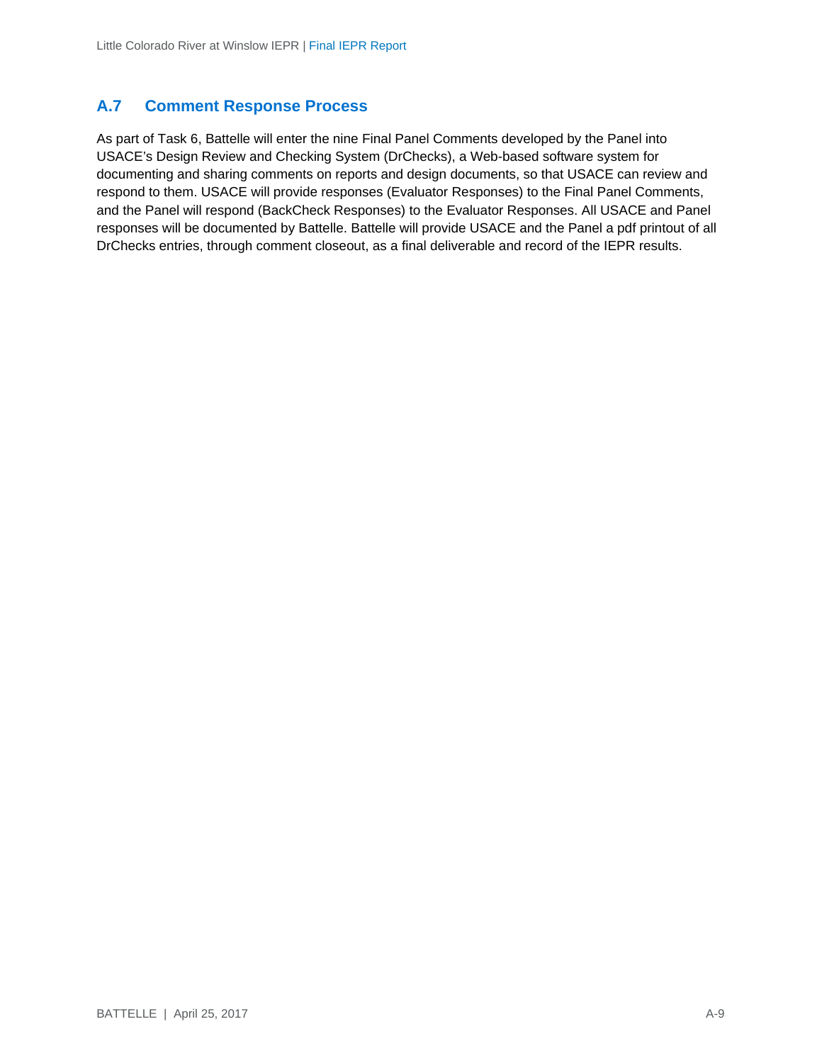## A.7 Comment Response Process

As part of Task 6, Battelle will enter the nine Final Panel Comments developed by the Panel into USACE's Design Review and Checking System (DrChecks), a Web-based software system for documenting and sharing comments on reports and design documents, so that USACE can review and respond to them. USACE will provide responses (Evaluator Responses) to the Final Panel Comments, and the Panel will respond (BackCheck Responses) to the Evaluator Responses. All USACE and Panel responses will be documented by Battelle. Battelle will provide USACE and the Panel a pdf printout of all DrChecks entries, through comment closeout, as a final deliverable and record of the IEPR results.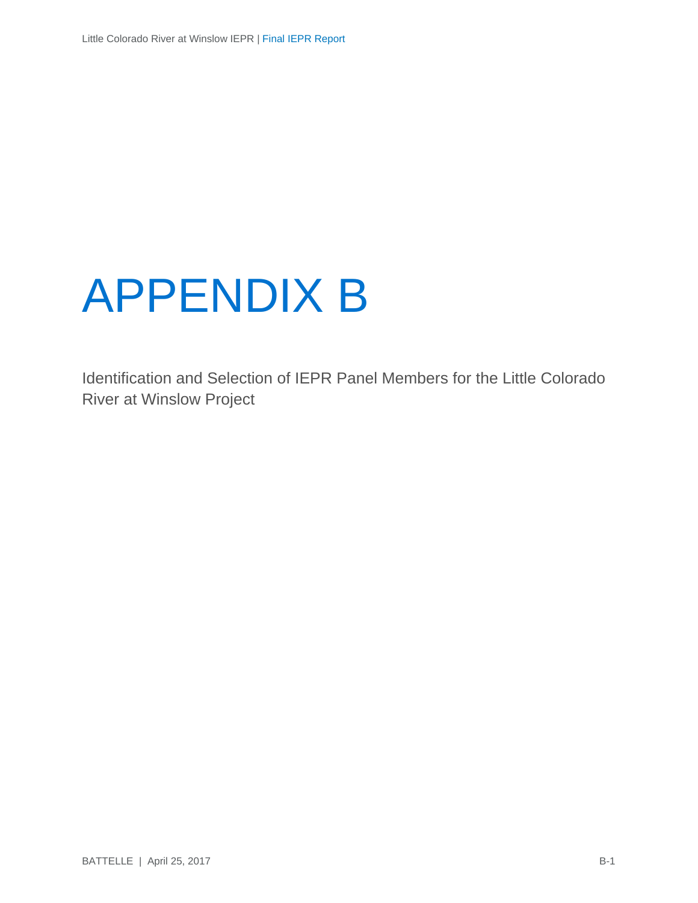# APPENDIX B

Identification and Selection of IEPR Panel Members for the Little Colorado River at Winslow Project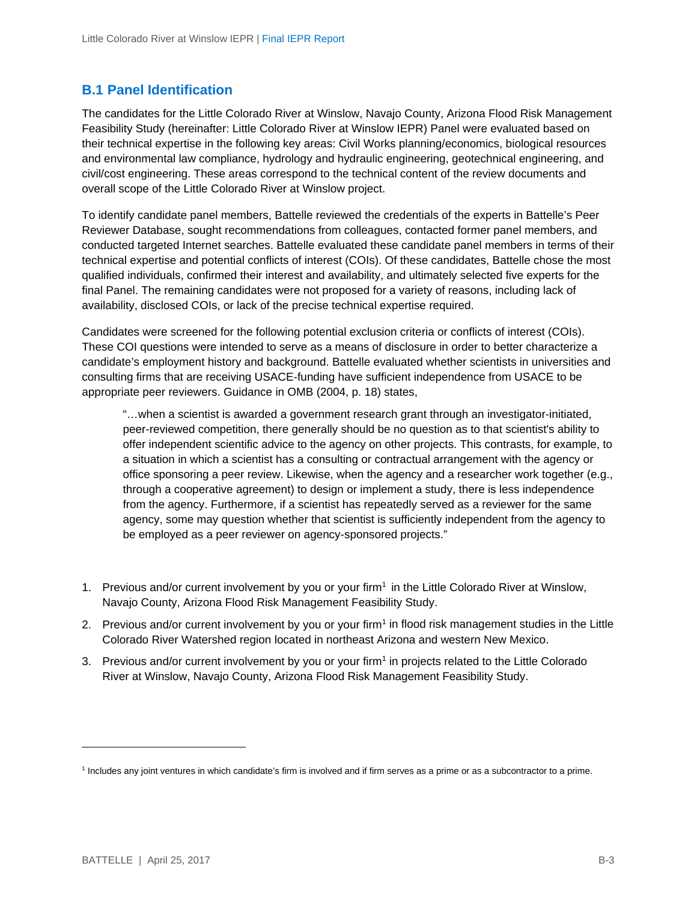## B.1 Panel Identification

The candidates for the Little Colorado River at Winslow, Navajo County, Arizona Flood Risk Management Feasibility Study (hereinafter: Little Colorado River at Winslow IEPR) Panel were evaluated based on their technical expertise in the following key areas: Civil Works planning/economics, biological resources and environmental law compliance, hydrology and hydraulic engineering, geotechnical engineering, and civil/cost engineering. These areas correspond to the technical content of the review documents and overall scope of the Little Colorado River at Winslow project.

To identify candidate panel members, Battelle reviewed the credentials of the experts in Battelle's Peer Reviewer Database, sought recommendations from colleagues, contacted former panel members, and conducted targeted Internet searches. Battelle evaluated these candidate panel members in terms of their technical expertise and potential conflicts of interest (COIs). Of these candidates, Battelle chose the most qualified individuals, confirmed their interest and availability, and ultimately selected five experts for the final Panel. The remaining candidates were not proposed for a variety of reasons, including lack of availability, disclosed COIs, or lack of the precise technical expertise required.

Candidates were screened for the following potential exclusion criteria or conflicts of interest (COIs). These COI questions were intended to serve as a means of disclosure in order to better characterize a candidate's employment history and background. Battelle evaluated whether scientists in universities and consulting firms that are receiving USACE-funding have sufficient independence from USACE to be appropriate peer reviewers. Guidance in OMB (2004, p. 18) states,

> "…when a scientist is awarded a government research grant through an investigator-initiated, peer-reviewed competition, there generally should be no question as to that scientist's ability to offer independent scientific advice to the agency on other projects. This contrasts, for example, to a situation in which a scientist has a consulting or contractual arrangement with the agency or office sponsoring a peer review. Likewise, when the agency and a researcher work together (e.g., through a cooperative agreement) to design or implement a study, there is less independence from the agency. Furthermore, if a scientist has repeatedly served as a reviewer for the same agency, some may question whether that scientist is sufficiently independent from the agency to be employed as a peer reviewer on agency-sponsored projects."

1. Previous and/or current involvement by you or your firm[1] in the Little Colorado River at Winslow, Navajo County, Arizona Flood Risk Management Feasibility Study.
2. Previous and/or current involvement by you or your firm[1] in flood risk management studies in the Little Colorado River Watershed region located in northeast Arizona and western New Mexico.
3. Previous and/or current involvement by you or your firm[1] in projects related to the Little Colorado River at Winslow, Navajo County, Arizona Flood Risk Management Feasibility Study.

[1] Includes any joint ventures in which candidate's firm is involved and if firm serves as a prime or as a subcontractor to a prime.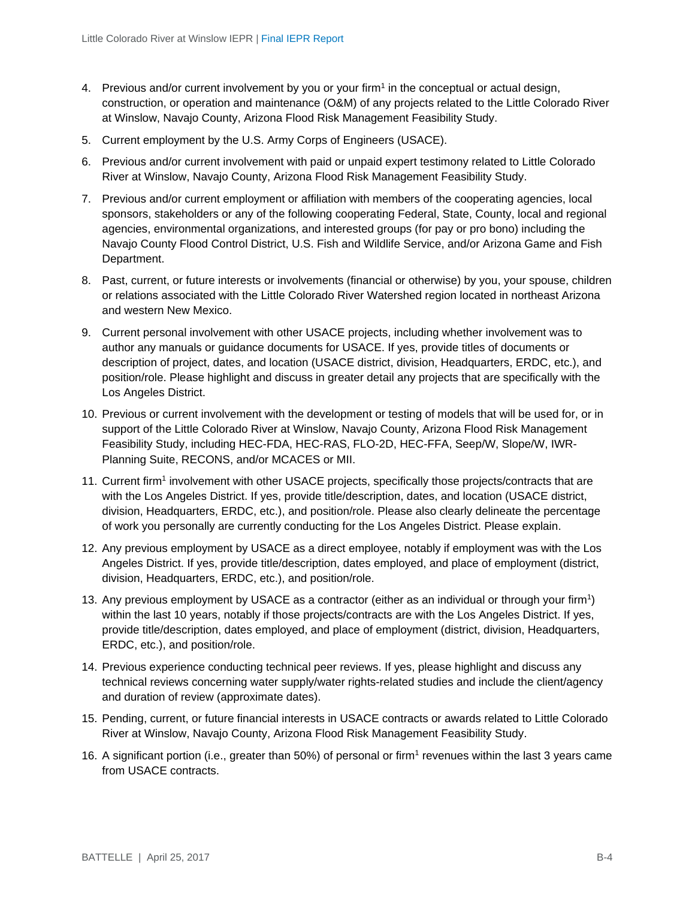4. Previous and/or current involvement by you or your firm[1] in the conceptual or actual design, construction, or operation and maintenance (O&M) of any projects related to the Little Colorado River at Winslow, Navajo County, Arizona Flood Risk Management Feasibility Study.
5. Current employment by the U.S. Army Corps of Engineers (USACE).
6. Previous and/or current involvement with paid or unpaid expert testimony related to Little Colorado River at Winslow, Navajo County, Arizona Flood Risk Management Feasibility Study.
7. Previous and/or current employment or affiliation with members of the cooperating agencies, local sponsors, stakeholders or any of the following cooperating Federal, State, County, local and regional agencies, environmental organizations, and interested groups (for pay or pro bono) including the Navajo County Flood Control District, U.S. Fish and Wildlife Service, and/or Arizona Game and Fish Department.
8. Past, current, or future interests or involvements (financial or otherwise) by you, your spouse, children or relations associated with the Little Colorado River Watershed region located in northeast Arizona and western New Mexico.
9. Current personal involvement with other USACE projects, including whether involvement was to author any manuals or guidance documents for USACE. If yes, provide titles of documents or description of project, dates, and location (USACE district, division, Headquarters, ERDC, etc.), and position/role. Please highlight and discuss in greater detail any projects that are specifically with the Los Angeles District.
10. Previous or current involvement with the development or testing of models that will be used for, or in support of the Little Colorado River at Winslow, Navajo County, Arizona Flood Risk Management Feasibility Study, including HEC-FDA, HEC-RAS, FLO-2D, HEC-FFA, Seep/W, Slope/W, IWR-Planning Suite, RECONS, and/or MCACES or MII.
11. Current firm[1] involvement with other USACE projects, specifically those projects/contracts that are with the Los Angeles District. If yes, provide title/description, dates, and location (USACE district, division, Headquarters, ERDC, etc.), and position/role. Please also clearly delineate the percentage of work you personally are currently conducting for the Los Angeles District. Please explain.
12. Any previous employment by USACE as a direct employee, notably if employment was with the Los Angeles District. If yes, provide title/description, dates employed, and place of employment (district, division, Headquarters, ERDC, etc.), and position/role.
13. Any previous employment by USACE as a contractor (either as an individual or through your firm[1]) within the last 10 years, notably if those projects/contracts are with the Los Angeles District. If yes, provide title/description, dates employed, and place of employment (district, division, Headquarters, ERDC, etc.), and position/role.
14. Previous experience conducting technical peer reviews. If yes, please highlight and discuss any technical reviews concerning water supply/water rights-related studies and include the client/agency and duration of review (approximate dates).
15. Pending, current, or future financial interests in USACE contracts or awards related to Little Colorado River at Winslow, Navajo County, Arizona Flood Risk Management Feasibility Study.
16. A significant portion (i.e., greater than 50%) of personal or firm[1] revenues within the last 3 years came from USACE contracts.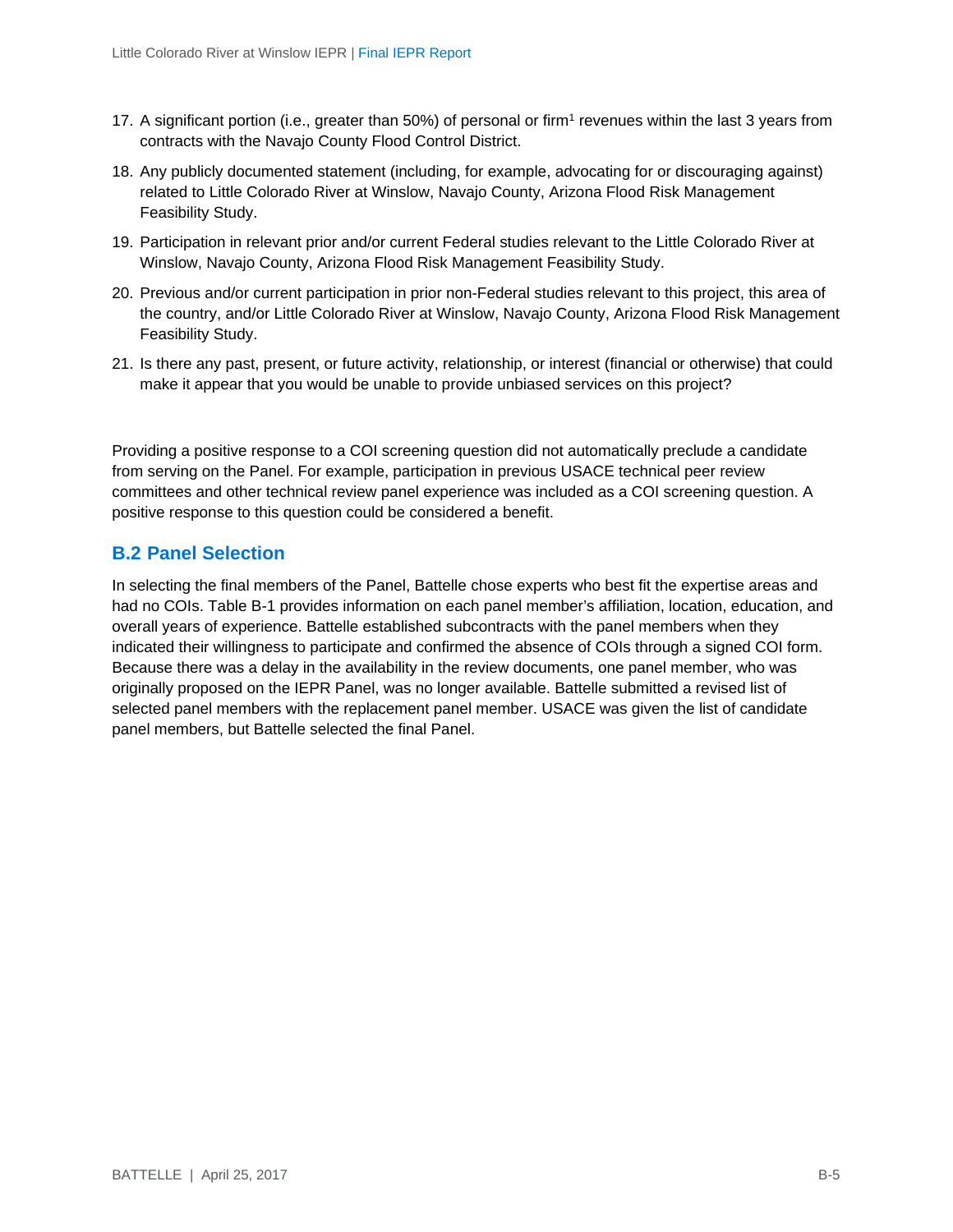17. A significant portion (i.e., greater than 50%) of personal or firm[1] revenues within the last 3 years from contracts with the Navajo County Flood Control District.
18. Any publicly documented statement (including, for example, advocating for or discouraging against) related to Little Colorado River at Winslow, Navajo County, Arizona Flood Risk Management Feasibility Study.
19. Participation in relevant prior and/or current Federal studies relevant to the Little Colorado River at Winslow, Navajo County, Arizona Flood Risk Management Feasibility Study.
20. Previous and/or current participation in prior non-Federal studies relevant to this project, this area of the country, and/or Little Colorado River at Winslow, Navajo County, Arizona Flood Risk Management Feasibility Study.
21. Is there any past, present, or future activity, relationship, or interest (financial or otherwise) that could make it appear that you would be unable to provide unbiased services on this project?

Providing a positive response to a COI screening question did not automatically preclude a candidate from serving on the Panel. For example, participation in previous USACE technical peer review committees and other technical review panel experience was included as a COI screening question. A positive response to this question could be considered a benefit.

## B.2 Panel Selection

In selecting the final members of the Panel, Battelle chose experts who best fit the expertise areas and had no COIs. Table B-1 provides information on each panel member's affiliation, location, education, and overall years of experience. Battelle established subcontracts with the panel members when they indicated their willingness to participate and confirmed the absence of COIs through a signed COI form. Because there was a delay in the availability in the review documents, one panel member, who was originally proposed on the IEPR Panel, was no longer available. Battelle submitted a revised list of selected panel members with the replacement panel member. USACE was given the list of candidate panel members, but Battelle selected the final Panel.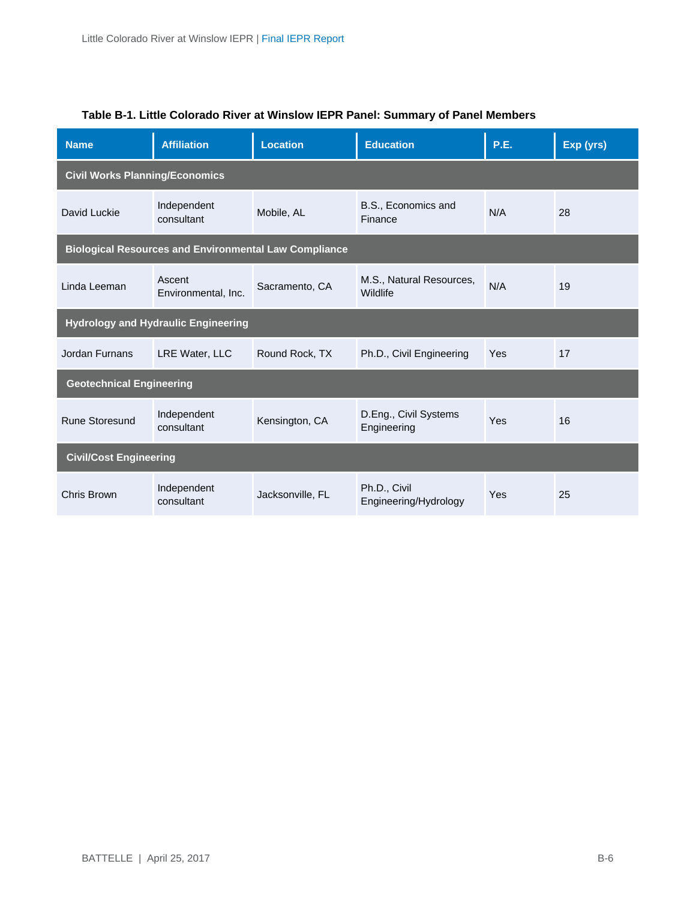**Table B-1. Little Colorado River at Winslow IEPR Panel: Summary of Panel Members**

| Name | Affiliation | Location | Education | P.E. | Exp (yrs) |
|---|---|---|---|---|---|
| **Civil Works Planning/Economics** | | | | | |
| David Luckie | Independent consultant | Mobile, AL | B.S., Economics and Finance | N/A | 28 |
| **Biological Resources and Environmental Law Compliance** | | | | | |
| Linda Leeman | Ascent Environmental, Inc. | Sacramento, CA | M.S., Natural Resources, Wildlife | N/A | 19 |
| **Hydrology and Hydraulic Engineering** | | | | | |
| Jordan Furnans | LRE Water, LLC | Round Rock, TX | Ph.D., Civil Engineering | Yes | 17 |
| **Geotechnical Engineering** | | | | | |
| Rune Storesund | Independent consultant | Kensington, CA | D.Eng., Civil Systems Engineering | Yes | 16 |
| **Civil/Cost Engineering** | | | | | |
| Chris Brown | Independent consultant | Jacksonville, FL | Ph.D., Civil Engineering/Hydrology | Yes | 25 |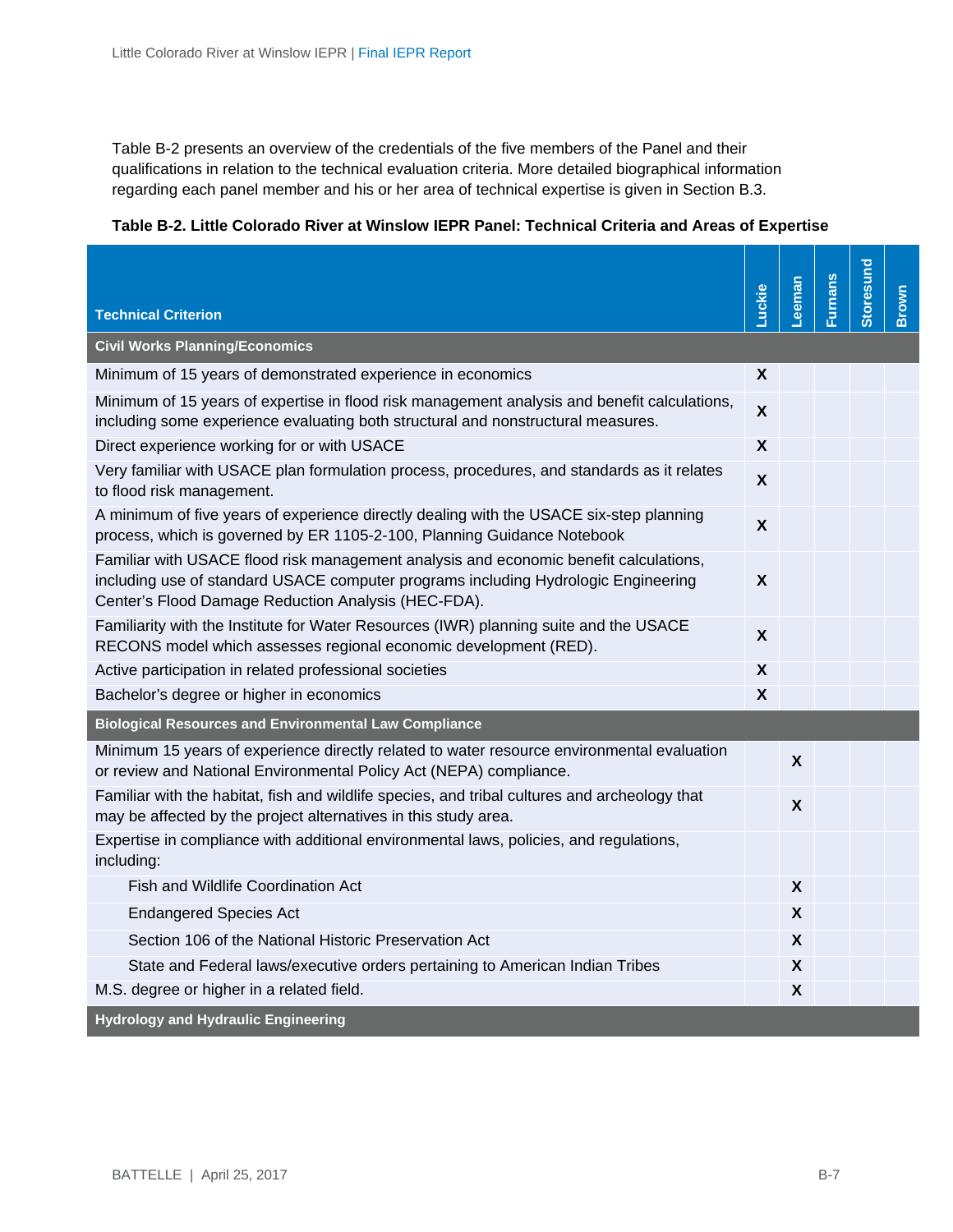Table B-2 presents an overview of the credentials of the five members of the Panel and their qualifications in relation to the technical evaluation criteria. More detailed biographical information regarding each panel member and his or her area of technical expertise is given in Section B.3.

**Table B-2. Little Colorado River at Winslow IEPR Panel: Technical Criteria and Areas of Expertise**

| Technical Criterion | Luckie | Leeman | Furnans | Storesund | Brown |
|---|---|---|---|---|---|
| **Civil Works Planning/Economics** | | | | | |
| Minimum of 15 years of demonstrated experience in economics | X | | | | |
| Minimum of 15 years of expertise in flood risk management analysis and benefit calculations, including some experience evaluating both structural and nonstructural measures. | X | | | | |
| Direct experience working for or with USACE | X | | | | |
| Very familiar with USACE plan formulation process, procedures, and standards as it relates to flood risk management. | X | | | | |
| A minimum of five years of experience directly dealing with the USACE six-step planning process, which is governed by ER 1105-2-100, Planning Guidance Notebook | X | | | | |
| Familiar with USACE flood risk management analysis and economic benefit calculations, including use of standard USACE computer programs including Hydrologic Engineering Center's Flood Damage Reduction Analysis (HEC-FDA). | X | | | | |
| Familiarity with the Institute for Water Resources (IWR) planning suite and the USACE RECONS model which assesses regional economic development (RED). | X | | | | |
| Active participation in related professional societies | X | | | | |
| Bachelor's degree or higher in economics | X | | | | |
| **Biological Resources and Environmental Law Compliance** | | | | | |
| Minimum 15 years of experience directly related to water resource environmental evaluation or review and National Environmental Policy Act (NEPA) compliance. | | X | | | |
| Familiar with the habitat, fish and wildlife species, and tribal cultures and archeology that may be affected by the project alternatives in this study area. | | X | | | |
| Expertise in compliance with additional environmental laws, policies, and regulations, including: | | | | | |
| Fish and Wildlife Coordination Act | | X | | | |
| Endangered Species Act | | X | | | |
| Section 106 of the National Historic Preservation Act | | X | | | |
| State and Federal laws/executive orders pertaining to American Indian Tribes | | X | | | |
| M.S. degree or higher in a related field. | | X | | | |
| **Hydrology and Hydraulic Engineering** | | | | | |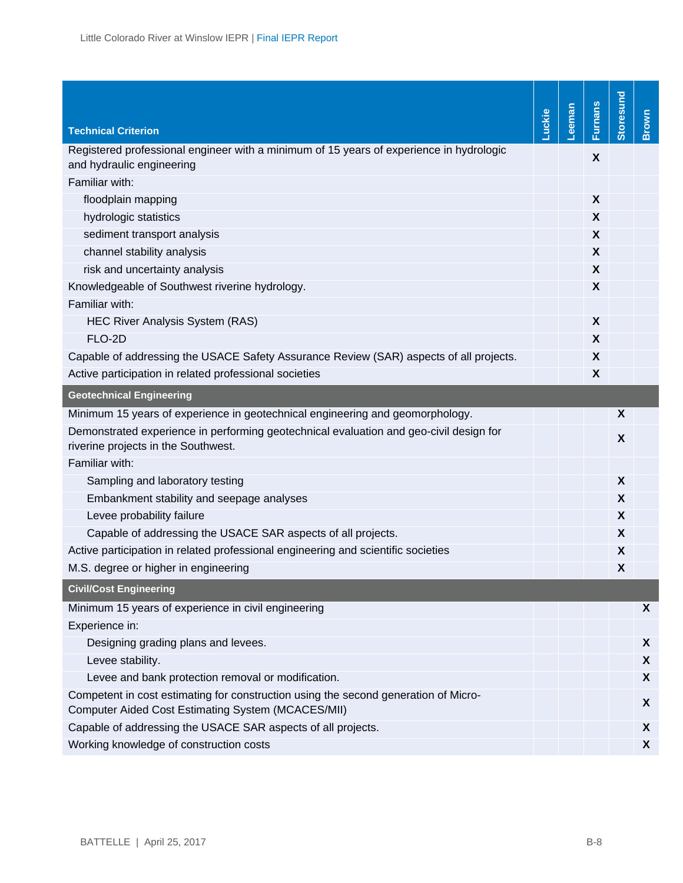| Technical Criterion | Luckie | Leeman | Furnans | Storesund | Brown |
|---|---|---|---|---|---|
| Registered professional engineer with a minimum of 15 years of experience in hydrologic and hydraulic engineering | | | X | | |
| Familiar with: | | | | | |
| floodplain mapping | | | X | | |
| hydrologic statistics | | | X | | |
| sediment transport analysis | | | X | | |
| channel stability analysis | | | X | | |
| risk and uncertainty analysis | | | X | | |
| Knowledgeable of Southwest riverine hydrology. | | | X | | |
| Familiar with: | | | | | |
| HEC River Analysis System (RAS) | | | X | | |
| FLO-2D | | | X | | |
| Capable of addressing the USACE Safety Assurance Review (SAR) aspects of all projects. | | | X | | |
| Active participation in related professional societies | | | X | | |
| **Geotechnical Engineering** | | | | | |
| Minimum 15 years of experience in geotechnical engineering and geomorphology. | | | | X | |
| Demonstrated experience in performing geotechnical evaluation and geo-civil design for riverine projects in the Southwest. | | | | X | |
| Familiar with: | | | | | |
| Sampling and laboratory testing | | | | X | |
| Embankment stability and seepage analyses | | | | X | |
| Levee probability failure | | | | X | |
| Capable of addressing the USACE SAR aspects of all projects. | | | | X | |
| Active participation in related professional engineering and scientific societies | | | | X | |
| M.S. degree or higher in engineering | | | | X | |
| **Civil/Cost Engineering** | | | | | |
| Minimum 15 years of experience in civil engineering | | | | | X |
| Experience in: | | | | | |
| Designing grading plans and levees. | | | | | X |
| Levee stability. | | | | | X |
| Levee and bank protection removal or modification. | | | | | X |
| Competent in cost estimating for construction using the second generation of Micro-Computer Aided Cost Estimating System (MCACES/MII) | | | | | X |
| Capable of addressing the USACE SAR aspects of all projects. | | | | | X |
| Working knowledge of construction costs | | | | | X |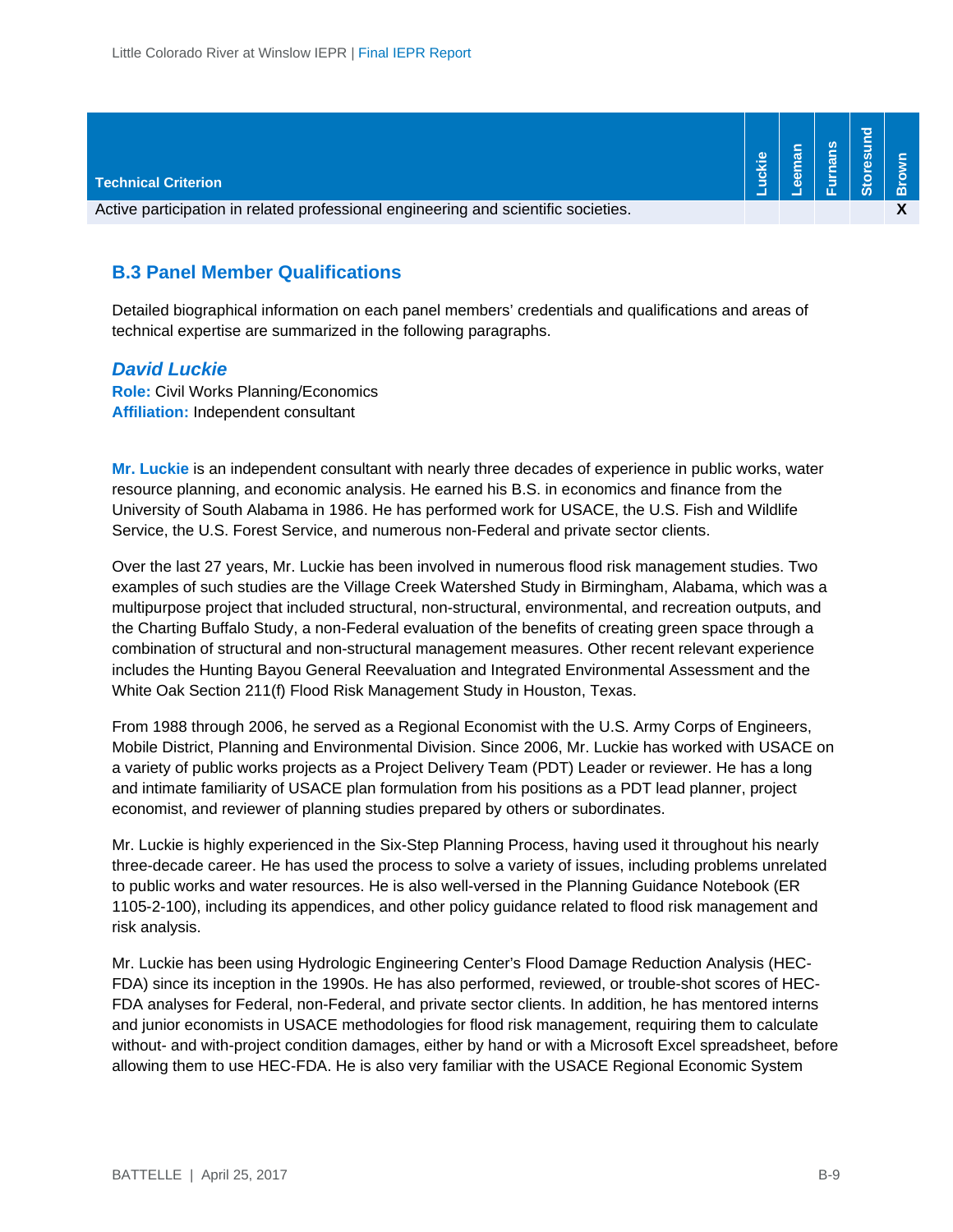| Technical Criterion | Luckie | Leeman | Furnans | Storesund | Brown |
|---|---|---|---|---|---|
| Active participation in related professional engineering and scientific societies. | | | | | X |

## B.3 Panel Member Qualifications

Detailed biographical information on each panel members' credentials and qualifications and areas of technical expertise are summarized in the following paragraphs.

### *David Luckie*

**Role:** Civil Works Planning/Economics
**Affiliation:** Independent consultant

**Mr. Luckie** is an independent consultant with nearly three decades of experience in public works, water resource planning, and economic analysis. He earned his B.S. in economics and finance from the University of South Alabama in 1986. He has performed work for USACE, the U.S. Fish and Wildlife Service, the U.S. Forest Service, and numerous non-Federal and private sector clients.

Over the last 27 years, Mr. Luckie has been involved in numerous flood risk management studies. Two examples of such studies are the Village Creek Watershed Study in Birmingham, Alabama, which was a multipurpose project that included structural, non-structural, environmental, and recreation outputs, and the Charting Buffalo Study, a non-Federal evaluation of the benefits of creating green space through a combination of structural and non-structural management measures. Other recent relevant experience includes the Hunting Bayou General Reevaluation and Integrated Environmental Assessment and the White Oak Section 211(f) Flood Risk Management Study in Houston, Texas.

From 1988 through 2006, he served as a Regional Economist with the U.S. Army Corps of Engineers, Mobile District, Planning and Environmental Division. Since 2006, Mr. Luckie has worked with USACE on a variety of public works projects as a Project Delivery Team (PDT) Leader or reviewer. He has a long and intimate familiarity of USACE plan formulation from his positions as a PDT lead planner, project economist, and reviewer of planning studies prepared by others or subordinates.

Mr. Luckie is highly experienced in the Six-Step Planning Process, having used it throughout his nearly three-decade career. He has used the process to solve a variety of issues, including problems unrelated to public works and water resources. He is also well-versed in the Planning Guidance Notebook (ER 1105-2-100), including its appendices, and other policy guidance related to flood risk management and risk analysis.

Mr. Luckie has been using Hydrologic Engineering Center's Flood Damage Reduction Analysis (HEC-FDA) since its inception in the 1990s. He has also performed, reviewed, or trouble-shot scores of HEC-FDA analyses for Federal, non-Federal, and private sector clients. In addition, he has mentored interns and junior economists in USACE methodologies for flood risk management, requiring them to calculate without- and with-project condition damages, either by hand or with a Microsoft Excel spreadsheet, before allowing them to use HEC-FDA. He is also very familiar with the USACE Regional Economic System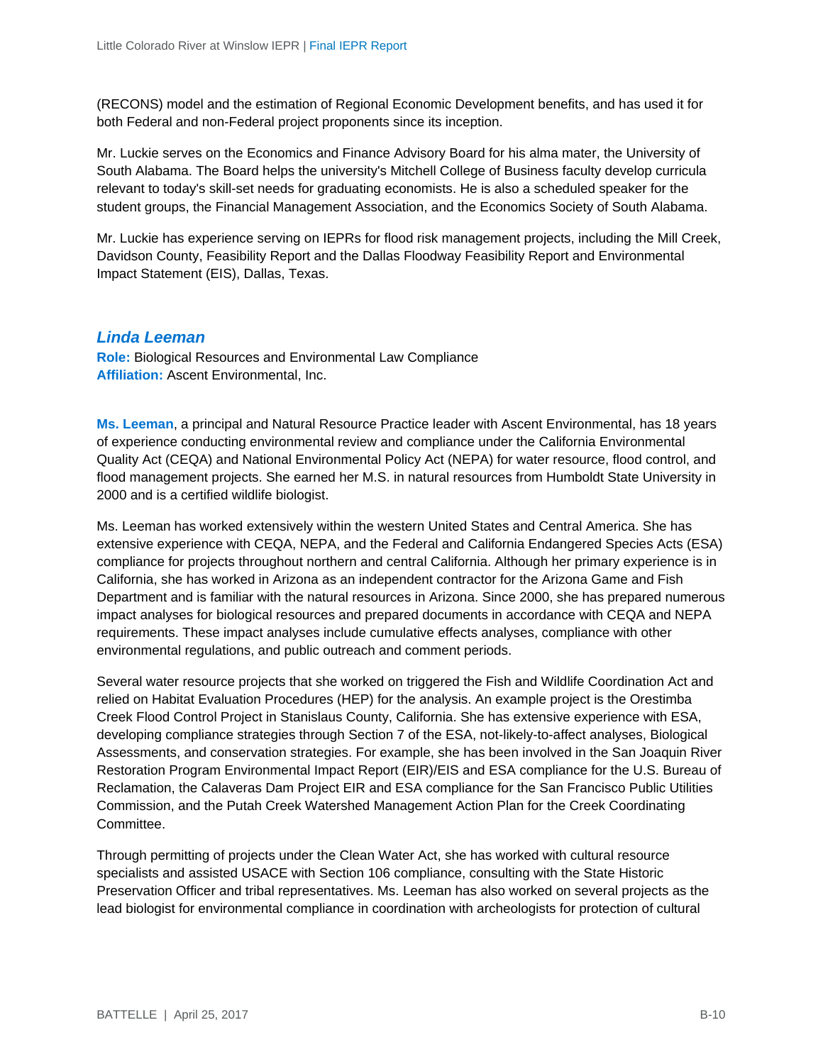(RECONS) model and the estimation of Regional Economic Development benefits, and has used it for both Federal and non-Federal project proponents since its inception.

Mr. Luckie serves on the Economics and Finance Advisory Board for his alma mater, the University of South Alabama. The Board helps the university's Mitchell College of Business faculty develop curricula relevant to today's skill-set needs for graduating economists. He is also a scheduled speaker for the student groups, the Financial Management Association, and the Economics Society of South Alabama.

Mr. Luckie has experience serving on IEPRs for flood risk management projects, including the Mill Creek, Davidson County, Feasibility Report and the Dallas Floodway Feasibility Report and Environmental Impact Statement (EIS), Dallas, Texas.

### *Linda Leeman*

**Role:** Biological Resources and Environmental Law Compliance
**Affiliation:** Ascent Environmental, Inc.

**Ms. Leeman**, a principal and Natural Resource Practice leader with Ascent Environmental, has 18 years of experience conducting environmental review and compliance under the California Environmental Quality Act (CEQA) and National Environmental Policy Act (NEPA) for water resource, flood control, and flood management projects. She earned her M.S. in natural resources from Humboldt State University in 2000 and is a certified wildlife biologist.

Ms. Leeman has worked extensively within the western United States and Central America. She has extensive experience with CEQA, NEPA, and the Federal and California Endangered Species Acts (ESA) compliance for projects throughout northern and central California. Although her primary experience is in California, she has worked in Arizona as an independent contractor for the Arizona Game and Fish Department and is familiar with the natural resources in Arizona. Since 2000, she has prepared numerous impact analyses for biological resources and prepared documents in accordance with CEQA and NEPA requirements. These impact analyses include cumulative effects analyses, compliance with other environmental regulations, and public outreach and comment periods.

Several water resource projects that she worked on triggered the Fish and Wildlife Coordination Act and relied on Habitat Evaluation Procedures (HEP) for the analysis. An example project is the Orestimba Creek Flood Control Project in Stanislaus County, California. She has extensive experience with ESA, developing compliance strategies through Section 7 of the ESA, not-likely-to-affect analyses, Biological Assessments, and conservation strategies. For example, she has been involved in the San Joaquin River Restoration Program Environmental Impact Report (EIR)/EIS and ESA compliance for the U.S. Bureau of Reclamation, the Calaveras Dam Project EIR and ESA compliance for the San Francisco Public Utilities Commission, and the Putah Creek Watershed Management Action Plan for the Creek Coordinating Committee.

Through permitting of projects under the Clean Water Act, she has worked with cultural resource specialists and assisted USACE with Section 106 compliance, consulting with the State Historic Preservation Officer and tribal representatives. Ms. Leeman has also worked on several projects as the lead biologist for environmental compliance in coordination with archeologists for protection of cultural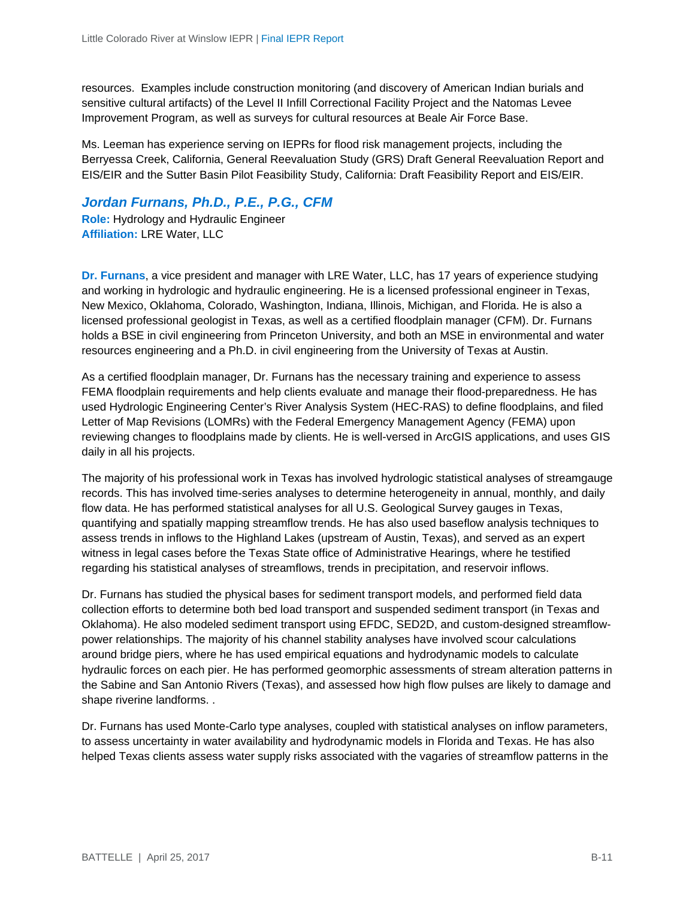resources. Examples include construction monitoring (and discovery of American Indian burials and sensitive cultural artifacts) of the Level II Infill Correctional Facility Project and the Natomas Levee Improvement Program, as well as surveys for cultural resources at Beale Air Force Base.

Ms. Leeman has experience serving on IEPRs for flood risk management projects, including the Berryessa Creek, California, General Reevaluation Study (GRS) Draft General Reevaluation Report and EIS/EIR and the Sutter Basin Pilot Feasibility Study, California: Draft Feasibility Report and EIS/EIR.

### *Jordan Furnans, Ph.D., P.E., P.G., CFM*

**Role:** Hydrology and Hydraulic Engineer
**Affiliation:** LRE Water, LLC

**Dr. Furnans**, a vice president and manager with LRE Water, LLC, has 17 years of experience studying and working in hydrologic and hydraulic engineering. He is a licensed professional engineer in Texas, New Mexico, Oklahoma, Colorado, Washington, Indiana, Illinois, Michigan, and Florida. He is also a licensed professional geologist in Texas, as well as a certified floodplain manager (CFM). Dr. Furnans holds a BSE in civil engineering from Princeton University, and both an MSE in environmental and water resources engineering and a Ph.D. in civil engineering from the University of Texas at Austin.

As a certified floodplain manager, Dr. Furnans has the necessary training and experience to assess FEMA floodplain requirements and help clients evaluate and manage their flood-preparedness. He has used Hydrologic Engineering Center's River Analysis System (HEC-RAS) to define floodplains, and filed Letter of Map Revisions (LOMRs) with the Federal Emergency Management Agency (FEMA) upon reviewing changes to floodplains made by clients. He is well-versed in ArcGIS applications, and uses GIS daily in all his projects.

The majority of his professional work in Texas has involved hydrologic statistical analyses of streamgauge records. This has involved time-series analyses to determine heterogeneity in annual, monthly, and daily flow data. He has performed statistical analyses for all U.S. Geological Survey gauges in Texas, quantifying and spatially mapping streamflow trends. He has also used baseflow analysis techniques to assess trends in inflows to the Highland Lakes (upstream of Austin, Texas), and served as an expert witness in legal cases before the Texas State office of Administrative Hearings, where he testified regarding his statistical analyses of streamflows, trends in precipitation, and reservoir inflows.

Dr. Furnans has studied the physical bases for sediment transport models, and performed field data collection efforts to determine both bed load transport and suspended sediment transport (in Texas and Oklahoma). He also modeled sediment transport using EFDC, SED2D, and custom-designed streamflow-power relationships. The majority of his channel stability analyses have involved scour calculations around bridge piers, where he has used empirical equations and hydrodynamic models to calculate hydraulic forces on each pier. He has performed geomorphic assessments of stream alteration patterns in the Sabine and San Antonio Rivers (Texas), and assessed how high flow pulses are likely to damage and shape riverine landforms. .

Dr. Furnans has used Monte-Carlo type analyses, coupled with statistical analyses on inflow parameters, to assess uncertainty in water availability and hydrodynamic models in Florida and Texas. He has also helped Texas clients assess water supply risks associated with the vagaries of streamflow patterns in the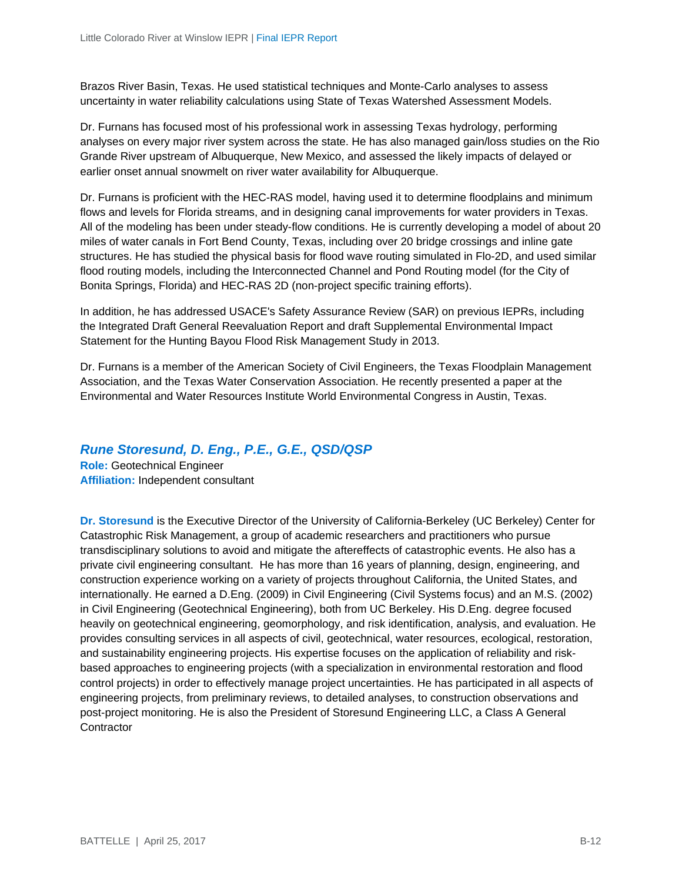Brazos River Basin, Texas. He used statistical techniques and Monte-Carlo analyses to assess uncertainty in water reliability calculations using State of Texas Watershed Assessment Models.

Dr. Furnans has focused most of his professional work in assessing Texas hydrology, performing analyses on every major river system across the state. He has also managed gain/loss studies on the Rio Grande River upstream of Albuquerque, New Mexico, and assessed the likely impacts of delayed or earlier onset annual snowmelt on river water availability for Albuquerque.

Dr. Furnans is proficient with the HEC-RAS model, having used it to determine floodplains and minimum flows and levels for Florida streams, and in designing canal improvements for water providers in Texas. All of the modeling has been under steady-flow conditions. He is currently developing a model of about 20 miles of water canals in Fort Bend County, Texas, including over 20 bridge crossings and inline gate structures. He has studied the physical basis for flood wave routing simulated in Flo-2D, and used similar flood routing models, including the Interconnected Channel and Pond Routing model (for the City of Bonita Springs, Florida) and HEC-RAS 2D (non-project specific training efforts).

In addition, he has addressed USACE's Safety Assurance Review (SAR) on previous IEPRs, including the Integrated Draft General Reevaluation Report and draft Supplemental Environmental Impact Statement for the Hunting Bayou Flood Risk Management Study in 2013.

Dr. Furnans is a member of the American Society of Civil Engineers, the Texas Floodplain Management Association, and the Texas Water Conservation Association. He recently presented a paper at the Environmental and Water Resources Institute World Environmental Congress in Austin, Texas.

### *Rune Storesund, D. Eng., P.E., G.E., QSD/QSP*

**Role:** Geotechnical Engineer
**Affiliation:** Independent consultant

**Dr. Storesund** is the Executive Director of the University of California-Berkeley (UC Berkeley) Center for Catastrophic Risk Management, a group of academic researchers and practitioners who pursue transdisciplinary solutions to avoid and mitigate the aftereffects of catastrophic events. He also has a private civil engineering consultant. He has more than 16 years of planning, design, engineering, and construction experience working on a variety of projects throughout California, the United States, and internationally. He earned a D.Eng. (2009) in Civil Engineering (Civil Systems focus) and an M.S. (2002) in Civil Engineering (Geotechnical Engineering), both from UC Berkeley. His D.Eng. degree focused heavily on geotechnical engineering, geomorphology, and risk identification, analysis, and evaluation. He provides consulting services in all aspects of civil, geotechnical, water resources, ecological, restoration, and sustainability engineering projects. His expertise focuses on the application of reliability and risk-based approaches to engineering projects (with a specialization in environmental restoration and flood control projects) in order to effectively manage project uncertainties. He has participated in all aspects of engineering projects, from preliminary reviews, to detailed analyses, to construction observations and post-project monitoring. He is also the President of Storesund Engineering LLC, a Class A General Contractor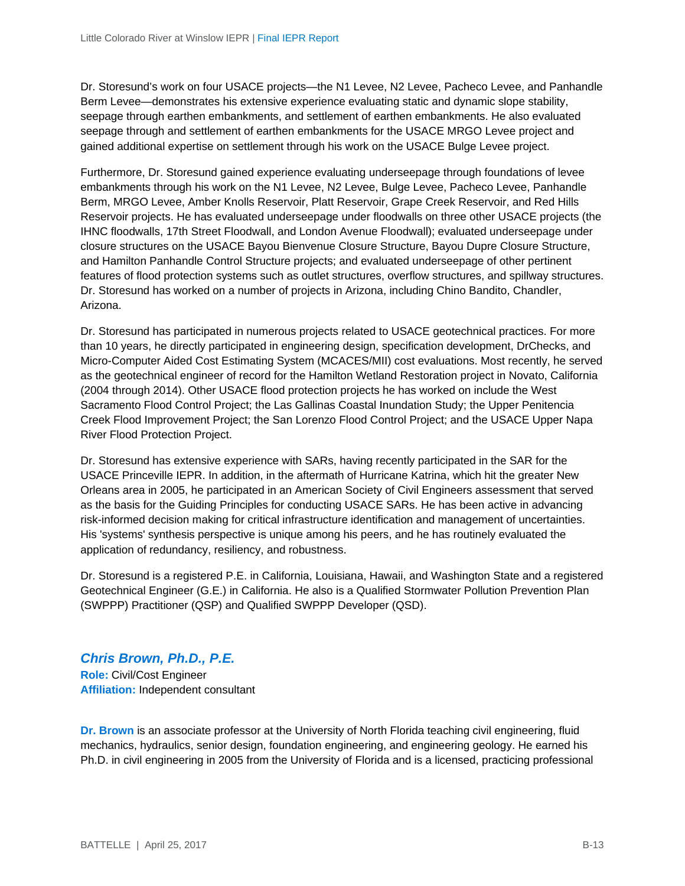Dr. Storesund's work on four USACE projects—the N1 Levee, N2 Levee, Pacheco Levee, and Panhandle Berm Levee—demonstrates his extensive experience evaluating static and dynamic slope stability, seepage through earthen embankments, and settlement of earthen embankments. He also evaluated seepage through and settlement of earthen embankments for the USACE MRGO Levee project and gained additional expertise on settlement through his work on the USACE Bulge Levee project.

Furthermore, Dr. Storesund gained experience evaluating underseepage through foundations of levee embankments through his work on the N1 Levee, N2 Levee, Bulge Levee, Pacheco Levee, Panhandle Berm, MRGO Levee, Amber Knolls Reservoir, Platt Reservoir, Grape Creek Reservoir, and Red Hills Reservoir projects. He has evaluated underseepage under floodwalls on three other USACE projects (the IHNC floodwalls, 17th Street Floodwall, and London Avenue Floodwall); evaluated underseepage under closure structures on the USACE Bayou Bienvenue Closure Structure, Bayou Dupre Closure Structure, and Hamilton Panhandle Control Structure projects; and evaluated underseepage of other pertinent features of flood protection systems such as outlet structures, overflow structures, and spillway structures. Dr. Storesund has worked on a number of projects in Arizona, including Chino Bandito, Chandler, Arizona.

Dr. Storesund has participated in numerous projects related to USACE geotechnical practices. For more than 10 years, he directly participated in engineering design, specification development, DrChecks, and Micro-Computer Aided Cost Estimating System (MCACES/MII) cost evaluations. Most recently, he served as the geotechnical engineer of record for the Hamilton Wetland Restoration project in Novato, California (2004 through 2014). Other USACE flood protection projects he has worked on include the West Sacramento Flood Control Project; the Las Gallinas Coastal Inundation Study; the Upper Penitencia Creek Flood Improvement Project; the San Lorenzo Flood Control Project; and the USACE Upper Napa River Flood Protection Project.

Dr. Storesund has extensive experience with SARs, having recently participated in the SAR for the USACE Princeville IEPR. In addition, in the aftermath of Hurricane Katrina, which hit the greater New Orleans area in 2005, he participated in an American Society of Civil Engineers assessment that served as the basis for the Guiding Principles for conducting USACE SARs. He has been active in advancing risk-informed decision making for critical infrastructure identification and management of uncertainties. His 'systems' synthesis perspective is unique among his peers, and he has routinely evaluated the application of redundancy, resiliency, and robustness.

Dr. Storesund is a registered P.E. in California, Louisiana, Hawaii, and Washington State and a registered Geotechnical Engineer (G.E.) in California. He also is a Qualified Stormwater Pollution Prevention Plan (SWPPP) Practitioner (QSP) and Qualified SWPPP Developer (QSD).

### *Chris Brown, Ph.D., P.E.*

**Role:** Civil/Cost Engineer
**Affiliation:** Independent consultant

**Dr. Brown** is an associate professor at the University of North Florida teaching civil engineering, fluid mechanics, hydraulics, senior design, foundation engineering, and engineering geology. He earned his Ph.D. in civil engineering in 2005 from the University of Florida and is a licensed, practicing professional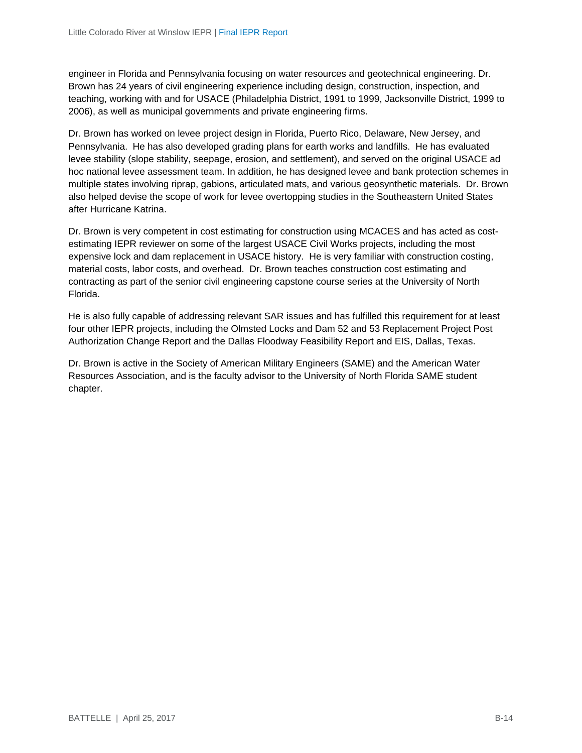engineer in Florida and Pennsylvania focusing on water resources and geotechnical engineering. Dr. Brown has 24 years of civil engineering experience including design, construction, inspection, and teaching, working with and for USACE (Philadelphia District, 1991 to 1999, Jacksonville District, 1999 to 2006), as well as municipal governments and private engineering firms.

Dr. Brown has worked on levee project design in Florida, Puerto Rico, Delaware, New Jersey, and Pennsylvania. He has also developed grading plans for earth works and landfills. He has evaluated levee stability (slope stability, seepage, erosion, and settlement), and served on the original USACE ad hoc national levee assessment team. In addition, he has designed levee and bank protection schemes in multiple states involving riprap, gabions, articulated mats, and various geosynthetic materials. Dr. Brown also helped devise the scope of work for levee overtopping studies in the Southeastern United States after Hurricane Katrina.

Dr. Brown is very competent in cost estimating for construction using MCACES and has acted as cost-estimating IEPR reviewer on some of the largest USACE Civil Works projects, including the most expensive lock and dam replacement in USACE history. He is very familiar with construction costing, material costs, labor costs, and overhead. Dr. Brown teaches construction cost estimating and contracting as part of the senior civil engineering capstone course series at the University of North Florida.

He is also fully capable of addressing relevant SAR issues and has fulfilled this requirement for at least four other IEPR projects, including the Olmsted Locks and Dam 52 and 53 Replacement Project Post Authorization Change Report and the Dallas Floodway Feasibility Report and EIS, Dallas, Texas.

Dr. Brown is active in the Society of American Military Engineers (SAME) and the American Water Resources Association, and is the faculty advisor to the University of North Florida SAME student chapter.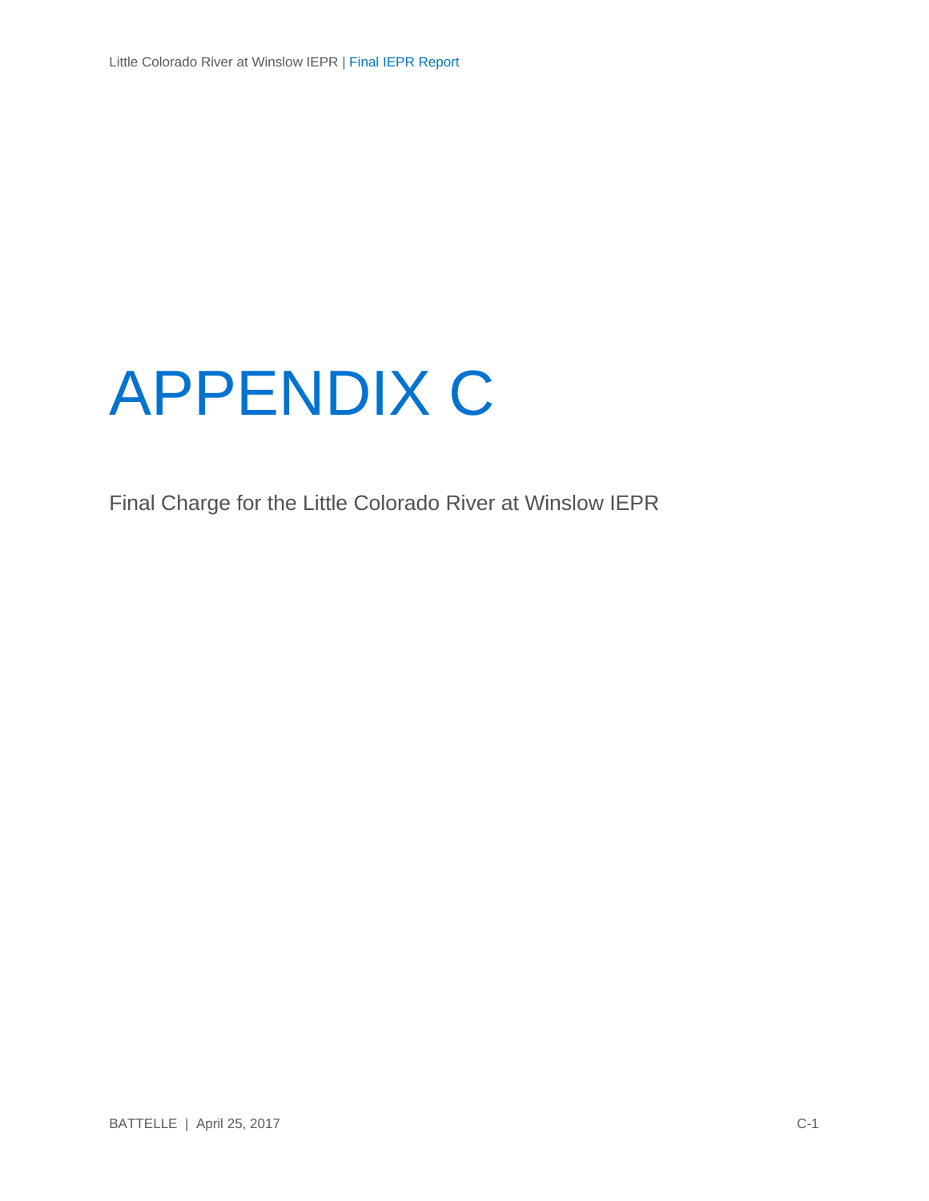# APPENDIX C

Final Charge for the Little Colorado River at Winslow IEPR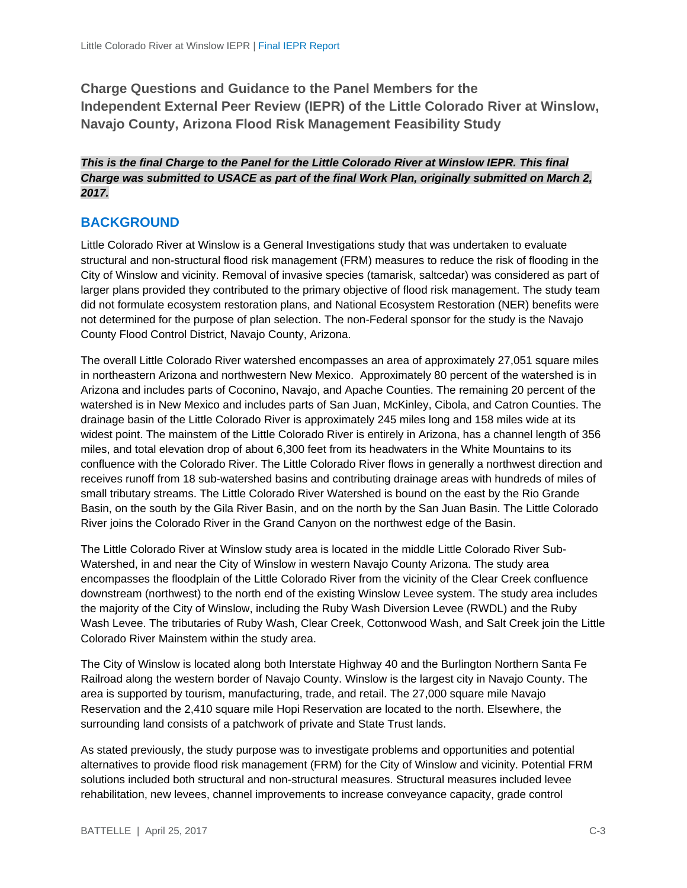## Charge Questions and Guidance to the Panel Members for the Independent External Peer Review (IEPR) of the Little Colorado River at Winslow, Navajo County, Arizona Flood Risk Management Feasibility Study

***This is the final Charge to the Panel for the Little Colorado River at Winslow IEPR. This final Charge was submitted to USACE as part of the final Work Plan, originally submitted on March 2, 2017.***

## BACKGROUND

Little Colorado River at Winslow is a General Investigations study that was undertaken to evaluate structural and non-structural flood risk management (FRM) measures to reduce the risk of flooding in the City of Winslow and vicinity. Removal of invasive species (tamarisk, saltcedar) was considered as part of larger plans provided they contributed to the primary objective of flood risk management. The study team did not formulate ecosystem restoration plans, and National Ecosystem Restoration (NER) benefits were not determined for the purpose of plan selection. The non-Federal sponsor for the study is the Navajo County Flood Control District, Navajo County, Arizona.

The overall Little Colorado River watershed encompasses an area of approximately 27,051 square miles in northeastern Arizona and northwestern New Mexico. Approximately 80 percent of the watershed is in Arizona and includes parts of Coconino, Navajo, and Apache Counties. The remaining 20 percent of the watershed is in New Mexico and includes parts of San Juan, McKinley, Cibola, and Catron Counties. The drainage basin of the Little Colorado River is approximately 245 miles long and 158 miles wide at its widest point. The mainstem of the Little Colorado River is entirely in Arizona, has a channel length of 356 miles, and total elevation drop of about 6,300 feet from its headwaters in the White Mountains to its confluence with the Colorado River. The Little Colorado River flows in generally a northwest direction and receives runoff from 18 sub-watershed basins and contributing drainage areas with hundreds of miles of small tributary streams. The Little Colorado River Watershed is bound on the east by the Rio Grande Basin, on the south by the Gila River Basin, and on the north by the San Juan Basin. The Little Colorado River joins the Colorado River in the Grand Canyon on the northwest edge of the Basin.

The Little Colorado River at Winslow study area is located in the middle Little Colorado River Sub-Watershed, in and near the City of Winslow in western Navajo County Arizona. The study area encompasses the floodplain of the Little Colorado River from the vicinity of the Clear Creek confluence downstream (northwest) to the north end of the existing Winslow Levee system. The study area includes the majority of the City of Winslow, including the Ruby Wash Diversion Levee (RWDL) and the Ruby Wash Levee. The tributaries of Ruby Wash, Clear Creek, Cottonwood Wash, and Salt Creek join the Little Colorado River Mainstem within the study area.

The City of Winslow is located along both Interstate Highway 40 and the Burlington Northern Santa Fe Railroad along the western border of Navajo County. Winslow is the largest city in Navajo County. The area is supported by tourism, manufacturing, trade, and retail. The 27,000 square mile Navajo Reservation and the 2,410 square mile Hopi Reservation are located to the north. Elsewhere, the surrounding land consists of a patchwork of private and State Trust lands.

As stated previously, the study purpose was to investigate problems and opportunities and potential alternatives to provide flood risk management (FRM) for the City of Winslow and vicinity. Potential FRM solutions included both structural and non-structural measures. Structural measures included levee rehabilitation, new levees, channel improvements to increase conveyance capacity, grade control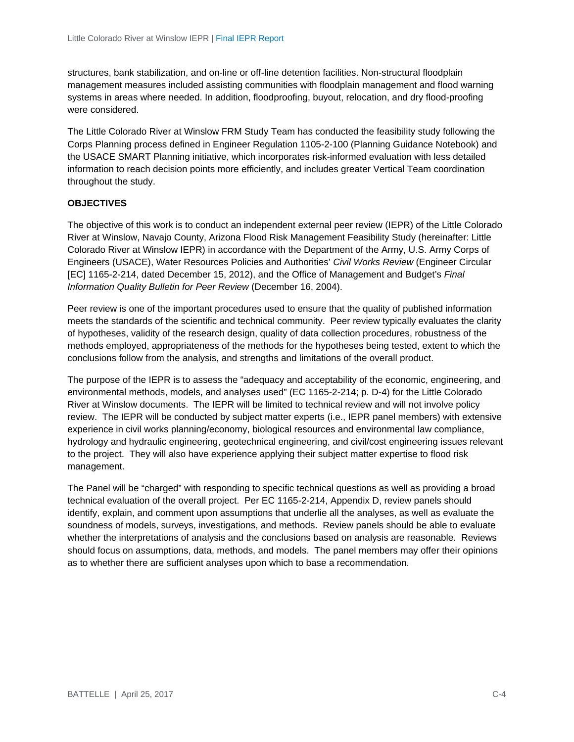structures, bank stabilization, and on-line or off-line detention facilities. Non-structural floodplain management measures included assisting communities with floodplain management and flood warning systems in areas where needed. In addition, floodproofing, buyout, relocation, and dry flood-proofing were considered.

The Little Colorado River at Winslow FRM Study Team has conducted the feasibility study following the Corps Planning process defined in Engineer Regulation 1105-2-100 (Planning Guidance Notebook) and the USACE SMART Planning initiative, which incorporates risk-informed evaluation with less detailed information to reach decision points more efficiently, and includes greater Vertical Team coordination throughout the study.

**OBJECTIVES**

The objective of this work is to conduct an independent external peer review (IEPR) of the Little Colorado River at Winslow, Navajo County, Arizona Flood Risk Management Feasibility Study (hereinafter: Little Colorado River at Winslow IEPR) in accordance with the Department of the Army, U.S. Army Corps of Engineers (USACE), Water Resources Policies and Authorities' *Civil Works Review* (Engineer Circular [EC] 1165-2-214, dated December 15, 2012), and the Office of Management and Budget's *Final Information Quality Bulletin for Peer Review* (December 16, 2004).

Peer review is one of the important procedures used to ensure that the quality of published information meets the standards of the scientific and technical community. Peer review typically evaluates the clarity of hypotheses, validity of the research design, quality of data collection procedures, robustness of the methods employed, appropriateness of the methods for the hypotheses being tested, extent to which the conclusions follow from the analysis, and strengths and limitations of the overall product.

The purpose of the IEPR is to assess the "adequacy and acceptability of the economic, engineering, and environmental methods, models, and analyses used" (EC 1165-2-214; p. D-4) for the Little Colorado River at Winslow documents. The IEPR will be limited to technical review and will not involve policy review. The IEPR will be conducted by subject matter experts (i.e., IEPR panel members) with extensive experience in civil works planning/economy, biological resources and environmental law compliance, hydrology and hydraulic engineering, geotechnical engineering, and civil/cost engineering issues relevant to the project. They will also have experience applying their subject matter expertise to flood risk management.

The Panel will be "charged" with responding to specific technical questions as well as providing a broad technical evaluation of the overall project. Per EC 1165-2-214, Appendix D, review panels should identify, explain, and comment upon assumptions that underlie all the analyses, as well as evaluate the soundness of models, surveys, investigations, and methods. Review panels should be able to evaluate whether the interpretations of analysis and the conclusions based on analysis are reasonable. Reviews should focus on assumptions, data, methods, and models. The panel members may offer their opinions as to whether there are sufficient analyses upon which to base a recommendation.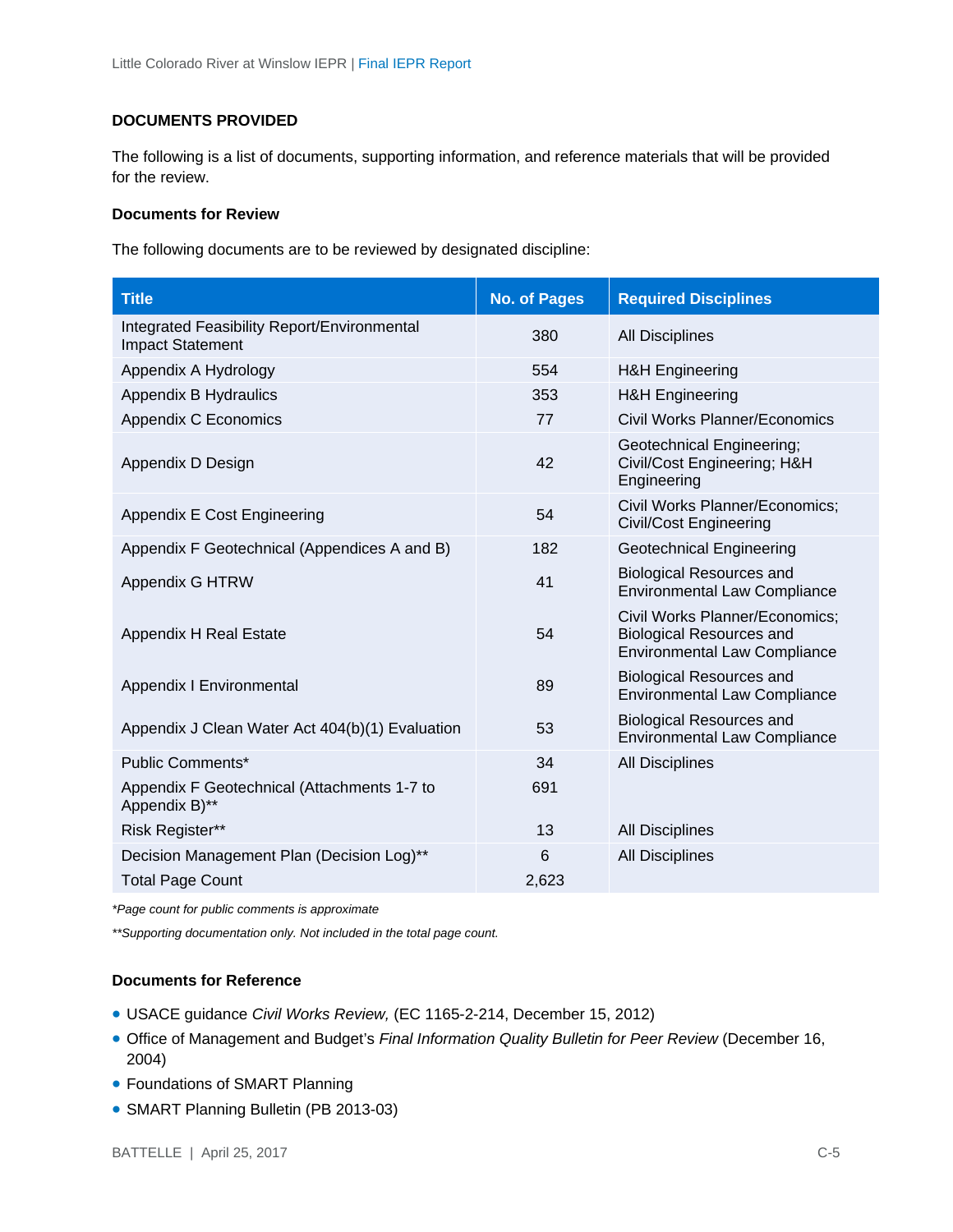**DOCUMENTS PROVIDED**

The following is a list of documents, supporting information, and reference materials that will be provided for the review.

**Documents for Review**

The following documents are to be reviewed by designated discipline:

| Title | No. of Pages | Required Disciplines |
|---|---|---|
| Integrated Feasibility Report/Environmental Impact Statement | 380 | All Disciplines |
| Appendix A Hydrology | 554 | H&H Engineering |
| Appendix B Hydraulics | 353 | H&H Engineering |
| Appendix C Economics | 77 | Civil Works Planner/Economics |
| Appendix D Design | 42 | Geotechnical Engineering; Civil/Cost Engineering; H&H Engineering |
| Appendix E Cost Engineering | 54 | Civil Works Planner/Economics; Civil/Cost Engineering |
| Appendix F Geotechnical (Appendices A and B) | 182 | Geotechnical Engineering |
| Appendix G HTRW | 41 | Biological Resources and Environmental Law Compliance |
| Appendix H Real Estate | 54 | Civil Works Planner/Economics; Biological Resources and Environmental Law Compliance |
| Appendix I Environmental | 89 | Biological Resources and Environmental Law Compliance |
| Appendix J Clean Water Act 404(b)(1) Evaluation | 53 | Biological Resources and Environmental Law Compliance |
| Public Comments* | 34 | All Disciplines |
| Appendix F Geotechnical (Attachments 1-7 to Appendix B)** | 691 | |
| Risk Register** | 13 | All Disciplines |
| Decision Management Plan (Decision Log)** | 6 | All Disciplines |
| Total Page Count | 2,623 | |

*\*Page count for public comments is approximate*

*\*\*Supporting documentation only. Not included in the total page count.*

**Documents for Reference**

- USACE guidance *Civil Works Review,* (EC 1165-2-214, December 15, 2012)
- Office of Management and Budget's *Final Information Quality Bulletin for Peer Review* (December 16, 2004)
- Foundations of SMART Planning
- SMART Planning Bulletin (PB 2013-03)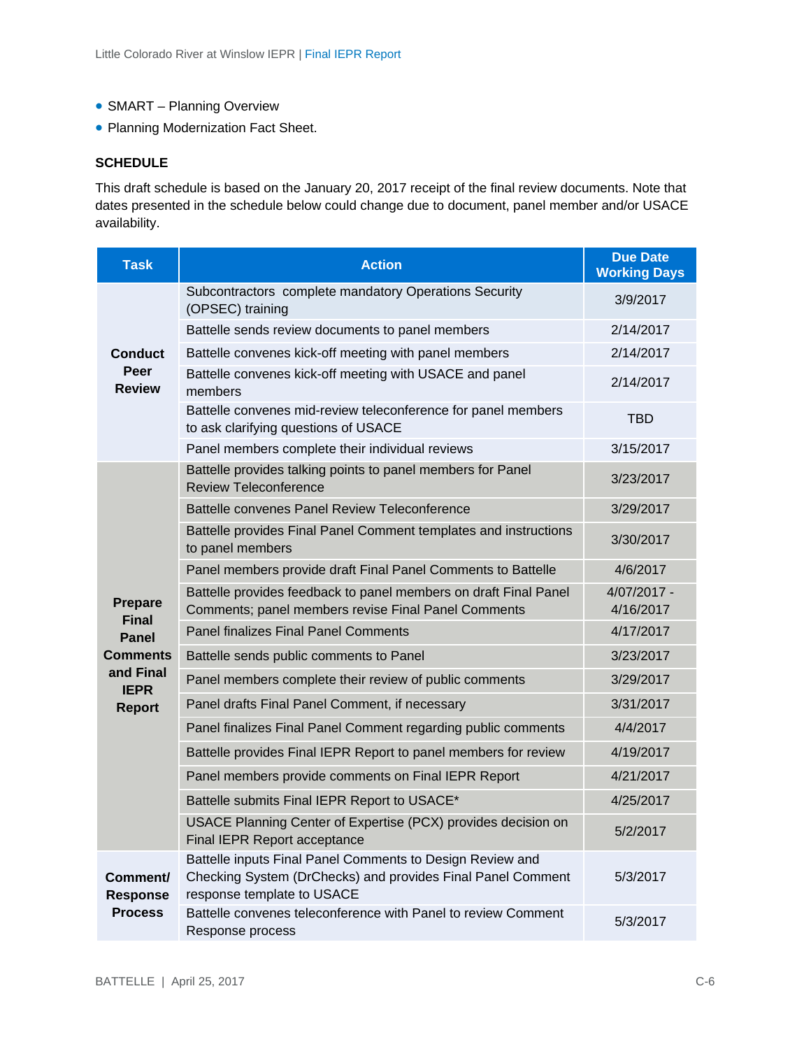- SMART – Planning Overview
- Planning Modernization Fact Sheet.

## SCHEDULE

This draft schedule is based on the January 20, 2017 receipt of the final review documents. Note that dates presented in the schedule below could change due to document, panel member and/or USACE availability.

| Task | Action | Due Date Working Days |
|---|---|---|
| Conduct Peer Review | Subcontractors complete mandatory Operations Security (OPSEC) training | 3/9/2017 |
| | Battelle sends review documents to panel members | 2/14/2017 |
| | Battelle convenes kick-off meeting with panel members | 2/14/2017 |
| | Battelle convenes kick-off meeting with USACE and panel members | 2/14/2017 |
| | Battelle convenes mid-review teleconference for panel members to ask clarifying questions of USACE | TBD |
| | Panel members complete their individual reviews | 3/15/2017 |
| Prepare Final Panel Comments and Final IEPR Report | Battelle provides talking points to panel members for Panel Review Teleconference | 3/23/2017 |
| | Battelle convenes Panel Review Teleconference | 3/29/2017 |
| | Battelle provides Final Panel Comment templates and instructions to panel members | 3/30/2017 |
| | Panel members provide draft Final Panel Comments to Battelle | 4/6/2017 |
| | Battelle provides feedback to panel members on draft Final Panel Comments; panel members revise Final Panel Comments | 4/07/2017 - 4/16/2017 |
| | Panel finalizes Final Panel Comments | 4/17/2017 |
| | Battelle sends public comments to Panel | 3/23/2017 |
| | Panel members complete their review of public comments | 3/29/2017 |
| | Panel drafts Final Panel Comment, if necessary | 3/31/2017 |
| | Panel finalizes Final Panel Comment regarding public comments | 4/4/2017 |
| | Battelle provides Final IEPR Report to panel members for review | 4/19/2017 |
| | Panel members provide comments on Final IEPR Report | 4/21/2017 |
| | Battelle submits Final IEPR Report to USACE* | 4/25/2017 |
| | USACE Planning Center of Expertise (PCX) provides decision on Final IEPR Report acceptance | 5/2/2017 |
| Comment/ Response Process | Battelle inputs Final Panel Comments to Design Review and Checking System (DrChecks) and provides Final Panel Comment response template to USACE | 5/3/2017 |
| | Battelle convenes teleconference with Panel to review Comment Response process | 5/3/2017 |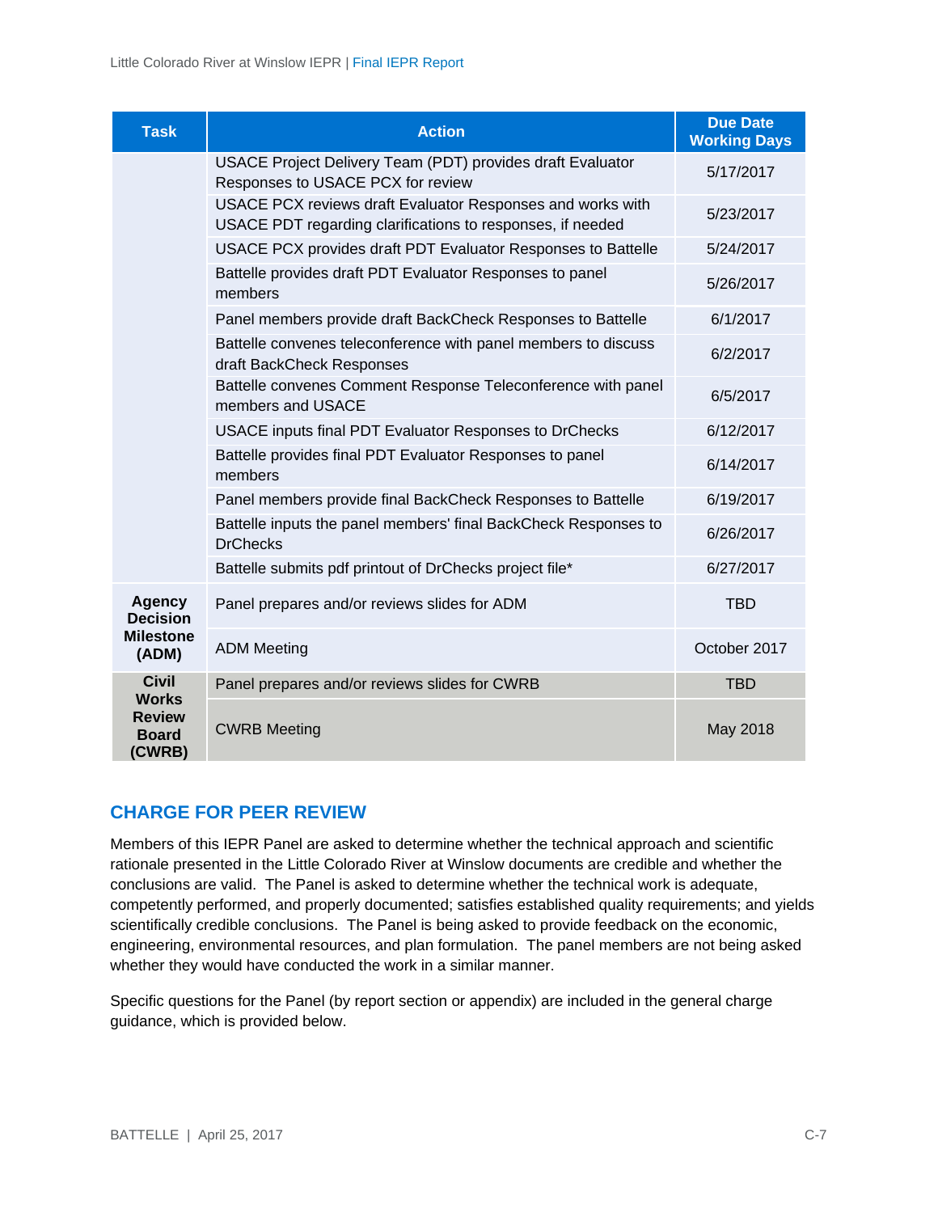| Task | Action | Due Date Working Days |
|---|---|---|
| | USACE Project Delivery Team (PDT) provides draft Evaluator Responses to USACE PCX for review | 5/17/2017 |
| | USACE PCX reviews draft Evaluator Responses and works with USACE PDT regarding clarifications to responses, if needed | 5/23/2017 |
| | USACE PCX provides draft PDT Evaluator Responses to Battelle | 5/24/2017 |
| | Battelle provides draft PDT Evaluator Responses to panel members | 5/26/2017 |
| | Panel members provide draft BackCheck Responses to Battelle | 6/1/2017 |
| | Battelle convenes teleconference with panel members to discuss draft BackCheck Responses | 6/2/2017 |
| | Battelle convenes Comment Response Teleconference with panel members and USACE | 6/5/2017 |
| | USACE inputs final PDT Evaluator Responses to DrChecks | 6/12/2017 |
| | Battelle provides final PDT Evaluator Responses to panel members | 6/14/2017 |
| | Panel members provide final BackCheck Responses to Battelle | 6/19/2017 |
| | Battelle inputs the panel members' final BackCheck Responses to DrChecks | 6/26/2017 |
| | Battelle submits pdf printout of DrChecks project file* | 6/27/2017 |
| **Agency Decision Milestone (ADM)** | Panel prepares and/or reviews slides for ADM | TBD |
| | ADM Meeting | October 2017 |
| **Civil Works Review Board (CWRB)** | Panel prepares and/or reviews slides for CWRB | TBD |
| | CWRB Meeting | May 2018 |

## CHARGE FOR PEER REVIEW

Members of this IEPR Panel are asked to determine whether the technical approach and scientific rationale presented in the Little Colorado River at Winslow documents are credible and whether the conclusions are valid. The Panel is asked to determine whether the technical work is adequate, competently performed, and properly documented; satisfies established quality requirements; and yields scientifically credible conclusions. The Panel is being asked to provide feedback on the economic, engineering, environmental resources, and plan formulation. The panel members are not being asked whether they would have conducted the work in a similar manner.

Specific questions for the Panel (by report section or appendix) are included in the general charge guidance, which is provided below.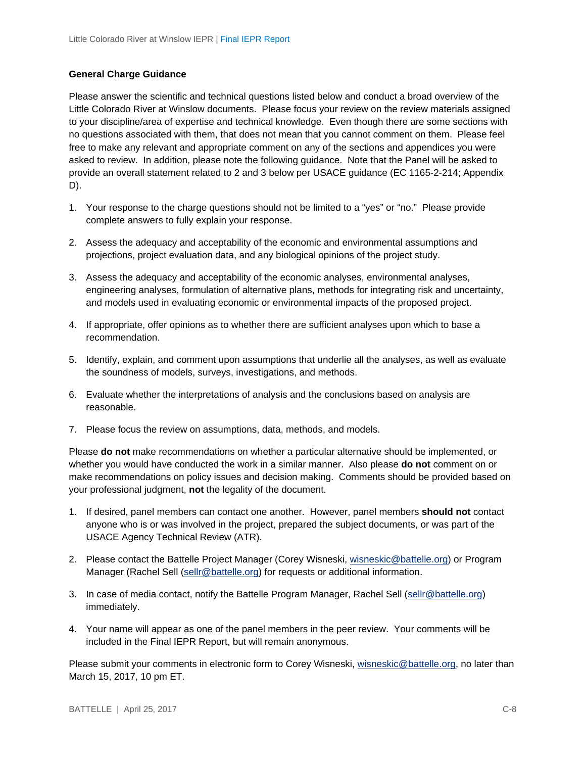### General Charge Guidance

Please answer the scientific and technical questions listed below and conduct a broad overview of the Little Colorado River at Winslow documents. Please focus your review on the review materials assigned to your discipline/area of expertise and technical knowledge. Even though there are some sections with no questions associated with them, that does not mean that you cannot comment on them. Please feel free to make any relevant and appropriate comment on any of the sections and appendices you were asked to review. In addition, please note the following guidance. Note that the Panel will be asked to provide an overall statement related to 2 and 3 below per USACE guidance (EC 1165-2-214; Appendix D).

1. Your response to the charge questions should not be limited to a "yes" or "no." Please provide complete answers to fully explain your response.
2. Assess the adequacy and acceptability of the economic and environmental assumptions and projections, project evaluation data, and any biological opinions of the project study.
3. Assess the adequacy and acceptability of the economic analyses, environmental analyses, engineering analyses, formulation of alternative plans, methods for integrating risk and uncertainty, and models used in evaluating economic or environmental impacts of the proposed project.
4. If appropriate, offer opinions as to whether there are sufficient analyses upon which to base a recommendation.
5. Identify, explain, and comment upon assumptions that underlie all the analyses, as well as evaluate the soundness of models, surveys, investigations, and methods.
6. Evaluate whether the interpretations of analysis and the conclusions based on analysis are reasonable.
7. Please focus the review on assumptions, data, methods, and models.

Please **do not** make recommendations on whether a particular alternative should be implemented, or whether you would have conducted the work in a similar manner. Also please **do not** comment on or make recommendations on policy issues and decision making. Comments should be provided based on your professional judgment, **not** the legality of the document.

1. If desired, panel members can contact one another. However, panel members **should not** contact anyone who is or was involved in the project, prepared the subject documents, or was part of the USACE Agency Technical Review (ATR).
2. Please contact the Battelle Project Manager (Corey Wisneski, wisneskic@battelle.org) or Program Manager (Rachel Sell (sellr@battelle.org) for requests or additional information.
3. In case of media contact, notify the Battelle Program Manager, Rachel Sell (sellr@battelle.org) immediately.
4. Your name will appear as one of the panel members in the peer review. Your comments will be included in the Final IEPR Report, but will remain anonymous.

Please submit your comments in electronic form to Corey Wisneski, wisneskic@battelle.org, no later than March 15, 2017, 10 pm ET.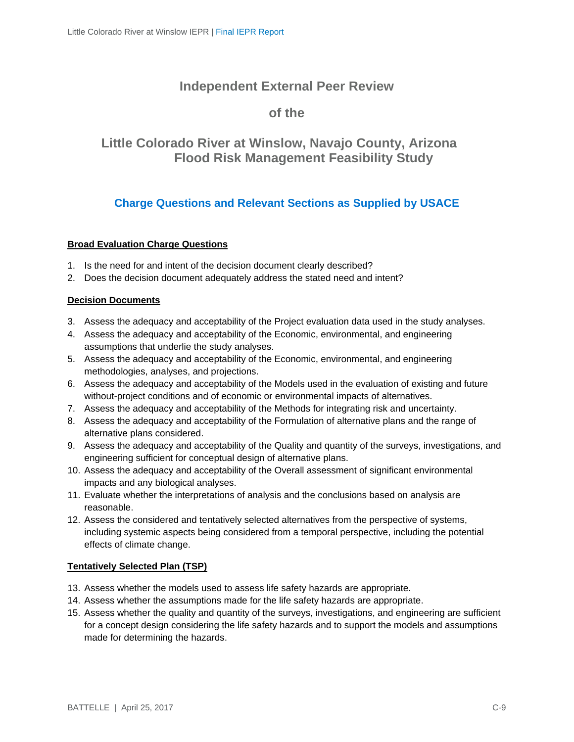# Independent External Peer Review

# of the

# Little Colorado River at Winslow, Navajo County, Arizona Flood Risk Management Feasibility Study

## Charge Questions and Relevant Sections as Supplied by USACE

**Broad Evaluation Charge Questions**

1. Is the need for and intent of the decision document clearly described?
2. Does the decision document adequately address the stated need and intent?

**Decision Documents**

3. Assess the adequacy and acceptability of the Project evaluation data used in the study analyses.
4. Assess the adequacy and acceptability of the Economic, environmental, and engineering assumptions that underlie the study analyses.
5. Assess the adequacy and acceptability of the Economic, environmental, and engineering methodologies, analyses, and projections.
6. Assess the adequacy and acceptability of the Models used in the evaluation of existing and future without-project conditions and of economic or environmental impacts of alternatives.
7. Assess the adequacy and acceptability of the Methods for integrating risk and uncertainty.
8. Assess the adequacy and acceptability of the Formulation of alternative plans and the range of alternative plans considered.
9. Assess the adequacy and acceptability of the Quality and quantity of the surveys, investigations, and engineering sufficient for conceptual design of alternative plans.
10. Assess the adequacy and acceptability of the Overall assessment of significant environmental impacts and any biological analyses.
11. Evaluate whether the interpretations of analysis and the conclusions based on analysis are reasonable.
12. Assess the considered and tentatively selected alternatives from the perspective of systems, including systemic aspects being considered from a temporal perspective, including the potential effects of climate change.

**Tentatively Selected Plan (TSP)**

13. Assess whether the models used to assess life safety hazards are appropriate.
14. Assess whether the assumptions made for the life safety hazards are appropriate.
15. Assess whether the quality and quantity of the surveys, investigations, and engineering are sufficient for a concept design considering the life safety hazards and to support the models and assumptions made for determining the hazards.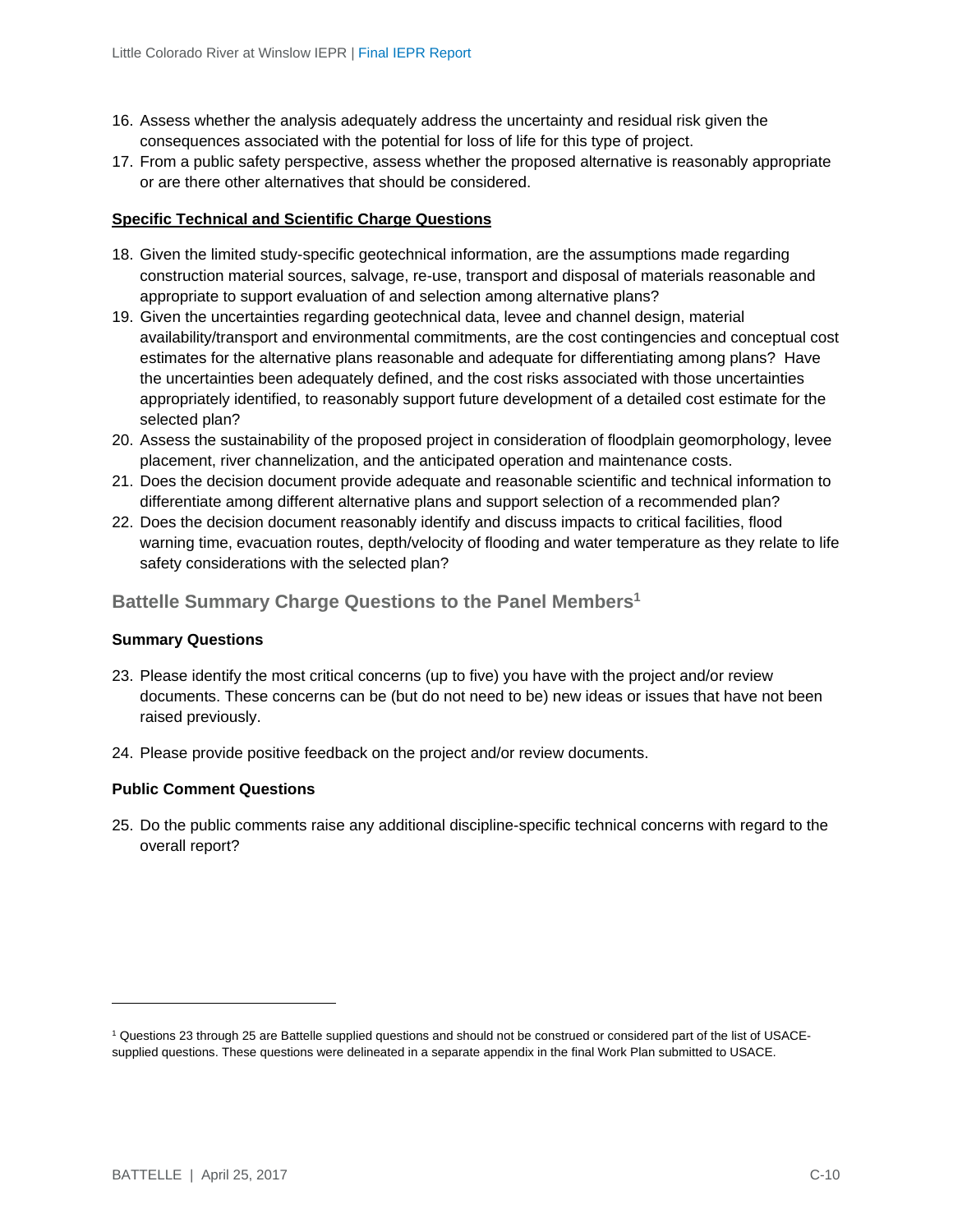16. Assess whether the analysis adequately address the uncertainty and residual risk given the consequences associated with the potential for loss of life for this type of project.
17. From a public safety perspective, assess whether the proposed alternative is reasonably appropriate or are there other alternatives that should be considered.

**Specific Technical and Scientific Charge Questions**

18. Given the limited study-specific geotechnical information, are the assumptions made regarding construction material sources, salvage, re-use, transport and disposal of materials reasonable and appropriate to support evaluation of and selection among alternative plans?
19. Given the uncertainties regarding geotechnical data, levee and channel design, material availability/transport and environmental commitments, are the cost contingencies and conceptual cost estimates for the alternative plans reasonable and adequate for differentiating among plans? Have the uncertainties been adequately defined, and the cost risks associated with those uncertainties appropriately identified, to reasonably support future development of a detailed cost estimate for the selected plan?
20. Assess the sustainability of the proposed project in consideration of floodplain geomorphology, levee placement, river channelization, and the anticipated operation and maintenance costs.
21. Does the decision document provide adequate and reasonable scientific and technical information to differentiate among different alternative plans and support selection of a recommended plan?
22. Does the decision document reasonably identify and discuss impacts to critical facilities, flood warning time, evacuation routes, depth/velocity of flooding and water temperature as they relate to life safety considerations with the selected plan?

## Battelle Summary Charge Questions to the Panel Members[1]

**Summary Questions**

23. Please identify the most critical concerns (up to five) you have with the project and/or review documents. These concerns can be (but do not need to be) new ideas or issues that have not been raised previously.

24. Please provide positive feedback on the project and/or review documents.

**Public Comment Questions**

25. Do the public comments raise any additional discipline-specific technical concerns with regard to the overall report?

---

[1] Questions 23 through 25 are Battelle supplied questions and should not be construed or considered part of the list of USACE-supplied questions. These questions were delineated in a separate appendix in the final Work Plan submitted to USACE.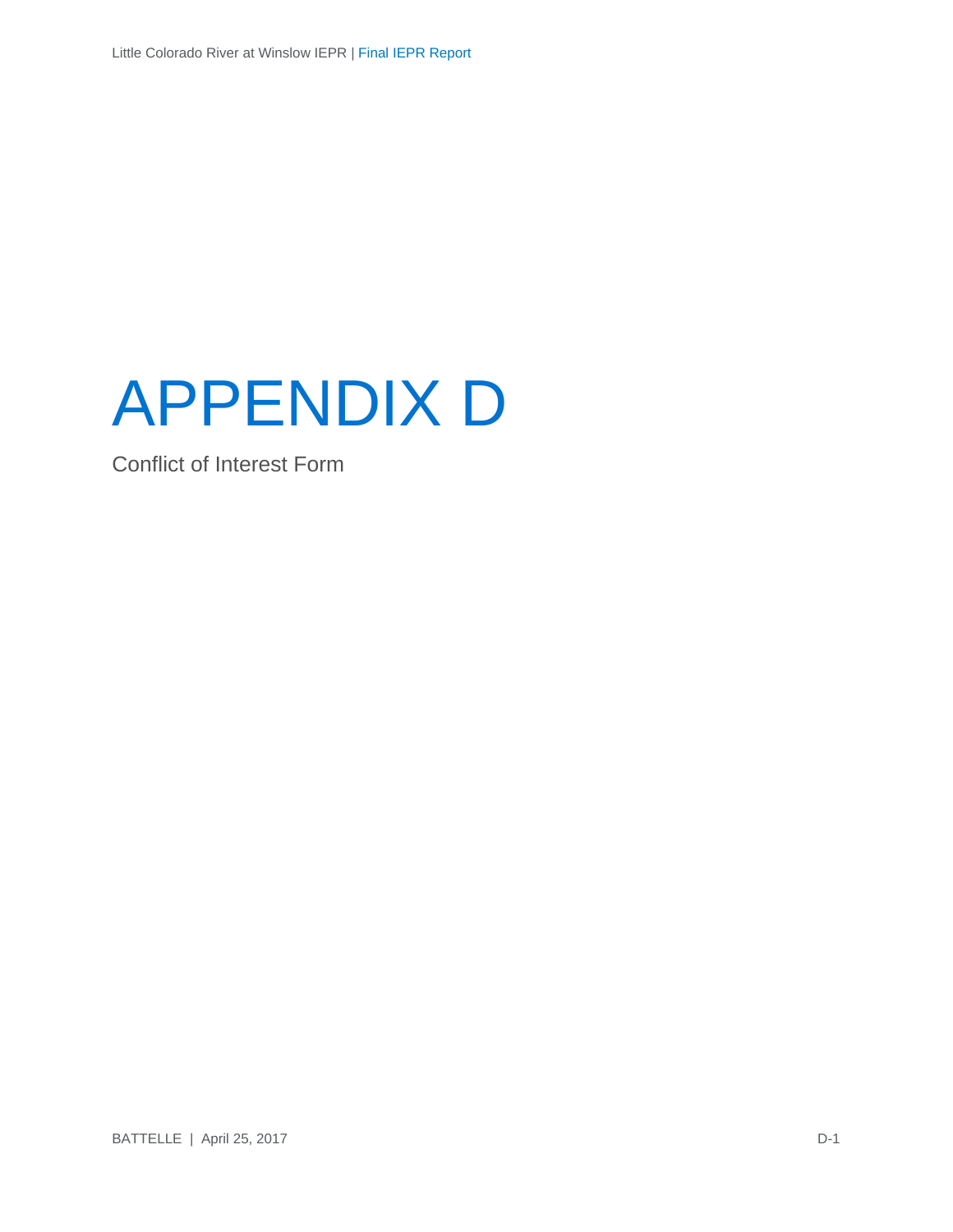# APPENDIX D

Conflict of Interest Form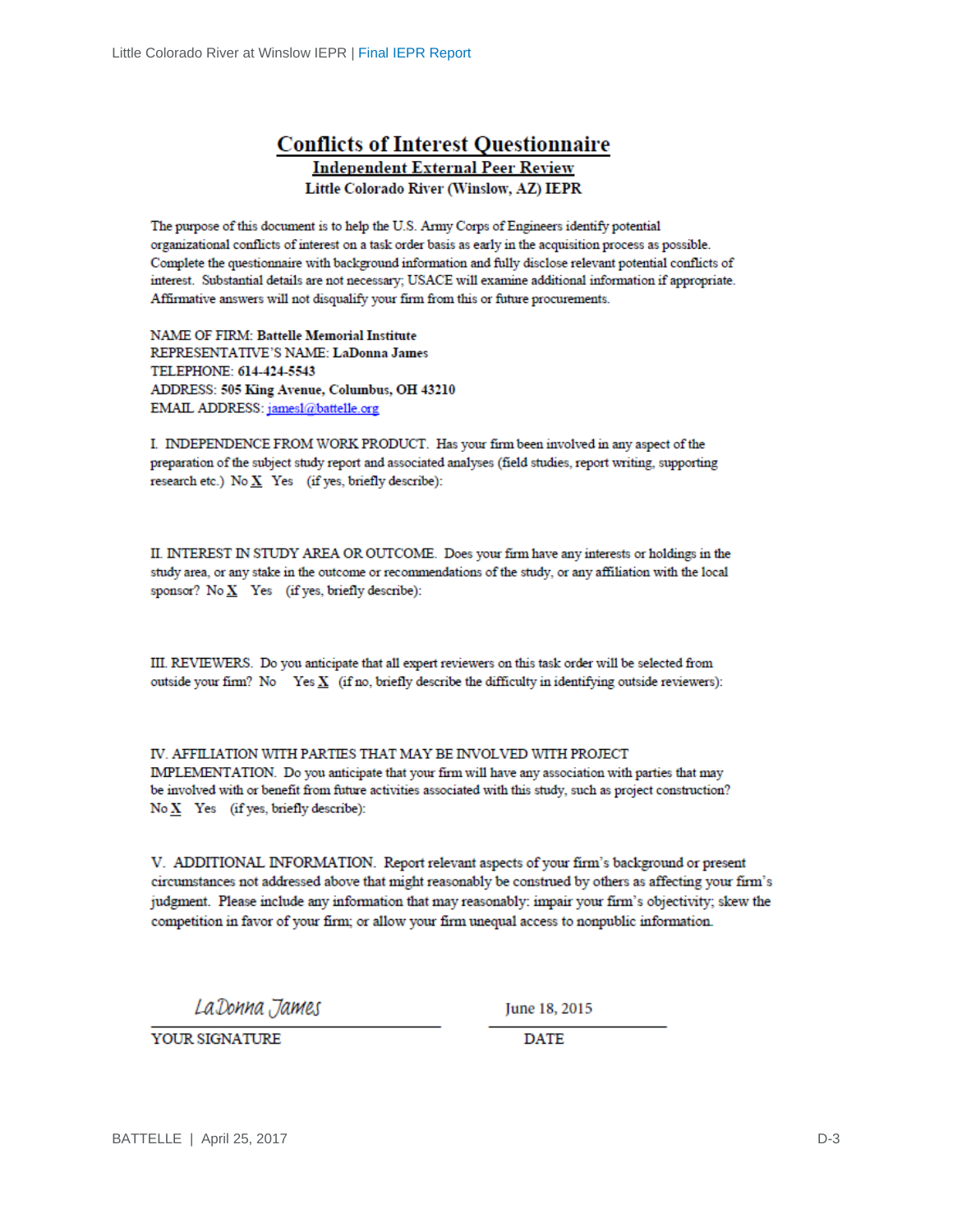# Conflicts of Interest Questionnaire

## Independent External Peer Review

### Little Colorado River (Winslow, AZ) IEPR

The purpose of this document is to help the U.S. Army Corps of Engineers identify potential organizational conflicts of interest on a task order basis as early in the acquisition process as possible. Complete the questionnaire with background information and fully disclose relevant potential conflicts of interest. Substantial details are not necessary; USACE will examine additional information if appropriate. Affirmative answers will not disqualify your firm from this or future procurements.

NAME OF FIRM: **Battelle Memorial Institute**
REPRESENTATIVE'S NAME: **LaDonna James**
TELEPHONE: **614-424-5543**
ADDRESS: **505 King Avenue, Columbus, OH 43210**
EMAIL ADDRESS: jamesl@battelle.org

I. INDEPENDENCE FROM WORK PRODUCT. Has your firm been involved in any aspect of the preparation of the subject study report and associated analyses (field studies, report writing, supporting research etc.) No X Yes (if yes, briefly describe):

II. INTEREST IN STUDY AREA OR OUTCOME. Does your firm have any interests or holdings in the study area, or any stake in the outcome or recommendations of the study, or any affiliation with the local sponsor? No X Yes (if yes, briefly describe):

III. REVIEWERS. Do you anticipate that all expert reviewers on this task order will be selected from outside your firm? No Yes X (if no, briefly describe the difficulty in identifying outside reviewers):

IV. AFFILIATION WITH PARTIES THAT MAY BE INVOLVED WITH PROJECT IMPLEMENTATION. Do you anticipate that your firm will have any association with parties that may be involved with or benefit from future activities associated with this study, such as project construction? No X Yes (if yes, briefly describe):

V. ADDITIONAL INFORMATION. Report relevant aspects of your firm's background or present circumstances not addressed above that might reasonably be construed by others as affecting your firm's judgment. Please include any information that may reasonably: impair your firm's objectivity; skew the competition in favor of your firm; or allow your firm unequal access to nonpublic information.

*LaDonna James*
YOUR SIGNATURE

June 18, 2015
DATE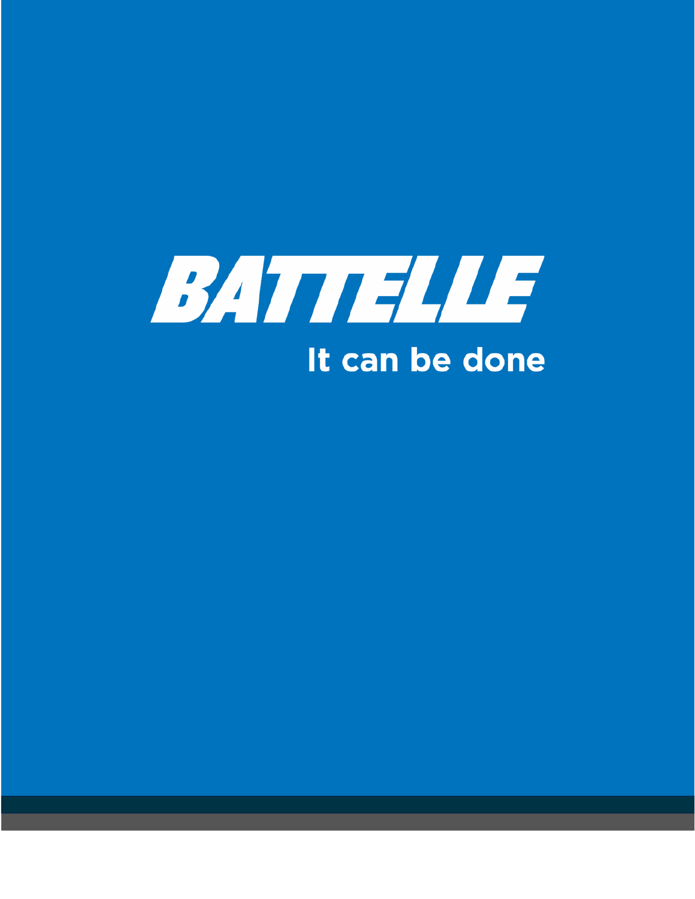BATTELLE

It can be done